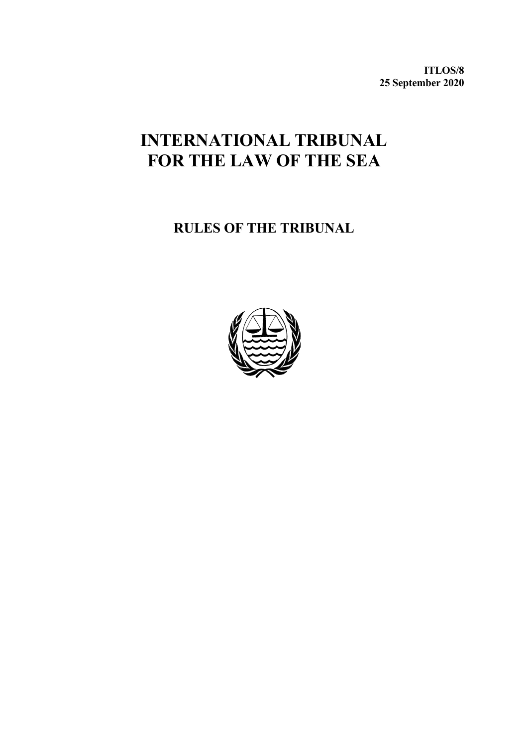**ITLOS/8**
**25 September 2020**

# INTERNATIONAL TRIBUNAL FOR THE LAW OF THE SEA

## RULES OF THE TRIBUNAL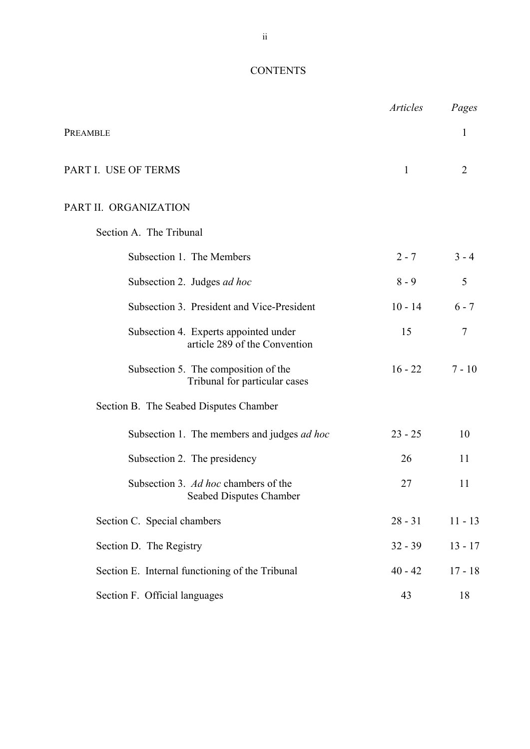# CONTENTS

| | *Articles* | *Pages* |
|---|---|---|
| PREAMBLE | | 1 |
| PART I. USE OF TERMS | 1 | 2 |
| PART II. ORGANIZATION | | |
| Section A. The Tribunal | | |
| Subsection 1. The Members | 2 - 7 | 3 - 4 |
| Subsection 2. Judges *ad hoc* | 8 - 9 | 5 |
| Subsection 3. President and Vice-President | 10 - 14 | 6 - 7 |
| Subsection 4. Experts appointed under article 289 of the Convention | 15 | 7 |
| Subsection 5. The composition of the Tribunal for particular cases | 16 - 22 | 7 - 10 |
| Section B. The Seabed Disputes Chamber | | |
| Subsection 1. The members and judges *ad hoc* | 23 - 25 | 10 |
| Subsection 2. The presidency | 26 | 11 |
| Subsection 3. *Ad hoc* chambers of the Seabed Disputes Chamber | 27 | 11 |
| Section C. Special chambers | 28 - 31 | 11 - 13 |
| Section D. The Registry | 32 - 39 | 13 - 17 |
| Section E. Internal functioning of the Tribunal | 40 - 42 | 17 - 18 |
| Section F. Official languages | 43 | 18 |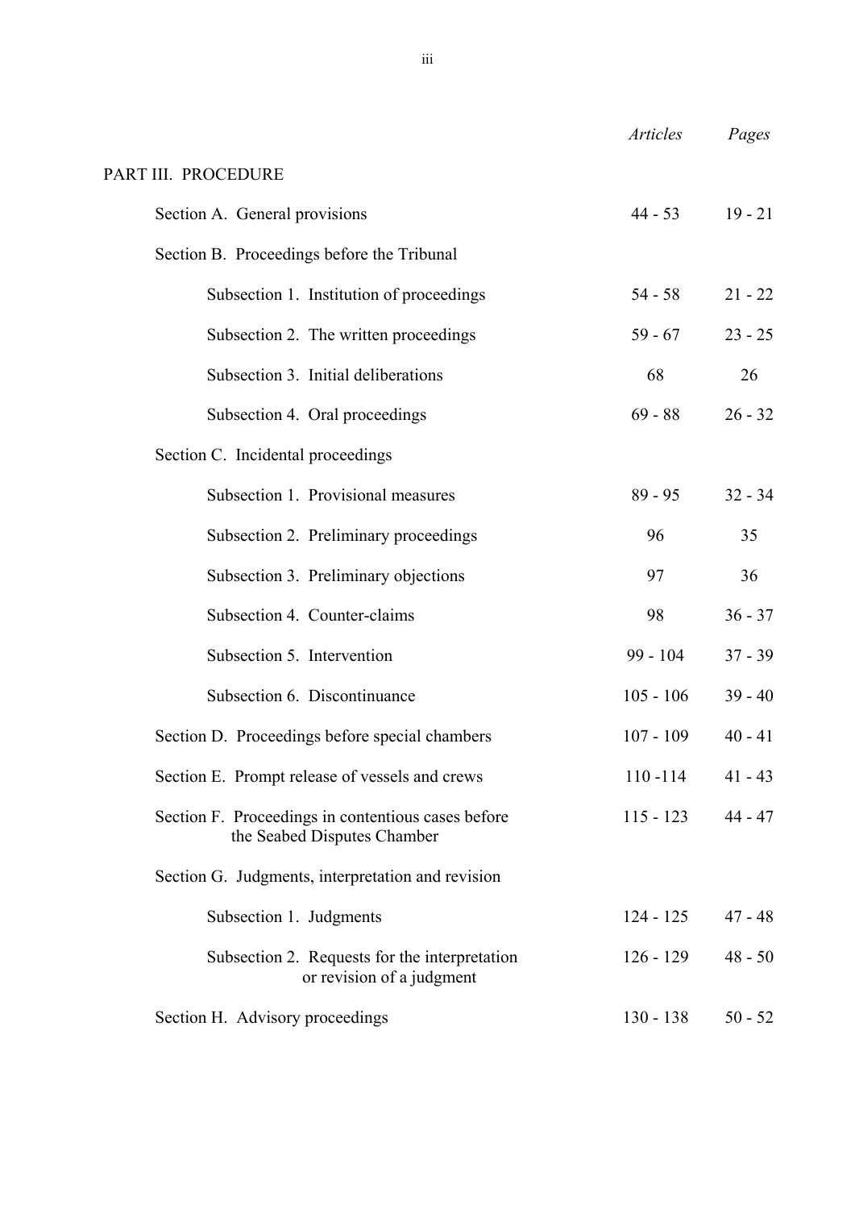| | *Articles* | *Pages* |
|---|---|---|
| PART III. PROCEDURE | | |
| Section A. General provisions | 44 - 53 | 19 - 21 |
| Section B. Proceedings before the Tribunal | | |
| Subsection 1. Institution of proceedings | 54 - 58 | 21 - 22 |
| Subsection 2. The written proceedings | 59 - 67 | 23 - 25 |
| Subsection 3. Initial deliberations | 68 | 26 |
| Subsection 4. Oral proceedings | 69 - 88 | 26 - 32 |
| Section C. Incidental proceedings | | |
| Subsection 1. Provisional measures | 89 - 95 | 32 - 34 |
| Subsection 2. Preliminary proceedings | 96 | 35 |
| Subsection 3. Preliminary objections | 97 | 36 |
| Subsection 4. Counter-claims | 98 | 36 - 37 |
| Subsection 5. Intervention | 99 - 104 | 37 - 39 |
| Subsection 6. Discontinuance | 105 - 106 | 39 - 40 |
| Section D. Proceedings before special chambers | 107 - 109 | 40 - 41 |
| Section E. Prompt release of vessels and crews | 110 -114 | 41 - 43 |
| Section F. Proceedings in contentious cases before the Seabed Disputes Chamber | 115 - 123 | 44 - 47 |
| Section G. Judgments, interpretation and revision | | |
| Subsection 1. Judgments | 124 - 125 | 47 - 48 |
| Subsection 2. Requests for the interpretation or revision of a judgment | 126 - 129 | 48 - 50 |
| Section H. Advisory proceedings | 130 - 138 | 50 - 52 |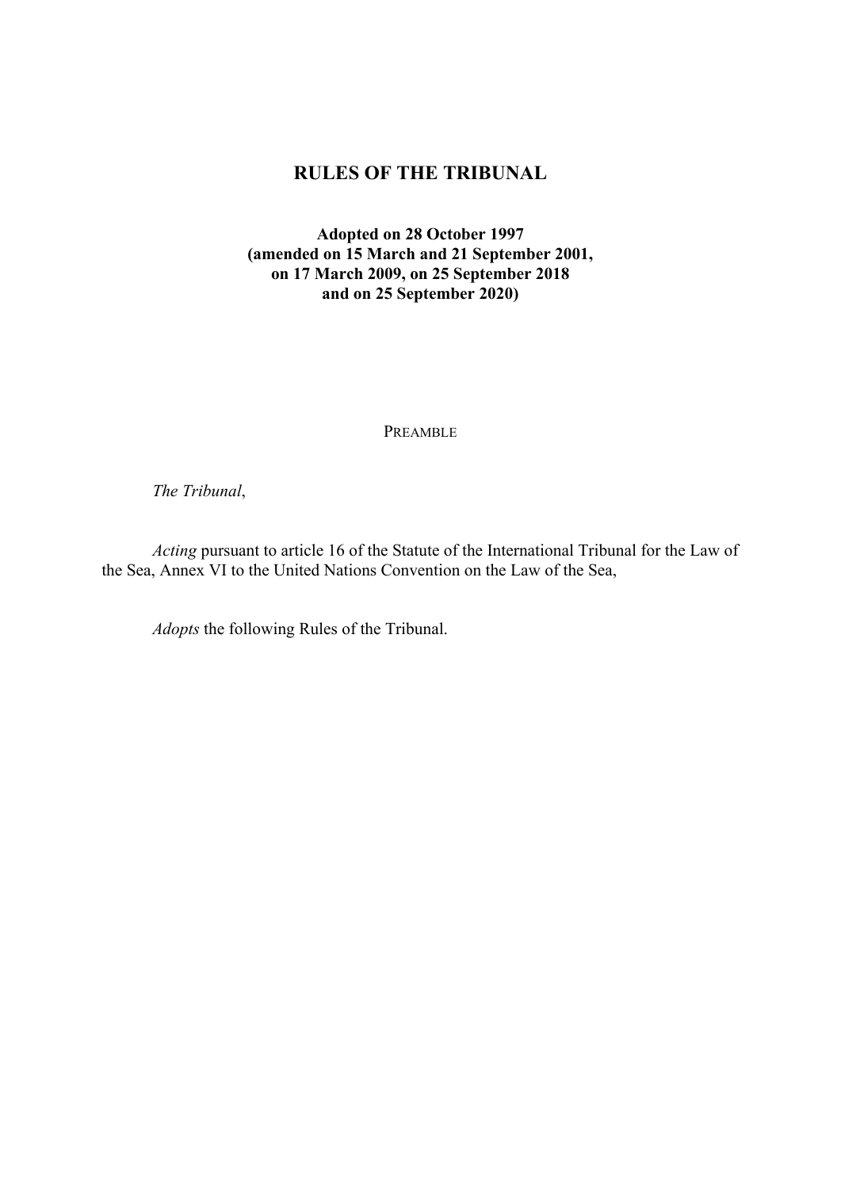# RULES OF THE TRIBUNAL

**Adopted on 28 October 1997**
**(amended on 15 March and 21 September 2001,**
**on 17 March 2009, on 25 September 2018**
**and on 25 September 2020)**

## PREAMBLE

*The Tribunal*,

*Acting* pursuant to article 16 of the Statute of the International Tribunal for the Law of the Sea, Annex VI to the United Nations Convention on the Law of the Sea,

*Adopts* the following Rules of the Tribunal.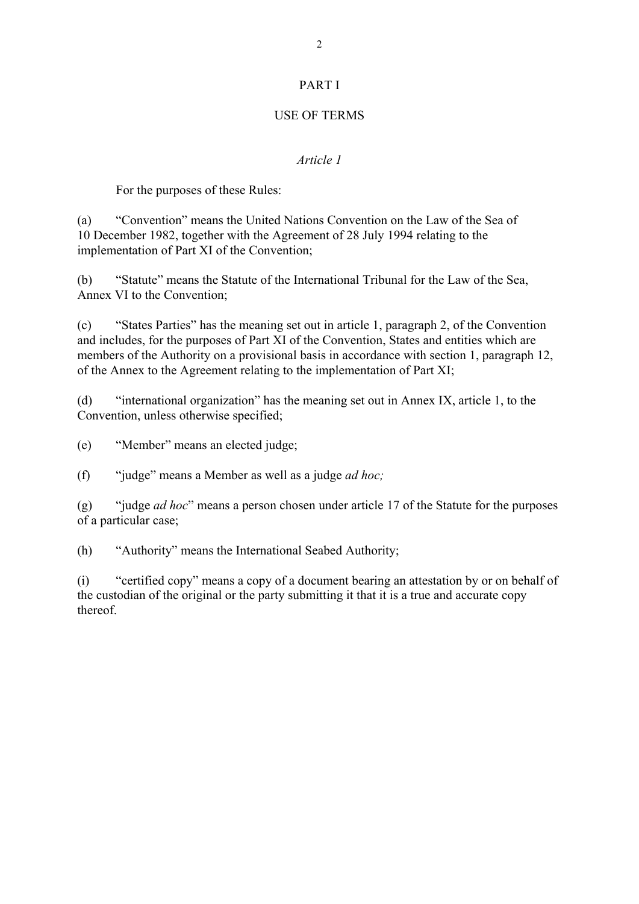# PART I

## USE OF TERMS

### *Article 1*

For the purposes of these Rules:

(a) "Convention" means the United Nations Convention on the Law of the Sea of 10 December 1982, together with the Agreement of 28 July 1994 relating to the implementation of Part XI of the Convention;

(b) "Statute" means the Statute of the International Tribunal for the Law of the Sea, Annex VI to the Convention;

(c) "States Parties" has the meaning set out in article 1, paragraph 2, of the Convention and includes, for the purposes of Part XI of the Convention, States and entities which are members of the Authority on a provisional basis in accordance with section 1, paragraph 12, of the Annex to the Agreement relating to the implementation of Part XI;

(d) "international organization" has the meaning set out in Annex IX, article 1, to the Convention, unless otherwise specified;

(e) "Member" means an elected judge;

(f) "judge" means a Member as well as a judge *ad hoc;*

(g) "judge *ad hoc*" means a person chosen under article 17 of the Statute for the purposes of a particular case;

(h) "Authority" means the International Seabed Authority;

(i) "certified copy" means a copy of a document bearing an attestation by or on behalf of the custodian of the original or the party submitting it that it is a true and accurate copy thereof.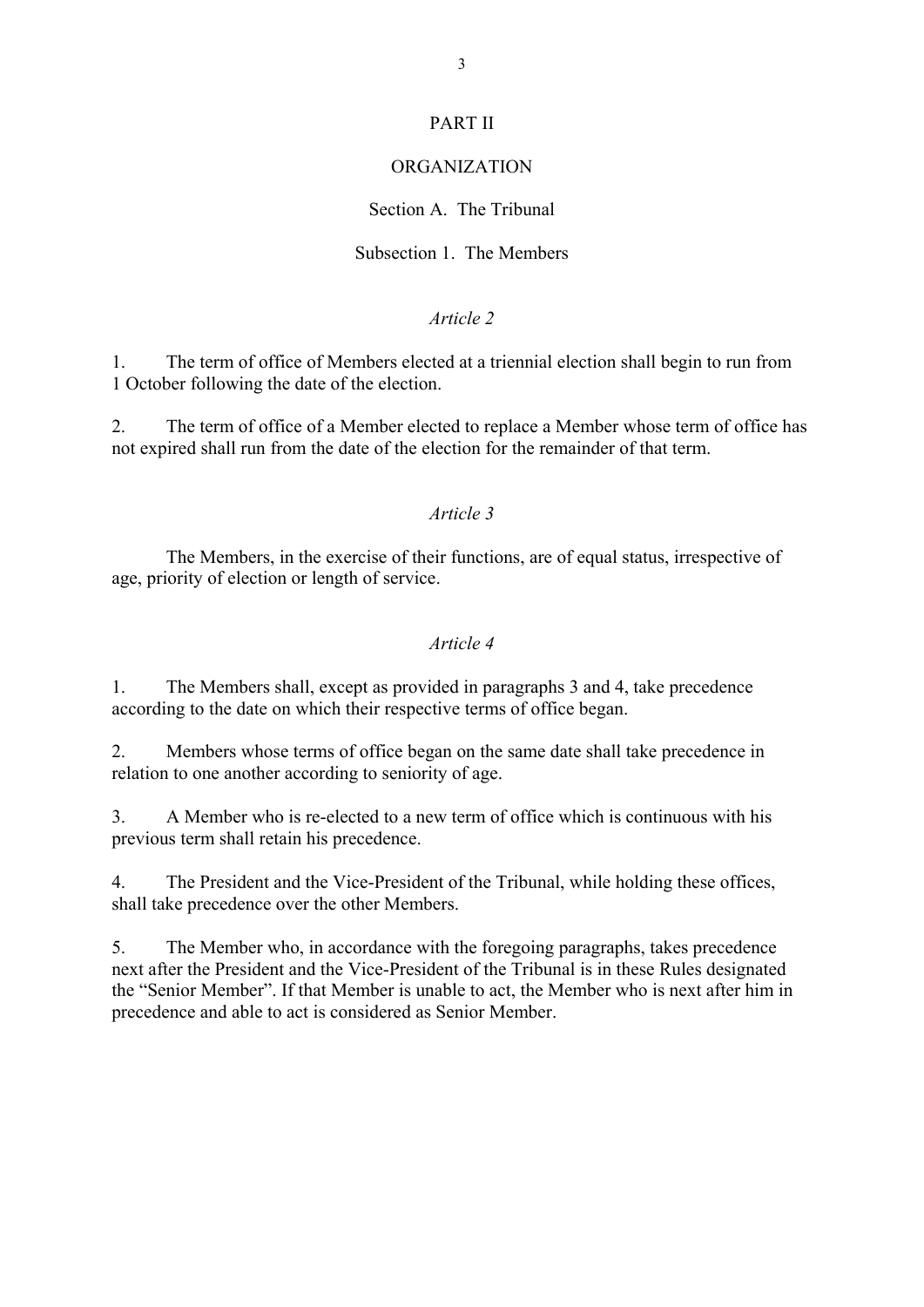# PART II

# ORGANIZATION

## Section A. The Tribunal

### Subsection 1. The Members

*Article 2*

1. The term of office of Members elected at a triennial election shall begin to run from 1 October following the date of the election.

2. The term of office of a Member elected to replace a Member whose term of office has not expired shall run from the date of the election for the remainder of that term.

*Article 3*

The Members, in the exercise of their functions, are of equal status, irrespective of age, priority of election or length of service.

*Article 4*

1. The Members shall, except as provided in paragraphs 3 and 4, take precedence according to the date on which their respective terms of office began.

2. Members whose terms of office began on the same date shall take precedence in relation to one another according to seniority of age.

3. A Member who is re-elected to a new term of office which is continuous with his previous term shall retain his precedence.

4. The President and the Vice-President of the Tribunal, while holding these offices, shall take precedence over the other Members.

5. The Member who, in accordance with the foregoing paragraphs, takes precedence next after the President and the Vice-President of the Tribunal is in these Rules designated the "Senior Member". If that Member is unable to act, the Member who is next after him in precedence and able to act is considered as Senior Member.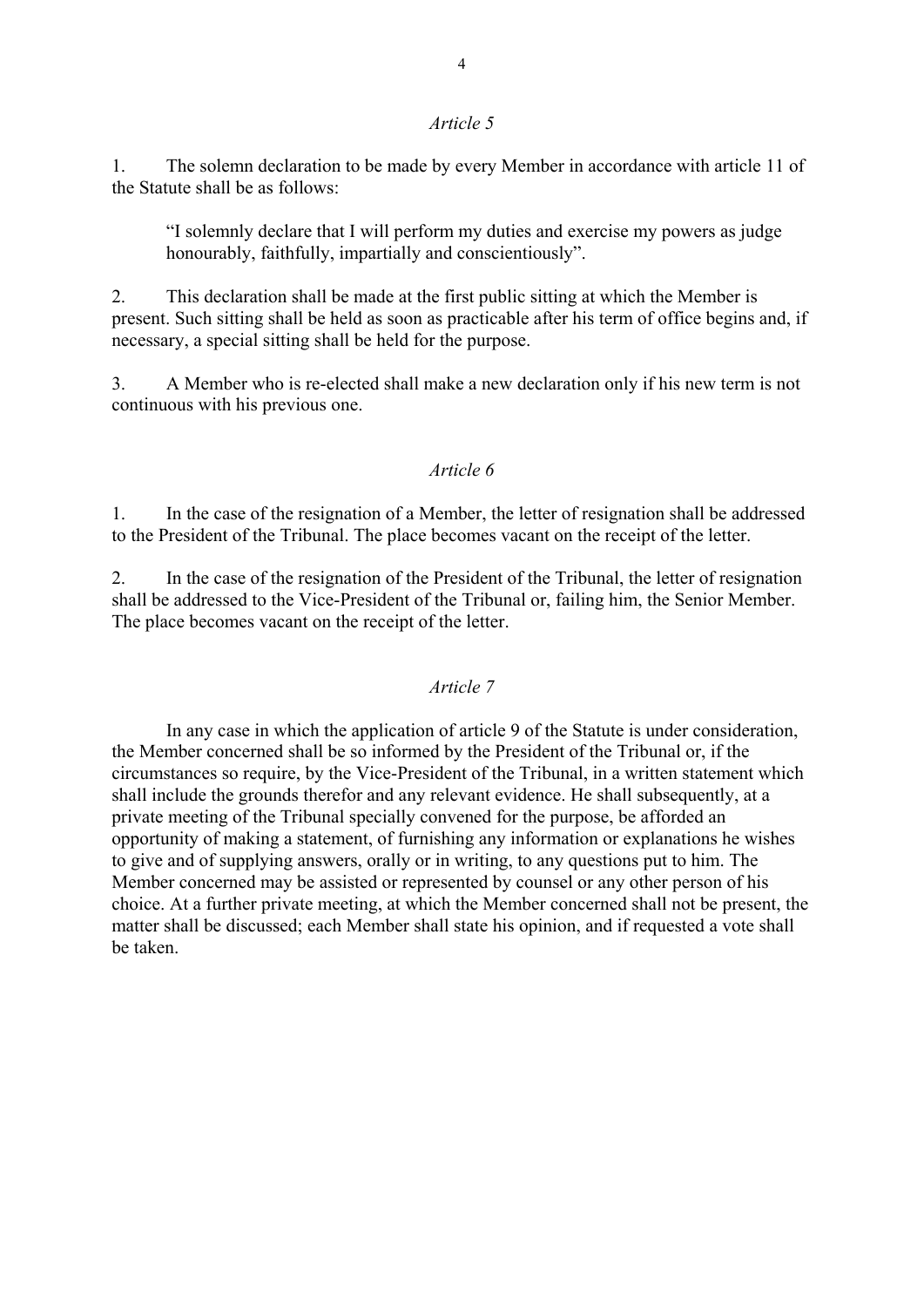*Article 5*

1. The solemn declaration to be made by every Member in accordance with article 11 of the Statute shall be as follows:

> "I solemnly declare that I will perform my duties and exercise my powers as judge honourably, faithfully, impartially and conscientiously".

2. This declaration shall be made at the first public sitting at which the Member is present. Such sitting shall be held as soon as practicable after his term of office begins and, if necessary, a special sitting shall be held for the purpose.

3. A Member who is re-elected shall make a new declaration only if his new term is not continuous with his previous one.

*Article 6*

1. In the case of the resignation of a Member, the letter of resignation shall be addressed to the President of the Tribunal. The place becomes vacant on the receipt of the letter.

2. In the case of the resignation of the President of the Tribunal, the letter of resignation shall be addressed to the Vice-President of the Tribunal or, failing him, the Senior Member. The place becomes vacant on the receipt of the letter.

*Article 7*

In any case in which the application of article 9 of the Statute is under consideration, the Member concerned shall be so informed by the President of the Tribunal or, if the circumstances so require, by the Vice-President of the Tribunal, in a written statement which shall include the grounds therefor and any relevant evidence. He shall subsequently, at a private meeting of the Tribunal specially convened for the purpose, be afforded an opportunity of making a statement, of furnishing any information or explanations he wishes to give and of supplying answers, orally or in writing, to any questions put to him. The Member concerned may be assisted or represented by counsel or any other person of his choice. At a further private meeting, at which the Member concerned shall not be present, the matter shall be discussed; each Member shall state his opinion, and if requested a vote shall be taken.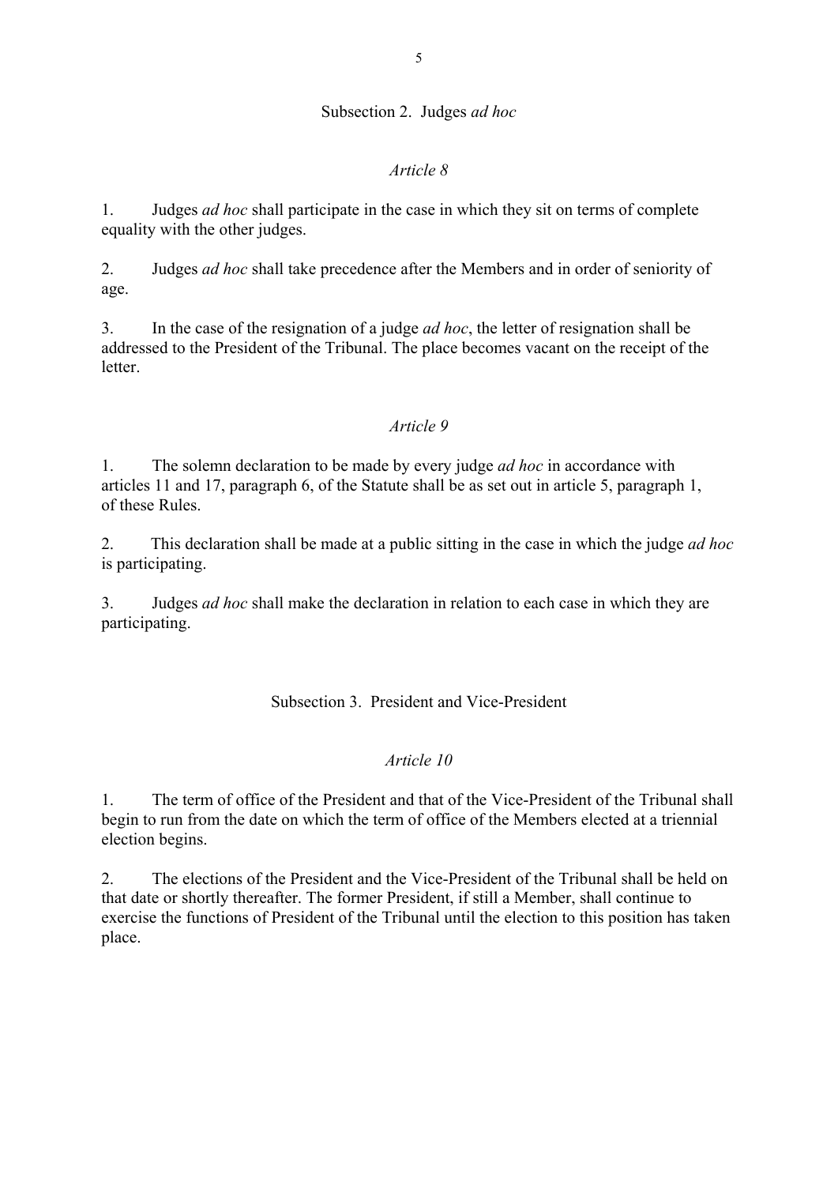### Subsection 2. Judges *ad hoc*

#### *Article 8*

1. Judges *ad hoc* shall participate in the case in which they sit on terms of complete equality with the other judges.

2. Judges *ad hoc* shall take precedence after the Members and in order of seniority of age.

3. In the case of the resignation of a judge *ad hoc*, the letter of resignation shall be addressed to the President of the Tribunal. The place becomes vacant on the receipt of the letter.

#### *Article 9*

1. The solemn declaration to be made by every judge *ad hoc* in accordance with articles 11 and 17, paragraph 6, of the Statute shall be as set out in article 5, paragraph 1, of these Rules.

2. This declaration shall be made at a public sitting in the case in which the judge *ad hoc* is participating.

3. Judges *ad hoc* shall make the declaration in relation to each case in which they are participating.

### Subsection 3. President and Vice-President

#### *Article 10*

1. The term of office of the President and that of the Vice-President of the Tribunal shall begin to run from the date on which the term of office of the Members elected at a triennial election begins.

2. The elections of the President and the Vice-President of the Tribunal shall be held on that date or shortly thereafter. The former President, if still a Member, shall continue to exercise the functions of President of the Tribunal until the election to this position has taken place.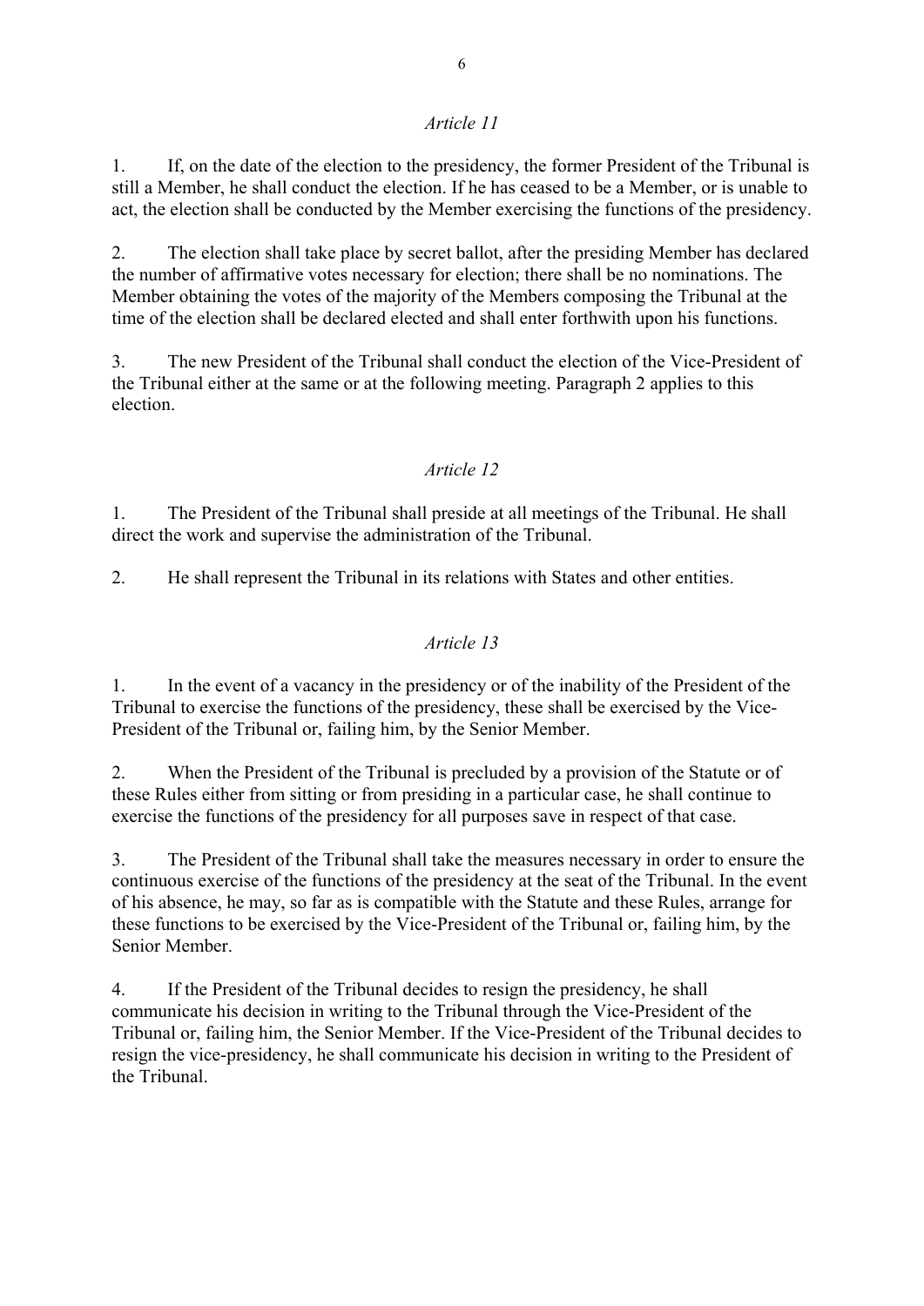*Article 11*

1. If, on the date of the election to the presidency, the former President of the Tribunal is still a Member, he shall conduct the election. If he has ceased to be a Member, or is unable to act, the election shall be conducted by the Member exercising the functions of the presidency.

2. The election shall take place by secret ballot, after the presiding Member has declared the number of affirmative votes necessary for election; there shall be no nominations. The Member obtaining the votes of the majority of the Members composing the Tribunal at the time of the election shall be declared elected and shall enter forthwith upon his functions.

3. The new President of the Tribunal shall conduct the election of the Vice-President of the Tribunal either at the same or at the following meeting. Paragraph 2 applies to this election.

*Article 12*

1. The President of the Tribunal shall preside at all meetings of the Tribunal. He shall direct the work and supervise the administration of the Tribunal.

2. He shall represent the Tribunal in its relations with States and other entities.

*Article 13*

1. In the event of a vacancy in the presidency or of the inability of the President of the Tribunal to exercise the functions of the presidency, these shall be exercised by the Vice-President of the Tribunal or, failing him, by the Senior Member.

2. When the President of the Tribunal is precluded by a provision of the Statute or of these Rules either from sitting or from presiding in a particular case, he shall continue to exercise the functions of the presidency for all purposes save in respect of that case.

3. The President of the Tribunal shall take the measures necessary in order to ensure the continuous exercise of the functions of the presidency at the seat of the Tribunal. In the event of his absence, he may, so far as is compatible with the Statute and these Rules, arrange for these functions to be exercised by the Vice-President of the Tribunal or, failing him, by the Senior Member.

4. If the President of the Tribunal decides to resign the presidency, he shall communicate his decision in writing to the Tribunal through the Vice-President of the Tribunal or, failing him, the Senior Member. If the Vice-President of the Tribunal decides to resign the vice-presidency, he shall communicate his decision in writing to the President of the Tribunal.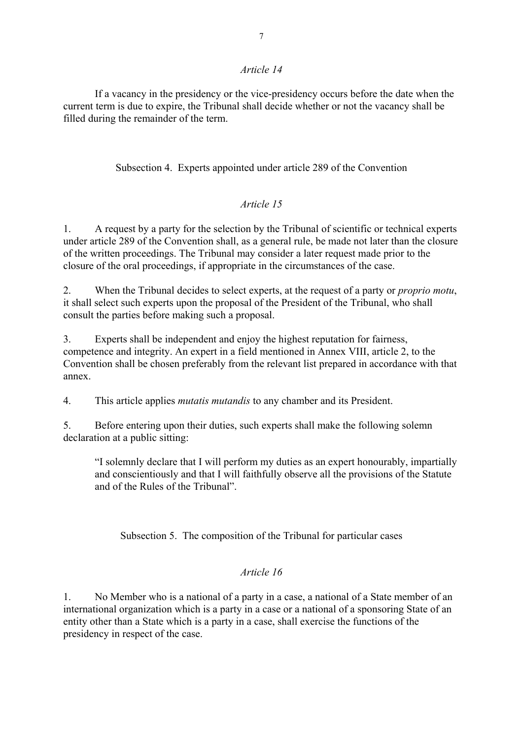*Article 14*

If a vacancy in the presidency or the vice-presidency occurs before the date when the current term is due to expire, the Tribunal shall decide whether or not the vacancy shall be filled during the remainder of the term.

## Subsection 4. Experts appointed under article 289 of the Convention

*Article 15*

1. A request by a party for the selection by the Tribunal of scientific or technical experts under article 289 of the Convention shall, as a general rule, be made not later than the closure of the written proceedings. The Tribunal may consider a later request made prior to the closure of the oral proceedings, if appropriate in the circumstances of the case.

2. When the Tribunal decides to select experts, at the request of a party or *proprio motu*, it shall select such experts upon the proposal of the President of the Tribunal, who shall consult the parties before making such a proposal.

3. Experts shall be independent and enjoy the highest reputation for fairness, competence and integrity. An expert in a field mentioned in Annex VIII, article 2, to the Convention shall be chosen preferably from the relevant list prepared in accordance with that annex.

4. This article applies *mutatis mutandis* to any chamber and its President.

5. Before entering upon their duties, such experts shall make the following solemn declaration at a public sitting:

> "I solemnly declare that I will perform my duties as an expert honourably, impartially and conscientiously and that I will faithfully observe all the provisions of the Statute and of the Rules of the Tribunal".

## Subsection 5. The composition of the Tribunal for particular cases

*Article 16*

1. No Member who is a national of a party in a case, a national of a State member of an international organization which is a party in a case or a national of a sponsoring State of an entity other than a State which is a party in a case, shall exercise the functions of the presidency in respect of the case.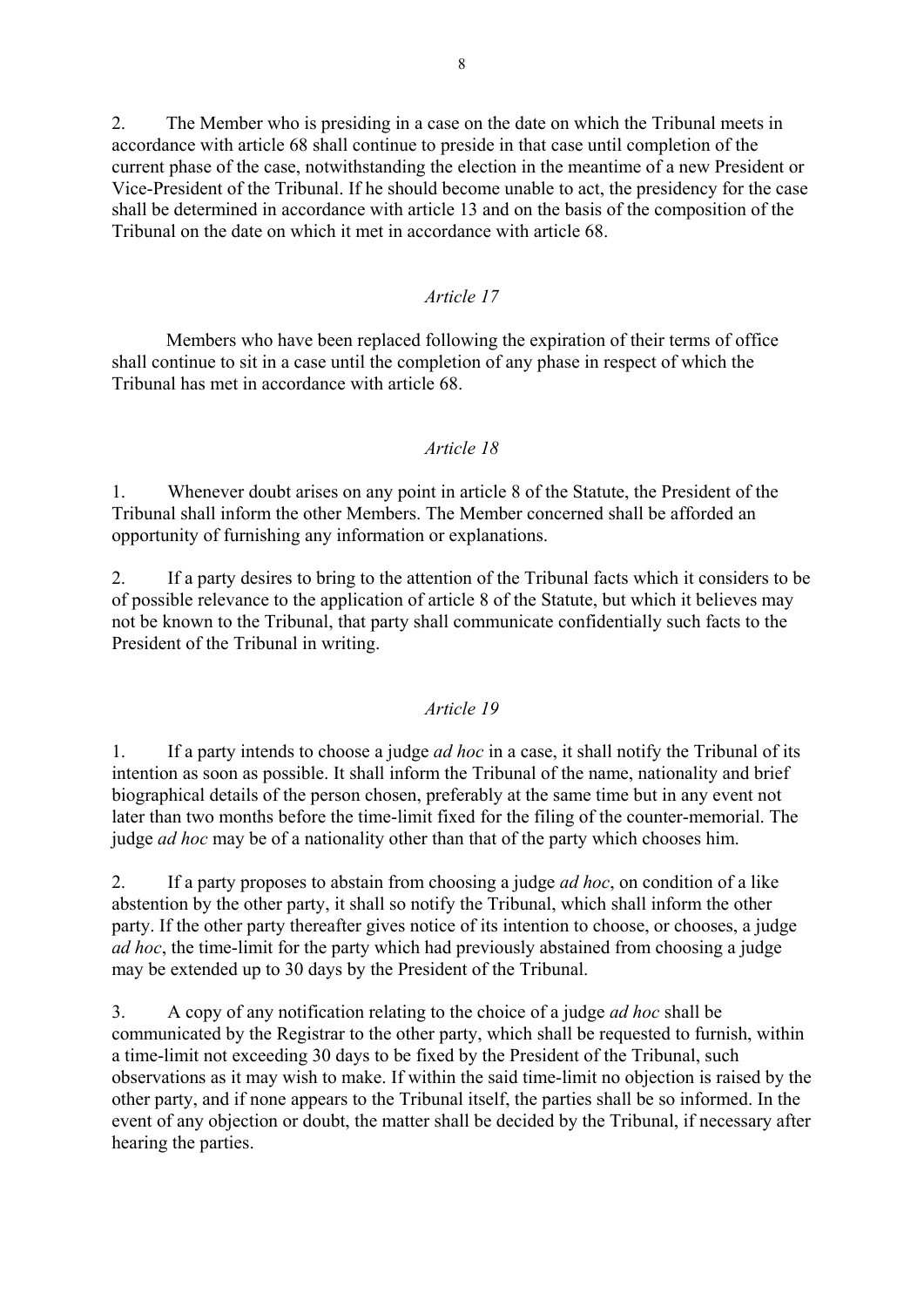2. The Member who is presiding in a case on the date on which the Tribunal meets in accordance with article 68 shall continue to preside in that case until completion of the current phase of the case, notwithstanding the election in the meantime of a new President or Vice-President of the Tribunal. If he should become unable to act, the presidency for the case shall be determined in accordance with article 13 and on the basis of the composition of the Tribunal on the date on which it met in accordance with article 68.

### *Article 17*

Members who have been replaced following the expiration of their terms of office shall continue to sit in a case until the completion of any phase in respect of which the Tribunal has met in accordance with article 68.

### *Article 18*

1. Whenever doubt arises on any point in article 8 of the Statute, the President of the Tribunal shall inform the other Members. The Member concerned shall be afforded an opportunity of furnishing any information or explanations.

2. If a party desires to bring to the attention of the Tribunal facts which it considers to be of possible relevance to the application of article 8 of the Statute, but which it believes may not be known to the Tribunal, that party shall communicate confidentially such facts to the President of the Tribunal in writing.

### *Article 19*

1. If a party intends to choose a judge *ad hoc* in a case, it shall notify the Tribunal of its intention as soon as possible. It shall inform the Tribunal of the name, nationality and brief biographical details of the person chosen, preferably at the same time but in any event not later than two months before the time-limit fixed for the filing of the counter-memorial. The judge *ad hoc* may be of a nationality other than that of the party which chooses him.

2. If a party proposes to abstain from choosing a judge *ad hoc*, on condition of a like abstention by the other party, it shall so notify the Tribunal, which shall inform the other party. If the other party thereafter gives notice of its intention to choose, or chooses, a judge *ad hoc*, the time-limit for the party which had previously abstained from choosing a judge may be extended up to 30 days by the President of the Tribunal.

3. A copy of any notification relating to the choice of a judge *ad hoc* shall be communicated by the Registrar to the other party, which shall be requested to furnish, within a time-limit not exceeding 30 days to be fixed by the President of the Tribunal, such observations as it may wish to make. If within the said time-limit no objection is raised by the other party, and if none appears to the Tribunal itself, the parties shall be so informed. In the event of any objection or doubt, the matter shall be decided by the Tribunal, if necessary after hearing the parties.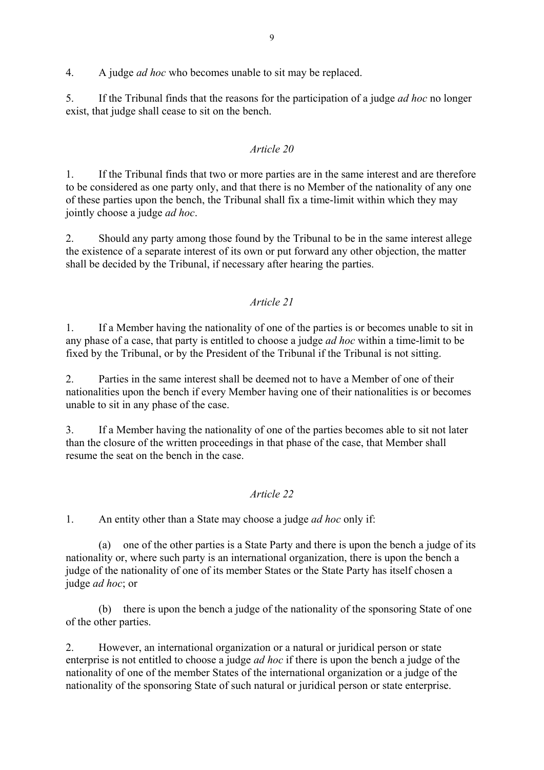4. A judge *ad hoc* who becomes unable to sit may be replaced.

5. If the Tribunal finds that the reasons for the participation of a judge *ad hoc* no longer exist, that judge shall cease to sit on the bench.

*Article 20*

1. If the Tribunal finds that two or more parties are in the same interest and are therefore to be considered as one party only, and that there is no Member of the nationality of any one of these parties upon the bench, the Tribunal shall fix a time-limit within which they may jointly choose a judge *ad hoc*.

2. Should any party among those found by the Tribunal to be in the same interest allege the existence of a separate interest of its own or put forward any other objection, the matter shall be decided by the Tribunal, if necessary after hearing the parties.

*Article 21*

1. If a Member having the nationality of one of the parties is or becomes unable to sit in any phase of a case, that party is entitled to choose a judge *ad hoc* within a time-limit to be fixed by the Tribunal, or by the President of the Tribunal if the Tribunal is not sitting.

2. Parties in the same interest shall be deemed not to have a Member of one of their nationalities upon the bench if every Member having one of their nationalities is or becomes unable to sit in any phase of the case.

3. If a Member having the nationality of one of the parties becomes able to sit not later than the closure of the written proceedings in that phase of the case, that Member shall resume the seat on the bench in the case.

*Article 22*

1. An entity other than a State may choose a judge *ad hoc* only if:

(a) one of the other parties is a State Party and there is upon the bench a judge of its nationality or, where such party is an international organization, there is upon the bench a judge of the nationality of one of its member States or the State Party has itself chosen a judge *ad hoc*; or

(b) there is upon the bench a judge of the nationality of the sponsoring State of one of the other parties.

2. However, an international organization or a natural or juridical person or state enterprise is not entitled to choose a judge *ad hoc* if there is upon the bench a judge of the nationality of one of the member States of the international organization or a judge of the nationality of the sponsoring State of such natural or juridical person or state enterprise.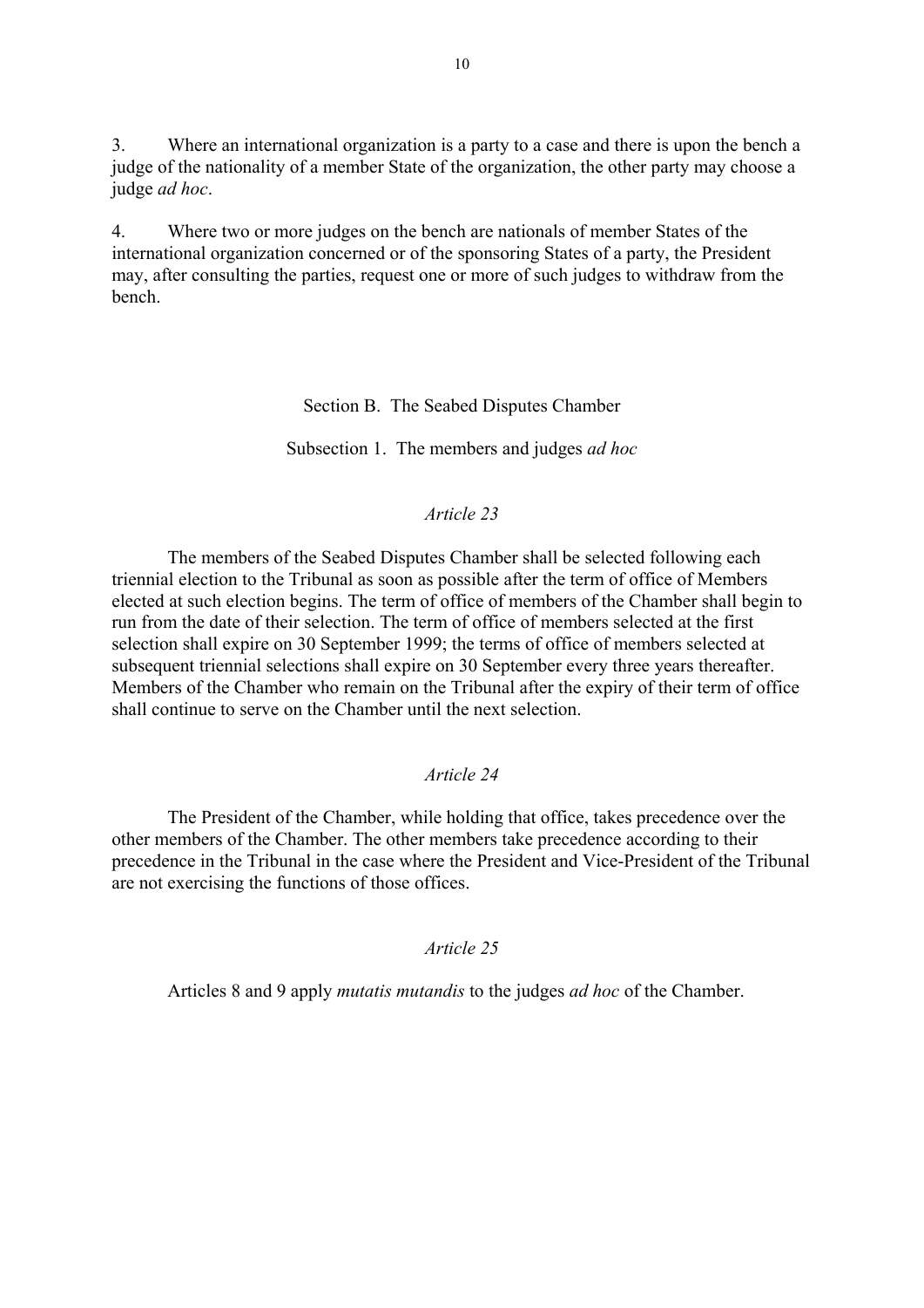3. Where an international organization is a party to a case and there is upon the bench a judge of the nationality of a member State of the organization, the other party may choose a judge *ad hoc*.

4. Where two or more judges on the bench are nationals of member States of the international organization concerned or of the sponsoring States of a party, the President may, after consulting the parties, request one or more of such judges to withdraw from the bench.

## Section B. The Seabed Disputes Chamber

### Subsection 1. The members and judges *ad hoc*

#### *Article 23*

The members of the Seabed Disputes Chamber shall be selected following each triennial election to the Tribunal as soon as possible after the term of office of Members elected at such election begins. The term of office of members of the Chamber shall begin to run from the date of their selection. The term of office of members selected at the first selection shall expire on 30 September 1999; the terms of office of members selected at subsequent triennial selections shall expire on 30 September every three years thereafter. Members of the Chamber who remain on the Tribunal after the expiry of their term of office shall continue to serve on the Chamber until the next selection.

#### *Article 24*

The President of the Chamber, while holding that office, takes precedence over the other members of the Chamber. The other members take precedence according to their precedence in the Tribunal in the case where the President and Vice-President of the Tribunal are not exercising the functions of those offices.

#### *Article 25*

Articles 8 and 9 apply *mutatis mutandis* to the judges *ad hoc* of the Chamber.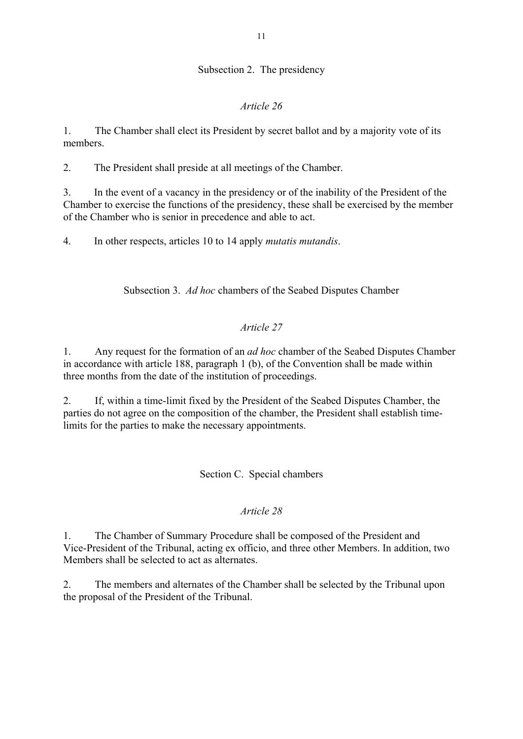### Subsection 2. The presidency

#### *Article 26*

1. The Chamber shall elect its President by secret ballot and by a majority vote of its members.

2. The President shall preside at all meetings of the Chamber.

3. In the event of a vacancy in the presidency or of the inability of the President of the Chamber to exercise the functions of the presidency, these shall be exercised by the member of the Chamber who is senior in precedence and able to act.

4. In other respects, articles 10 to 14 apply *mutatis mutandis*.

### Subsection 3. *Ad hoc* chambers of the Seabed Disputes Chamber

#### *Article 27*

1. Any request for the formation of an *ad hoc* chamber of the Seabed Disputes Chamber in accordance with article 188, paragraph 1 (b), of the Convention shall be made within three months from the date of the institution of proceedings.

2. If, within a time-limit fixed by the President of the Seabed Disputes Chamber, the parties do not agree on the composition of the chamber, the President shall establish time-limits for the parties to make the necessary appointments.

## Section C. Special chambers

#### *Article 28*

1. The Chamber of Summary Procedure shall be composed of the President and Vice-President of the Tribunal, acting ex officio, and three other Members. In addition, two Members shall be selected to act as alternates.

2. The members and alternates of the Chamber shall be selected by the Tribunal upon the proposal of the President of the Tribunal.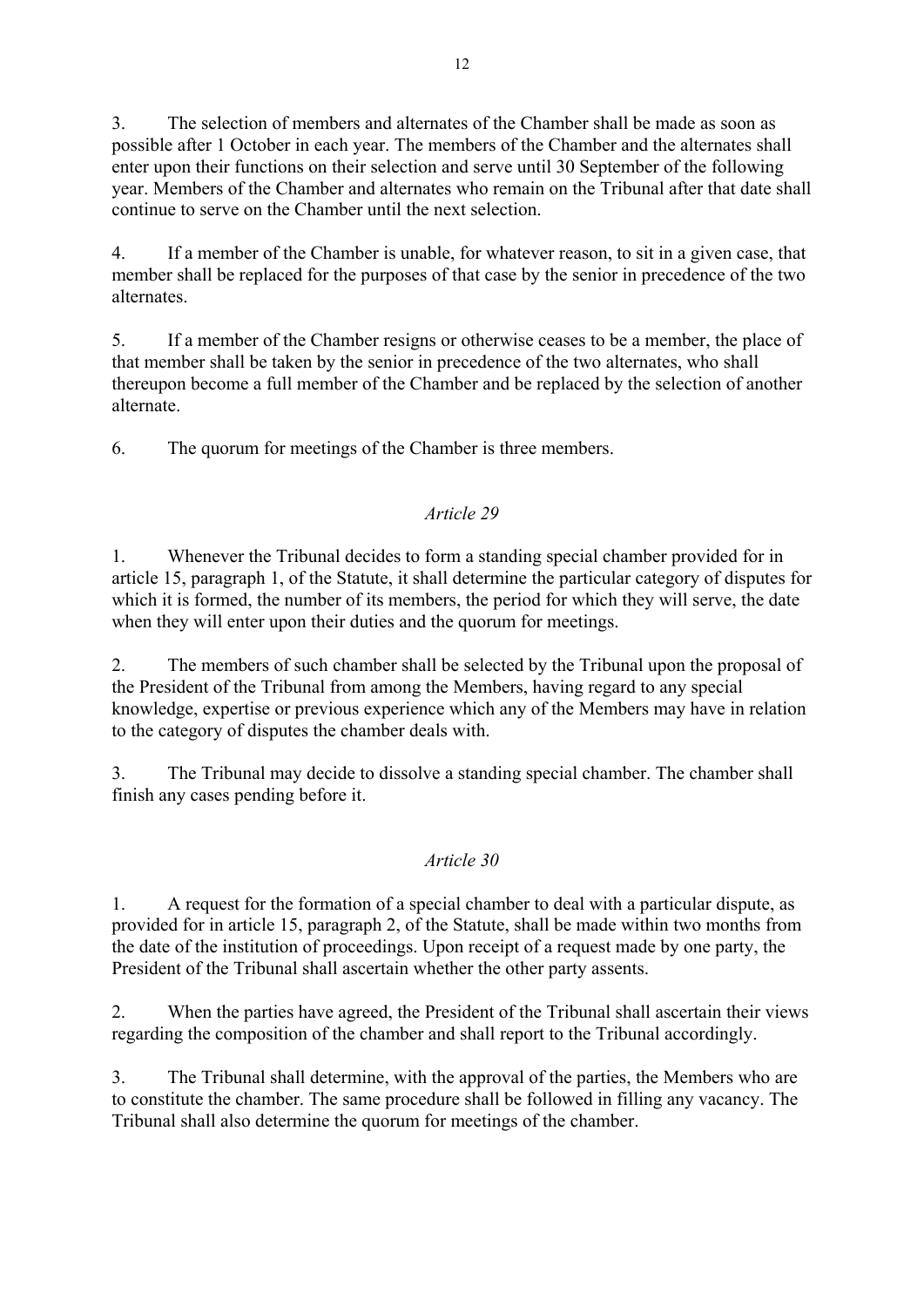3. The selection of members and alternates of the Chamber shall be made as soon as possible after 1 October in each year. The members of the Chamber and the alternates shall enter upon their functions on their selection and serve until 30 September of the following year. Members of the Chamber and alternates who remain on the Tribunal after that date shall continue to serve on the Chamber until the next selection.

4. If a member of the Chamber is unable, for whatever reason, to sit in a given case, that member shall be replaced for the purposes of that case by the senior in precedence of the two alternates.

5. If a member of the Chamber resigns or otherwise ceases to be a member, the place of that member shall be taken by the senior in precedence of the two alternates, who shall thereupon become a full member of the Chamber and be replaced by the selection of another alternate.

6. The quorum for meetings of the Chamber is three members.

*Article 29*

1. Whenever the Tribunal decides to form a standing special chamber provided for in article 15, paragraph 1, of the Statute, it shall determine the particular category of disputes for which it is formed, the number of its members, the period for which they will serve, the date when they will enter upon their duties and the quorum for meetings.

2. The members of such chamber shall be selected by the Tribunal upon the proposal of the President of the Tribunal from among the Members, having regard to any special knowledge, expertise or previous experience which any of the Members may have in relation to the category of disputes the chamber deals with.

3. The Tribunal may decide to dissolve a standing special chamber. The chamber shall finish any cases pending before it.

*Article 30*

1. A request for the formation of a special chamber to deal with a particular dispute, as provided for in article 15, paragraph 2, of the Statute, shall be made within two months from the date of the institution of proceedings. Upon receipt of a request made by one party, the President of the Tribunal shall ascertain whether the other party assents.

2. When the parties have agreed, the President of the Tribunal shall ascertain their views regarding the composition of the chamber and shall report to the Tribunal accordingly.

3. The Tribunal shall determine, with the approval of the parties, the Members who are to constitute the chamber. The same procedure shall be followed in filling any vacancy. The Tribunal shall also determine the quorum for meetings of the chamber.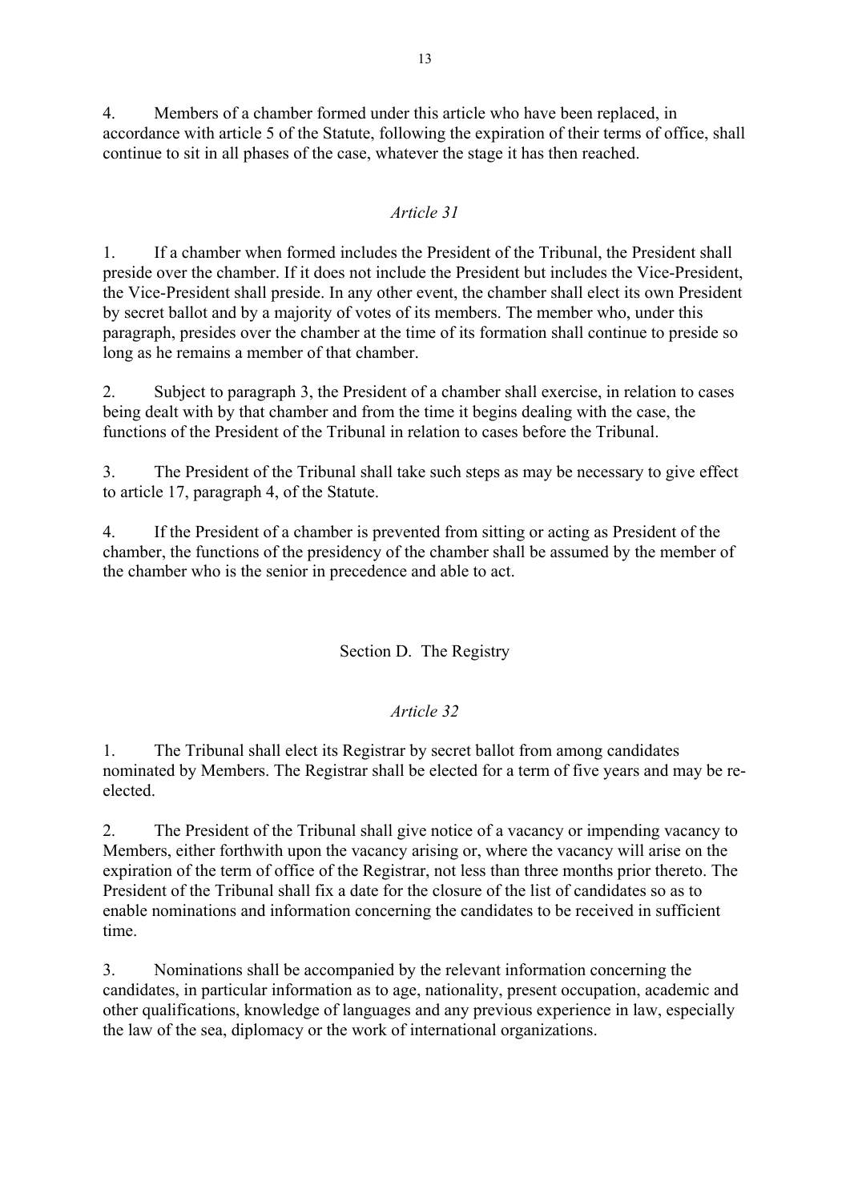4. Members of a chamber formed under this article who have been replaced, in accordance with article 5 of the Statute, following the expiration of their terms of office, shall continue to sit in all phases of the case, whatever the stage it has then reached.

### *Article 31*

1. If a chamber when formed includes the President of the Tribunal, the President shall preside over the chamber. If it does not include the President but includes the Vice-President, the Vice-President shall preside. In any other event, the chamber shall elect its own President by secret ballot and by a majority of votes of its members. The member who, under this paragraph, presides over the chamber at the time of its formation shall continue to preside so long as he remains a member of that chamber.

2. Subject to paragraph 3, the President of a chamber shall exercise, in relation to cases being dealt with by that chamber and from the time it begins dealing with the case, the functions of the President of the Tribunal in relation to cases before the Tribunal.

3. The President of the Tribunal shall take such steps as may be necessary to give effect to article 17, paragraph 4, of the Statute.

4. If the President of a chamber is prevented from sitting or acting as President of the chamber, the functions of the presidency of the chamber shall be assumed by the member of the chamber who is the senior in precedence and able to act.

## Section D. The Registry

### *Article 32*

1. The Tribunal shall elect its Registrar by secret ballot from among candidates nominated by Members. The Registrar shall be elected for a term of five years and may be re-elected.

2. The President of the Tribunal shall give notice of a vacancy or impending vacancy to Members, either forthwith upon the vacancy arising or, where the vacancy will arise on the expiration of the term of office of the Registrar, not less than three months prior thereto. The President of the Tribunal shall fix a date for the closure of the list of candidates so as to enable nominations and information concerning the candidates to be received in sufficient time.

3. Nominations shall be accompanied by the relevant information concerning the candidates, in particular information as to age, nationality, present occupation, academic and other qualifications, knowledge of languages and any previous experience in law, especially the law of the sea, diplomacy or the work of international organizations.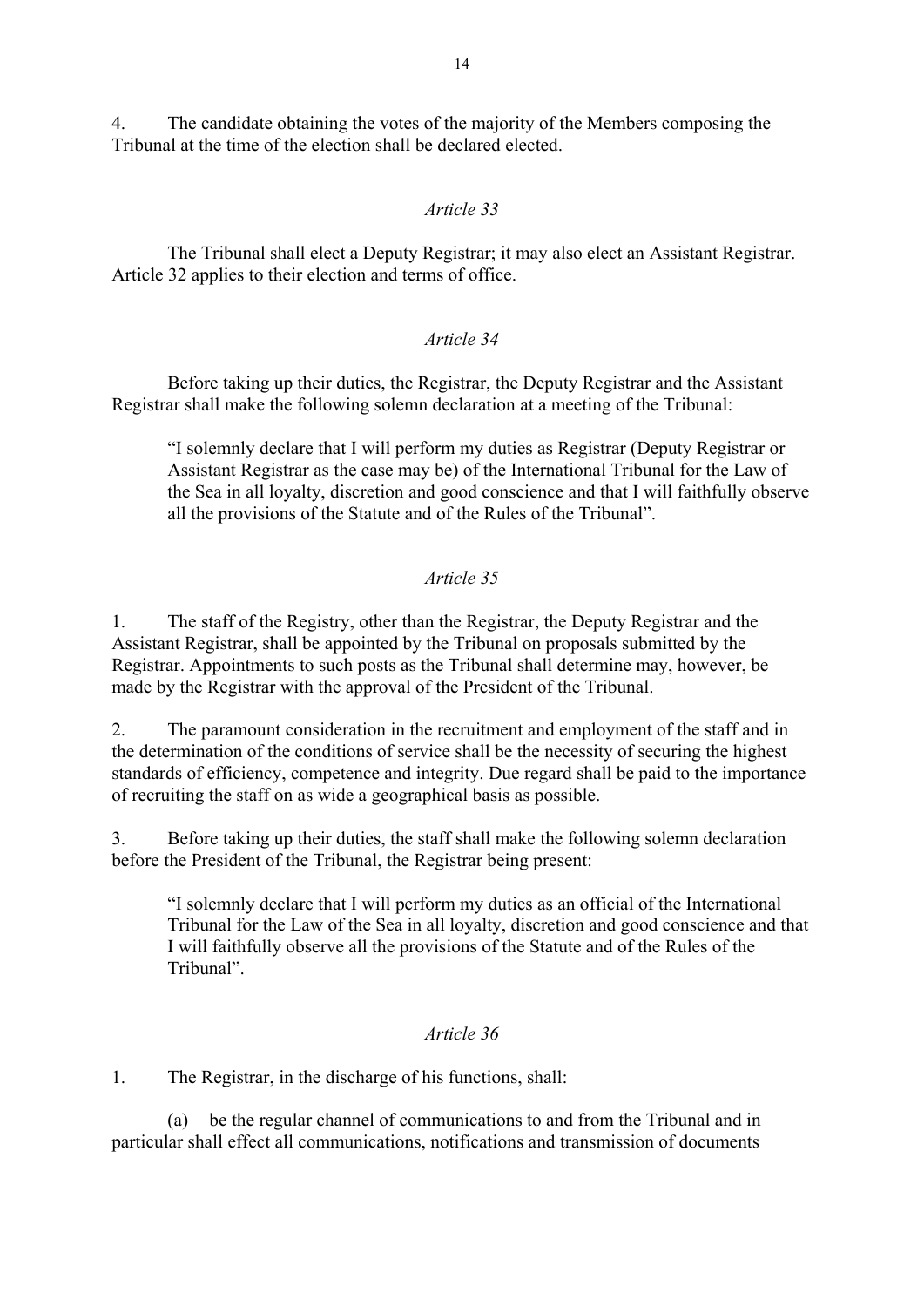4. The candidate obtaining the votes of the majority of the Members composing the Tribunal at the time of the election shall be declared elected.

*Article 33*

The Tribunal shall elect a Deputy Registrar; it may also elect an Assistant Registrar. Article 32 applies to their election and terms of office.

*Article 34*

Before taking up their duties, the Registrar, the Deputy Registrar and the Assistant Registrar shall make the following solemn declaration at a meeting of the Tribunal:

> "I solemnly declare that I will perform my duties as Registrar (Deputy Registrar or Assistant Registrar as the case may be) of the International Tribunal for the Law of the Sea in all loyalty, discretion and good conscience and that I will faithfully observe all the provisions of the Statute and of the Rules of the Tribunal".

*Article 35*

1. The staff of the Registry, other than the Registrar, the Deputy Registrar and the Assistant Registrar, shall be appointed by the Tribunal on proposals submitted by the Registrar. Appointments to such posts as the Tribunal shall determine may, however, be made by the Registrar with the approval of the President of the Tribunal.

2. The paramount consideration in the recruitment and employment of the staff and in the determination of the conditions of service shall be the necessity of securing the highest standards of efficiency, competence and integrity. Due regard shall be paid to the importance of recruiting the staff on as wide a geographical basis as possible.

3. Before taking up their duties, the staff shall make the following solemn declaration before the President of the Tribunal, the Registrar being present:

> "I solemnly declare that I will perform my duties as an official of the International Tribunal for the Law of the Sea in all loyalty, discretion and good conscience and that I will faithfully observe all the provisions of the Statute and of the Rules of the Tribunal".

*Article 36*

1. The Registrar, in the discharge of his functions, shall:

(a) be the regular channel of communications to and from the Tribunal and in particular shall effect all communications, notifications and transmission of documents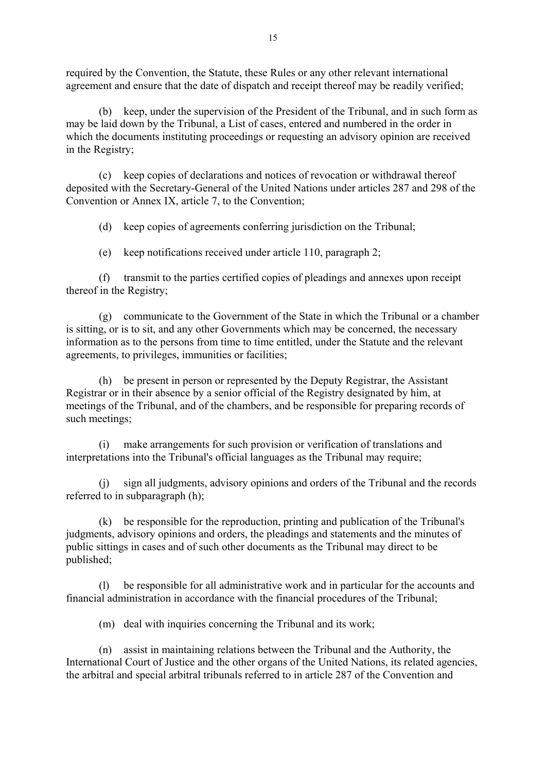required by the Convention, the Statute, these Rules or any other relevant international agreement and ensure that the date of dispatch and receipt thereof may be readily verified;

(b) keep, under the supervision of the President of the Tribunal, and in such form as may be laid down by the Tribunal, a List of cases, entered and numbered in the order in which the documents instituting proceedings or requesting an advisory opinion are received in the Registry;

(c) keep copies of declarations and notices of revocation or withdrawal thereof deposited with the Secretary-General of the United Nations under articles 287 and 298 of the Convention or Annex IX, article 7, to the Convention;

(d) keep copies of agreements conferring jurisdiction on the Tribunal;

(e) keep notifications received under article 110, paragraph 2;

(f) transmit to the parties certified copies of pleadings and annexes upon receipt thereof in the Registry;

(g) communicate to the Government of the State in which the Tribunal or a chamber is sitting, or is to sit, and any other Governments which may be concerned, the necessary information as to the persons from time to time entitled, under the Statute and the relevant agreements, to privileges, immunities or facilities;

(h) be present in person or represented by the Deputy Registrar, the Assistant Registrar or in their absence by a senior official of the Registry designated by him, at meetings of the Tribunal, and of the chambers, and be responsible for preparing records of such meetings;

(i) make arrangements for such provision or verification of translations and interpretations into the Tribunal's official languages as the Tribunal may require;

(j) sign all judgments, advisory opinions and orders of the Tribunal and the records referred to in subparagraph (h);

(k) be responsible for the reproduction, printing and publication of the Tribunal's judgments, advisory opinions and orders, the pleadings and statements and the minutes of public sittings in cases and of such other documents as the Tribunal may direct to be published;

(l) be responsible for all administrative work and in particular for the accounts and financial administration in accordance with the financial procedures of the Tribunal;

(m) deal with inquiries concerning the Tribunal and its work;

(n) assist in maintaining relations between the Tribunal and the Authority, the International Court of Justice and the other organs of the United Nations, its related agencies, the arbitral and special arbitral tribunals referred to in article 287 of the Convention and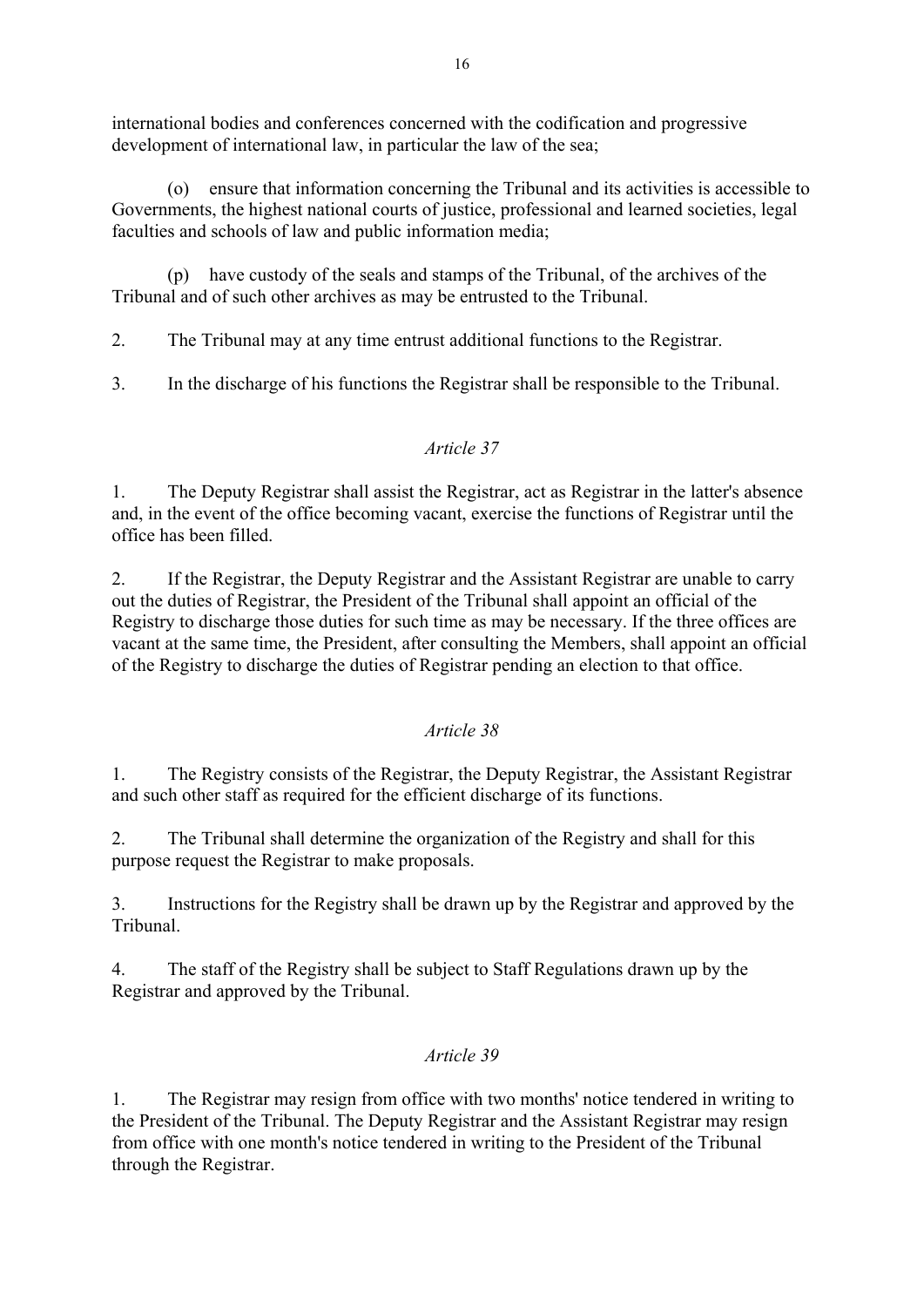international bodies and conferences concerned with the codification and progressive development of international law, in particular the law of the sea;

(o) ensure that information concerning the Tribunal and its activities is accessible to Governments, the highest national courts of justice, professional and learned societies, legal faculties and schools of law and public information media;

(p) have custody of the seals and stamps of the Tribunal, of the archives of the Tribunal and of such other archives as may be entrusted to the Tribunal.

2. The Tribunal may at any time entrust additional functions to the Registrar.

3. In the discharge of his functions the Registrar shall be responsible to the Tribunal.

### *Article 37*

1. The Deputy Registrar shall assist the Registrar, act as Registrar in the latter's absence and, in the event of the office becoming vacant, exercise the functions of Registrar until the office has been filled.

2. If the Registrar, the Deputy Registrar and the Assistant Registrar are unable to carry out the duties of Registrar, the President of the Tribunal shall appoint an official of the Registry to discharge those duties for such time as may be necessary. If the three offices are vacant at the same time, the President, after consulting the Members, shall appoint an official of the Registry to discharge the duties of Registrar pending an election to that office.

### *Article 38*

1. The Registry consists of the Registrar, the Deputy Registrar, the Assistant Registrar and such other staff as required for the efficient discharge of its functions.

2. The Tribunal shall determine the organization of the Registry and shall for this purpose request the Registrar to make proposals.

3. Instructions for the Registry shall be drawn up by the Registrar and approved by the Tribunal.

4. The staff of the Registry shall be subject to Staff Regulations drawn up by the Registrar and approved by the Tribunal.

### *Article 39*

1. The Registrar may resign from office with two months' notice tendered in writing to the President of the Tribunal. The Deputy Registrar and the Assistant Registrar may resign from office with one month's notice tendered in writing to the President of the Tribunal through the Registrar.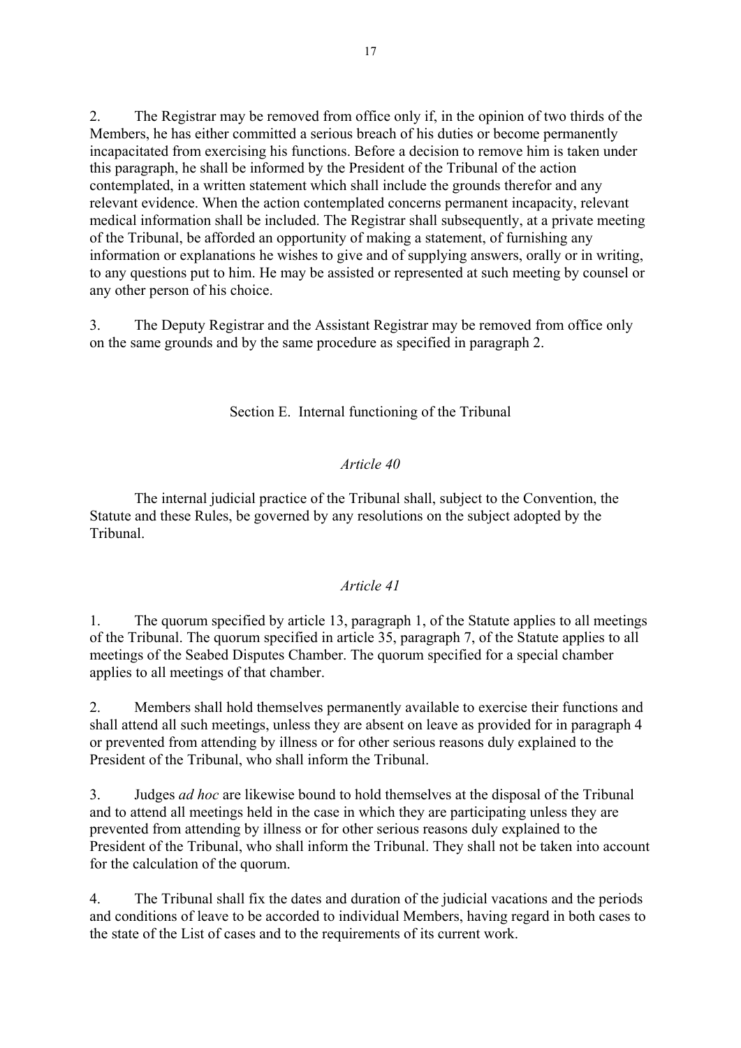2. The Registrar may be removed from office only if, in the opinion of two thirds of the Members, he has either committed a serious breach of his duties or become permanently incapacitated from exercising his functions. Before a decision to remove him is taken under this paragraph, he shall be informed by the President of the Tribunal of the action contemplated, in a written statement which shall include the grounds therefor and any relevant evidence. When the action contemplated concerns permanent incapacity, relevant medical information shall be included. The Registrar shall subsequently, at a private meeting of the Tribunal, be afforded an opportunity of making a statement, of furnishing any information or explanations he wishes to give and of supplying answers, orally or in writing, to any questions put to him. He may be assisted or represented at such meeting by counsel or any other person of his choice.

3. The Deputy Registrar and the Assistant Registrar may be removed from office only on the same grounds and by the same procedure as specified in paragraph 2.

## Section E. Internal functioning of the Tribunal

### *Article 40*

The internal judicial practice of the Tribunal shall, subject to the Convention, the Statute and these Rules, be governed by any resolutions on the subject adopted by the Tribunal.

### *Article 41*

1. The quorum specified by article 13, paragraph 1, of the Statute applies to all meetings of the Tribunal. The quorum specified in article 35, paragraph 7, of the Statute applies to all meetings of the Seabed Disputes Chamber. The quorum specified for a special chamber applies to all meetings of that chamber.

2. Members shall hold themselves permanently available to exercise their functions and shall attend all such meetings, unless they are absent on leave as provided for in paragraph 4 or prevented from attending by illness or for other serious reasons duly explained to the President of the Tribunal, who shall inform the Tribunal.

3. Judges *ad hoc* are likewise bound to hold themselves at the disposal of the Tribunal and to attend all meetings held in the case in which they are participating unless they are prevented from attending by illness or for other serious reasons duly explained to the President of the Tribunal, who shall inform the Tribunal. They shall not be taken into account for the calculation of the quorum.

4. The Tribunal shall fix the dates and duration of the judicial vacations and the periods and conditions of leave to be accorded to individual Members, having regard in both cases to the state of the List of cases and to the requirements of its current work.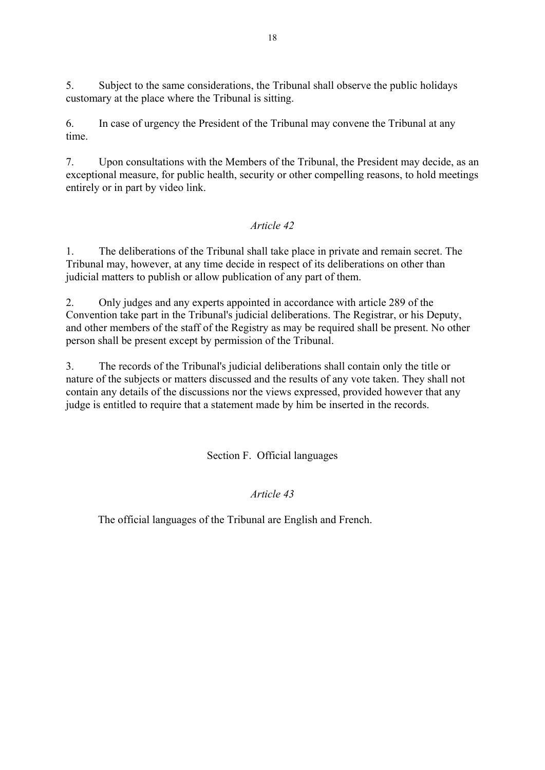5. Subject to the same considerations, the Tribunal shall observe the public holidays customary at the place where the Tribunal is sitting.

6. In case of urgency the President of the Tribunal may convene the Tribunal at any time.

7. Upon consultations with the Members of the Tribunal, the President may decide, as an exceptional measure, for public health, security or other compelling reasons, to hold meetings entirely or in part by video link.

*Article 42*

1. The deliberations of the Tribunal shall take place in private and remain secret. The Tribunal may, however, at any time decide in respect of its deliberations on other than judicial matters to publish or allow publication of any part of them.

2. Only judges and any experts appointed in accordance with article 289 of the Convention take part in the Tribunal's judicial deliberations. The Registrar, or his Deputy, and other members of the staff of the Registry as may be required shall be present. No other person shall be present except by permission of the Tribunal.

3. The records of the Tribunal's judicial deliberations shall contain only the title or nature of the subjects or matters discussed and the results of any vote taken. They shall not contain any details of the discussions nor the views expressed, provided however that any judge is entitled to require that a statement made by him be inserted in the records.

## Section F. Official languages

*Article 43*

The official languages of the Tribunal are English and French.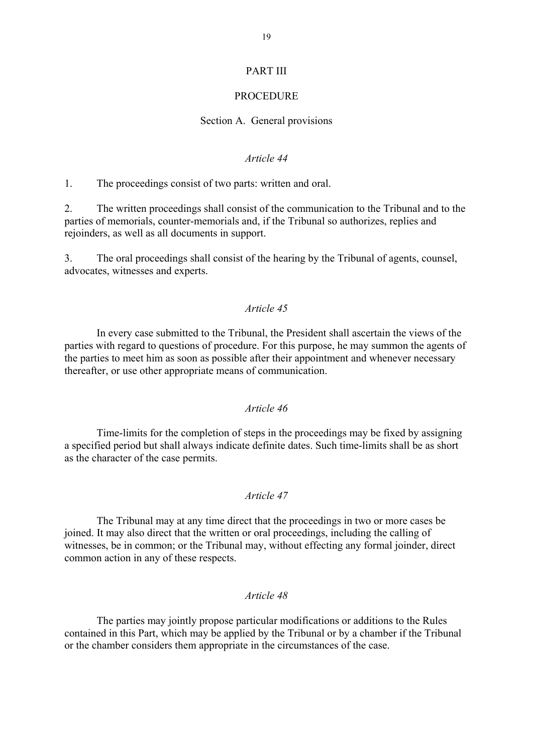# PART III

# PROCEDURE

## Section A. General provisions

### *Article 44*

1. The proceedings consist of two parts: written and oral.

2. The written proceedings shall consist of the communication to the Tribunal and to the parties of memorials, counter-memorials and, if the Tribunal so authorizes, replies and rejoinders, as well as all documents in support.

3. The oral proceedings shall consist of the hearing by the Tribunal of agents, counsel, advocates, witnesses and experts.

### *Article 45*

In every case submitted to the Tribunal, the President shall ascertain the views of the parties with regard to questions of procedure. For this purpose, he may summon the agents of the parties to meet him as soon as possible after their appointment and whenever necessary thereafter, or use other appropriate means of communication.

### *Article 46*

Time-limits for the completion of steps in the proceedings may be fixed by assigning a specified period but shall always indicate definite dates. Such time-limits shall be as short as the character of the case permits.

### *Article 47*

The Tribunal may at any time direct that the proceedings in two or more cases be joined. It may also direct that the written or oral proceedings, including the calling of witnesses, be in common; or the Tribunal may, without effecting any formal joinder, direct common action in any of these respects.

### *Article 48*

The parties may jointly propose particular modifications or additions to the Rules contained in this Part, which may be applied by the Tribunal or by a chamber if the Tribunal or the chamber considers them appropriate in the circumstances of the case.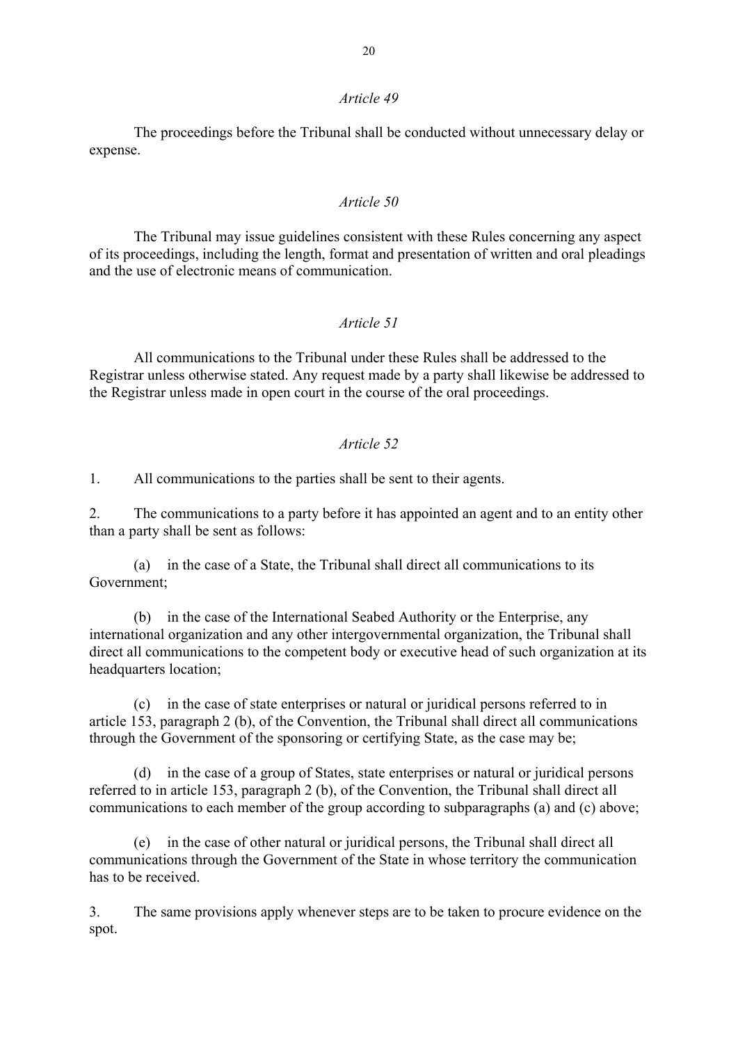*Article 49*

The proceedings before the Tribunal shall be conducted without unnecessary delay or expense.

*Article 50*

The Tribunal may issue guidelines consistent with these Rules concerning any aspect of its proceedings, including the length, format and presentation of written and oral pleadings and the use of electronic means of communication.

*Article 51*

All communications to the Tribunal under these Rules shall be addressed to the Registrar unless otherwise stated. Any request made by a party shall likewise be addressed to the Registrar unless made in open court in the course of the oral proceedings.

*Article 52*

1. All communications to the parties shall be sent to their agents.

2. The communications to a party before it has appointed an agent and to an entity other than a party shall be sent as follows:

(a) in the case of a State, the Tribunal shall direct all communications to its Government;

(b) in the case of the International Seabed Authority or the Enterprise, any international organization and any other intergovernmental organization, the Tribunal shall direct all communications to the competent body or executive head of such organization at its headquarters location;

(c) in the case of state enterprises or natural or juridical persons referred to in article 153, paragraph 2 (b), of the Convention, the Tribunal shall direct all communications through the Government of the sponsoring or certifying State, as the case may be;

(d) in the case of a group of States, state enterprises or natural or juridical persons referred to in article 153, paragraph 2 (b), of the Convention, the Tribunal shall direct all communications to each member of the group according to subparagraphs (a) and (c) above;

(e) in the case of other natural or juridical persons, the Tribunal shall direct all communications through the Government of the State in whose territory the communication has to be received.

3. The same provisions apply whenever steps are to be taken to procure evidence on the spot.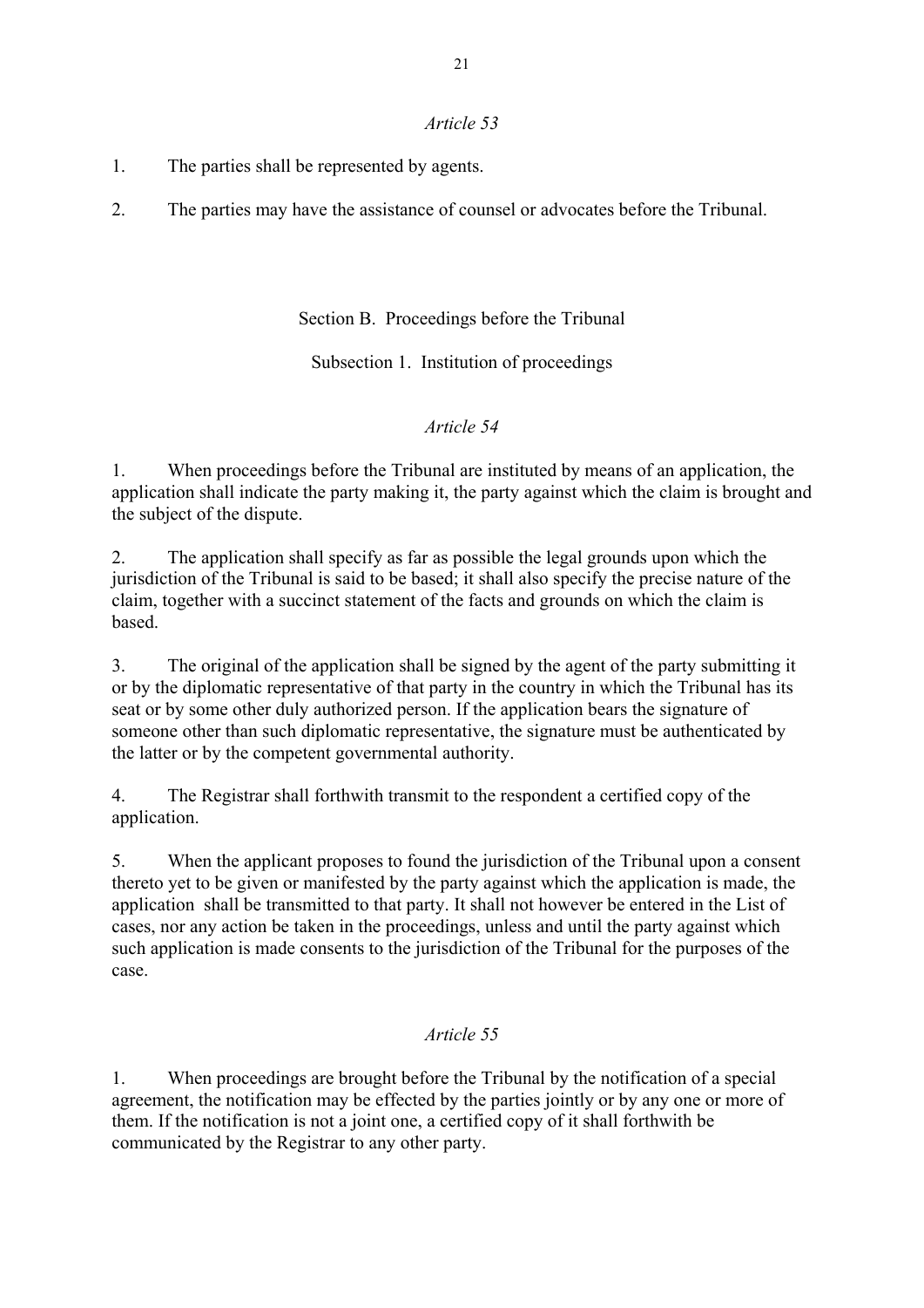*Article 53*

1. The parties shall be represented by agents.

2. The parties may have the assistance of counsel or advocates before the Tribunal.

## Section B. Proceedings before the Tribunal

### Subsection 1. Institution of proceedings

*Article 54*

1. When proceedings before the Tribunal are instituted by means of an application, the application shall indicate the party making it, the party against which the claim is brought and the subject of the dispute.

2. The application shall specify as far as possible the legal grounds upon which the jurisdiction of the Tribunal is said to be based; it shall also specify the precise nature of the claim, together with a succinct statement of the facts and grounds on which the claim is based.

3. The original of the application shall be signed by the agent of the party submitting it or by the diplomatic representative of that party in the country in which the Tribunal has its seat or by some other duly authorized person. If the application bears the signature of someone other than such diplomatic representative, the signature must be authenticated by the latter or by the competent governmental authority.

4. The Registrar shall forthwith transmit to the respondent a certified copy of the application.

5. When the applicant proposes to found the jurisdiction of the Tribunal upon a consent thereto yet to be given or manifested by the party against which the application is made, the application shall be transmitted to that party. It shall not however be entered in the List of cases, nor any action be taken in the proceedings, unless and until the party against which such application is made consents to the jurisdiction of the Tribunal for the purposes of the case.

*Article 55*

1. When proceedings are brought before the Tribunal by the notification of a special agreement, the notification may be effected by the parties jointly or by any one or more of them. If the notification is not a joint one, a certified copy of it shall forthwith be communicated by the Registrar to any other party.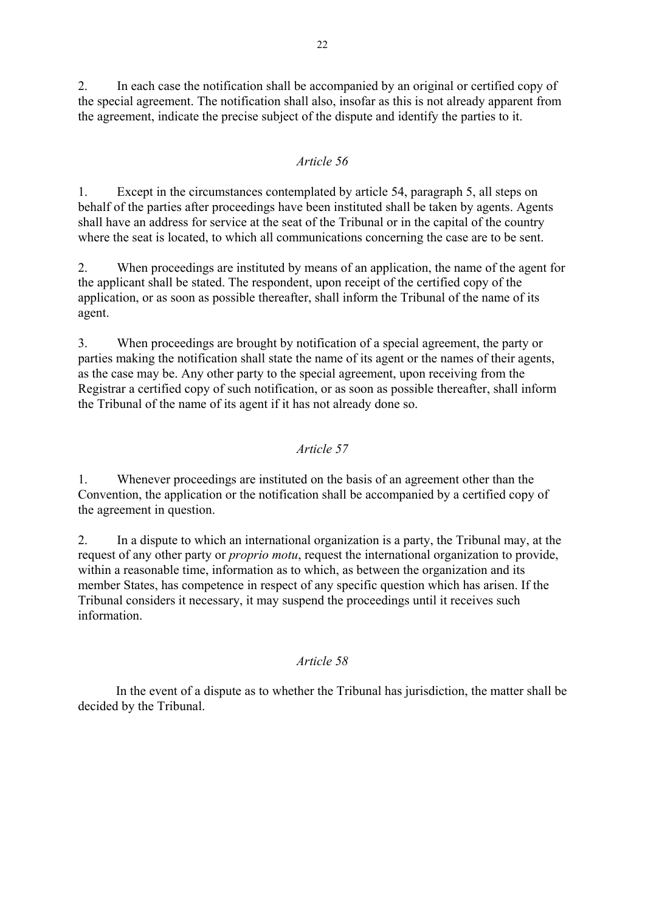2. In each case the notification shall be accompanied by an original or certified copy of the special agreement. The notification shall also, insofar as this is not already apparent from the agreement, indicate the precise subject of the dispute and identify the parties to it.

### *Article 56*

1. Except in the circumstances contemplated by article 54, paragraph 5, all steps on behalf of the parties after proceedings have been instituted shall be taken by agents. Agents shall have an address for service at the seat of the Tribunal or in the capital of the country where the seat is located, to which all communications concerning the case are to be sent.

2. When proceedings are instituted by means of an application, the name of the agent for the applicant shall be stated. The respondent, upon receipt of the certified copy of the application, or as soon as possible thereafter, shall inform the Tribunal of the name of its agent.

3. When proceedings are brought by notification of a special agreement, the party or parties making the notification shall state the name of its agent or the names of their agents, as the case may be. Any other party to the special agreement, upon receiving from the Registrar a certified copy of such notification, or as soon as possible thereafter, shall inform the Tribunal of the name of its agent if it has not already done so.

### *Article 57*

1. Whenever proceedings are instituted on the basis of an agreement other than the Convention, the application or the notification shall be accompanied by a certified copy of the agreement in question.

2. In a dispute to which an international organization is a party, the Tribunal may, at the request of any other party or *proprio motu*, request the international organization to provide, within a reasonable time, information as to which, as between the organization and its member States, has competence in respect of any specific question which has arisen. If the Tribunal considers it necessary, it may suspend the proceedings until it receives such information.

### *Article 58*

In the event of a dispute as to whether the Tribunal has jurisdiction, the matter shall be decided by the Tribunal.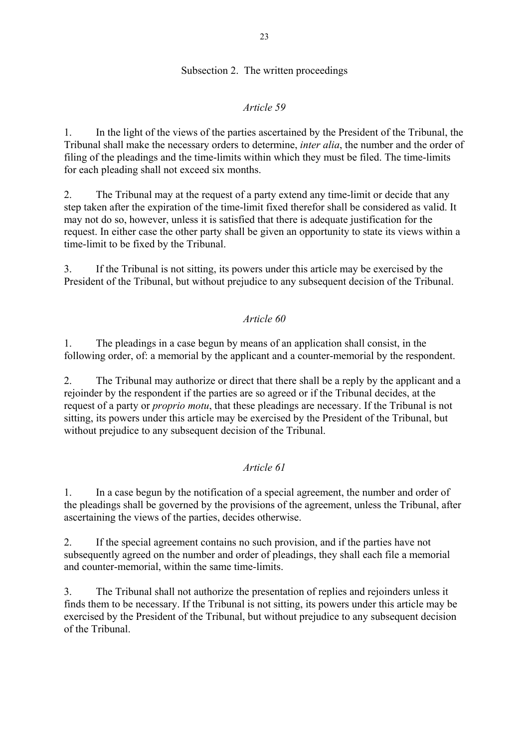## Subsection 2. The written proceedings

### *Article 59*

1. In the light of the views of the parties ascertained by the President of the Tribunal, the Tribunal shall make the necessary orders to determine, *inter alia*, the number and the order of filing of the pleadings and the time-limits within which they must be filed. The time-limits for each pleading shall not exceed six months.

2. The Tribunal may at the request of a party extend any time-limit or decide that any step taken after the expiration of the time-limit fixed therefor shall be considered as valid. It may not do so, however, unless it is satisfied that there is adequate justification for the request. In either case the other party shall be given an opportunity to state its views within a time-limit to be fixed by the Tribunal.

3. If the Tribunal is not sitting, its powers under this article may be exercised by the President of the Tribunal, but without prejudice to any subsequent decision of the Tribunal.

### *Article 60*

1. The pleadings in a case begun by means of an application shall consist, in the following order, of: a memorial by the applicant and a counter-memorial by the respondent.

2. The Tribunal may authorize or direct that there shall be a reply by the applicant and a rejoinder by the respondent if the parties are so agreed or if the Tribunal decides, at the request of a party or *proprio motu*, that these pleadings are necessary. If the Tribunal is not sitting, its powers under this article may be exercised by the President of the Tribunal, but without prejudice to any subsequent decision of the Tribunal.

### *Article 61*

1. In a case begun by the notification of a special agreement, the number and order of the pleadings shall be governed by the provisions of the agreement, unless the Tribunal, after ascertaining the views of the parties, decides otherwise.

2. If the special agreement contains no such provision, and if the parties have not subsequently agreed on the number and order of pleadings, they shall each file a memorial and counter-memorial, within the same time-limits.

3. The Tribunal shall not authorize the presentation of replies and rejoinders unless it finds them to be necessary. If the Tribunal is not sitting, its powers under this article may be exercised by the President of the Tribunal, but without prejudice to any subsequent decision of the Tribunal.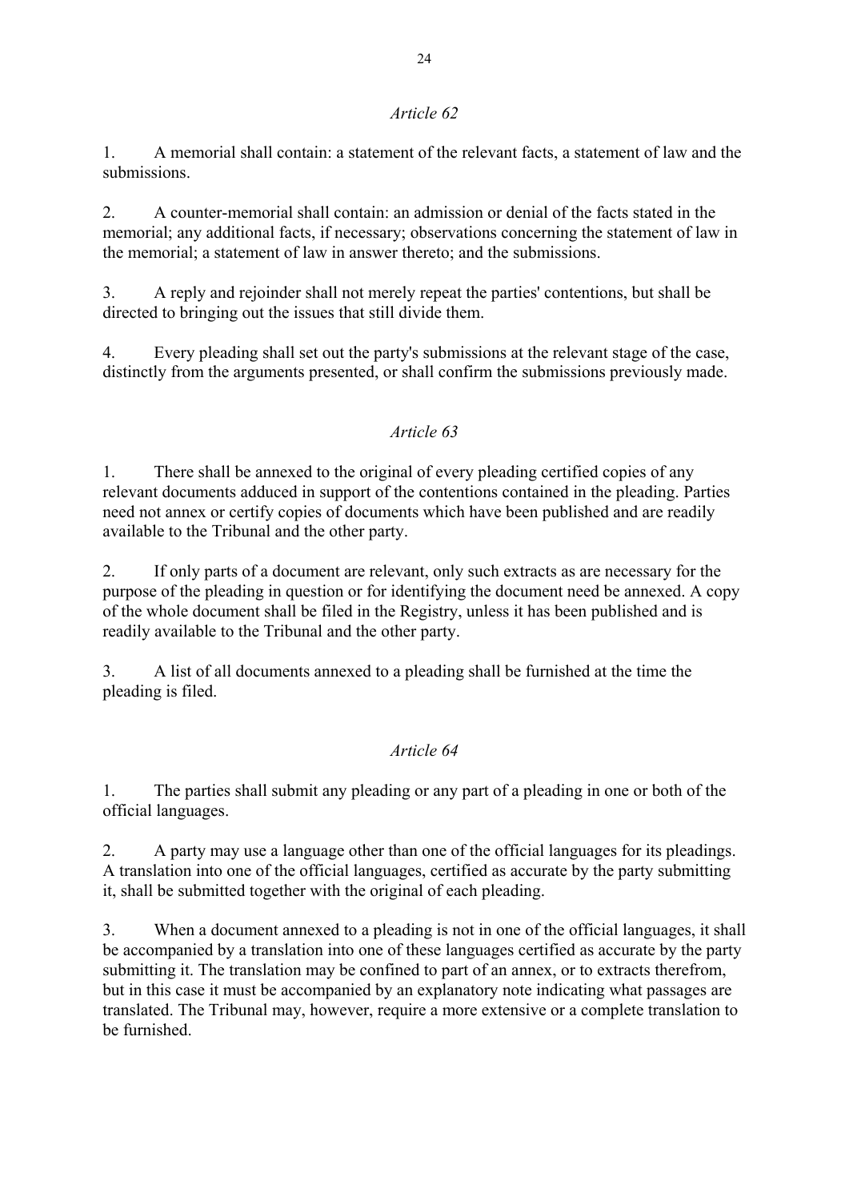*Article 62*

1. A memorial shall contain: a statement of the relevant facts, a statement of law and the submissions.

2. A counter-memorial shall contain: an admission or denial of the facts stated in the memorial; any additional facts, if necessary; observations concerning the statement of law in the memorial; a statement of law in answer thereto; and the submissions.

3. A reply and rejoinder shall not merely repeat the parties' contentions, but shall be directed to bringing out the issues that still divide them.

4. Every pleading shall set out the party's submissions at the relevant stage of the case, distinctly from the arguments presented, or shall confirm the submissions previously made.

*Article 63*

1. There shall be annexed to the original of every pleading certified copies of any relevant documents adduced in support of the contentions contained in the pleading. Parties need not annex or certify copies of documents which have been published and are readily available to the Tribunal and the other party.

2. If only parts of a document are relevant, only such extracts as are necessary for the purpose of the pleading in question or for identifying the document need be annexed. A copy of the whole document shall be filed in the Registry, unless it has been published and is readily available to the Tribunal and the other party.

3. A list of all documents annexed to a pleading shall be furnished at the time the pleading is filed.

*Article 64*

1. The parties shall submit any pleading or any part of a pleading in one or both of the official languages.

2. A party may use a language other than one of the official languages for its pleadings. A translation into one of the official languages, certified as accurate by the party submitting it, shall be submitted together with the original of each pleading.

3. When a document annexed to a pleading is not in one of the official languages, it shall be accompanied by a translation into one of these languages certified as accurate by the party submitting it. The translation may be confined to part of an annex, or to extracts therefrom, but in this case it must be accompanied by an explanatory note indicating what passages are translated. The Tribunal may, however, require a more extensive or a complete translation to be furnished.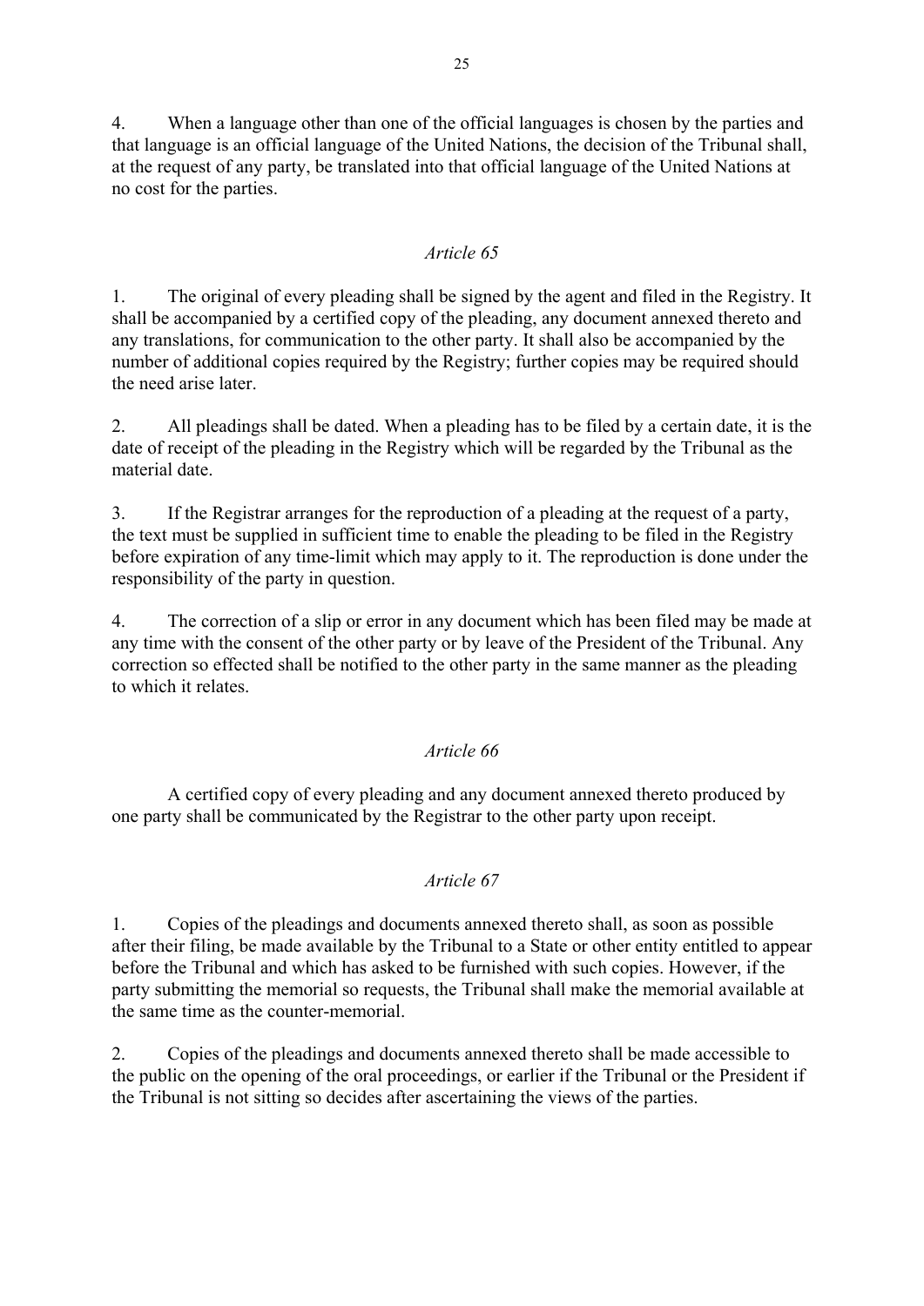4. When a language other than one of the official languages is chosen by the parties and that language is an official language of the United Nations, the decision of the Tribunal shall, at the request of any party, be translated into that official language of the United Nations at no cost for the parties.

*Article 65*

1. The original of every pleading shall be signed by the agent and filed in the Registry. It shall be accompanied by a certified copy of the pleading, any document annexed thereto and any translations, for communication to the other party. It shall also be accompanied by the number of additional copies required by the Registry; further copies may be required should the need arise later.

2. All pleadings shall be dated. When a pleading has to be filed by a certain date, it is the date of receipt of the pleading in the Registry which will be regarded by the Tribunal as the material date.

3. If the Registrar arranges for the reproduction of a pleading at the request of a party, the text must be supplied in sufficient time to enable the pleading to be filed in the Registry before expiration of any time-limit which may apply to it. The reproduction is done under the responsibility of the party in question.

4. The correction of a slip or error in any document which has been filed may be made at any time with the consent of the other party or by leave of the President of the Tribunal. Any correction so effected shall be notified to the other party in the same manner as the pleading to which it relates.

*Article 66*

A certified copy of every pleading and any document annexed thereto produced by one party shall be communicated by the Registrar to the other party upon receipt.

*Article 67*

1. Copies of the pleadings and documents annexed thereto shall, as soon as possible after their filing, be made available by the Tribunal to a State or other entity entitled to appear before the Tribunal and which has asked to be furnished with such copies. However, if the party submitting the memorial so requests, the Tribunal shall make the memorial available at the same time as the counter-memorial.

2. Copies of the pleadings and documents annexed thereto shall be made accessible to the public on the opening of the oral proceedings, or earlier if the Tribunal or the President if the Tribunal is not sitting so decides after ascertaining the views of the parties.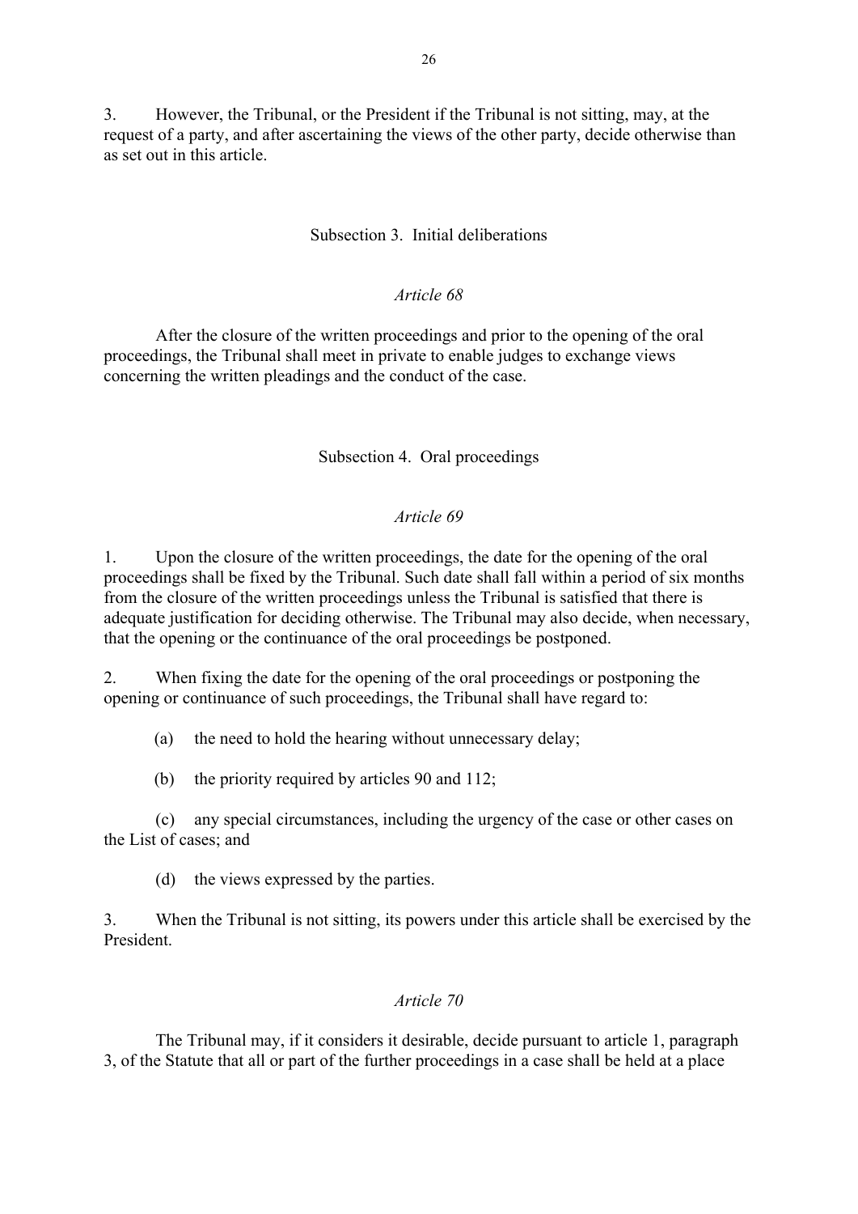3. However, the Tribunal, or the President if the Tribunal is not sitting, may, at the request of a party, and after ascertaining the views of the other party, decide otherwise than as set out in this article.

### Subsection 3. Initial deliberations

*Article 68*

After the closure of the written proceedings and prior to the opening of the oral proceedings, the Tribunal shall meet in private to enable judges to exchange views concerning the written pleadings and the conduct of the case.

### Subsection 4. Oral proceedings

*Article 69*

1. Upon the closure of the written proceedings, the date for the opening of the oral proceedings shall be fixed by the Tribunal. Such date shall fall within a period of six months from the closure of the written proceedings unless the Tribunal is satisfied that there is adequate justification for deciding otherwise. The Tribunal may also decide, when necessary, that the opening or the continuance of the oral proceedings be postponed.

2. When fixing the date for the opening of the oral proceedings or postponing the opening or continuance of such proceedings, the Tribunal shall have regard to:

(a) the need to hold the hearing without unnecessary delay;

(b) the priority required by articles 90 and 112;

(c) any special circumstances, including the urgency of the case or other cases on the List of cases; and

(d) the views expressed by the parties.

3. When the Tribunal is not sitting, its powers under this article shall be exercised by the President.

*Article 70*

The Tribunal may, if it considers it desirable, decide pursuant to article 1, paragraph 3, of the Statute that all or part of the further proceedings in a case shall be held at a place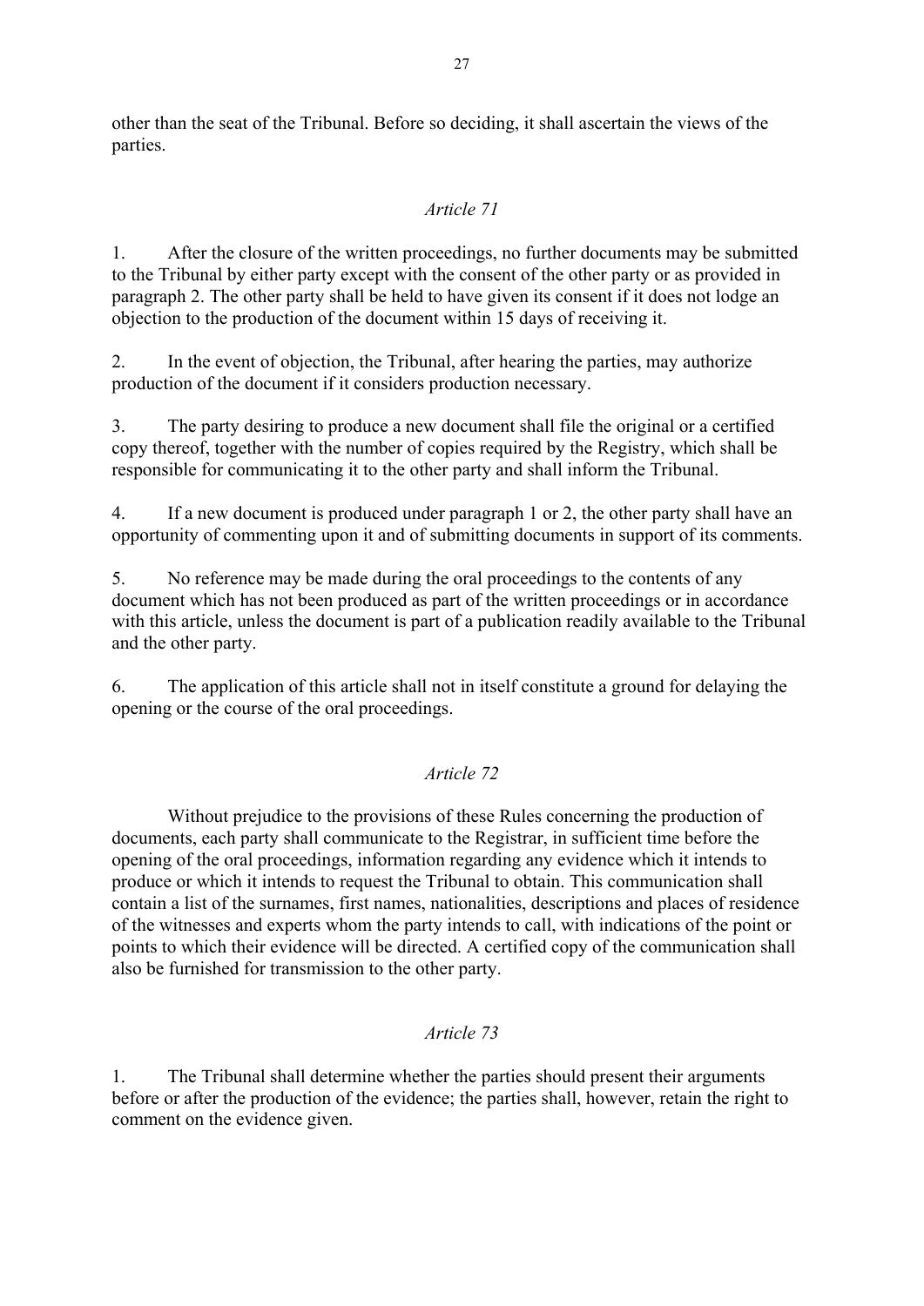other than the seat of the Tribunal. Before so deciding, it shall ascertain the views of the parties.

*Article 71*

1. After the closure of the written proceedings, no further documents may be submitted to the Tribunal by either party except with the consent of the other party or as provided in paragraph 2. The other party shall be held to have given its consent if it does not lodge an objection to the production of the document within 15 days of receiving it.

2. In the event of objection, the Tribunal, after hearing the parties, may authorize production of the document if it considers production necessary.

3. The party desiring to produce a new document shall file the original or a certified copy thereof, together with the number of copies required by the Registry, which shall be responsible for communicating it to the other party and shall inform the Tribunal.

4. If a new document is produced under paragraph 1 or 2, the other party shall have an opportunity of commenting upon it and of submitting documents in support of its comments.

5. No reference may be made during the oral proceedings to the contents of any document which has not been produced as part of the written proceedings or in accordance with this article, unless the document is part of a publication readily available to the Tribunal and the other party.

6. The application of this article shall not in itself constitute a ground for delaying the opening or the course of the oral proceedings.

*Article 72*

Without prejudice to the provisions of these Rules concerning the production of documents, each party shall communicate to the Registrar, in sufficient time before the opening of the oral proceedings, information regarding any evidence which it intends to produce or which it intends to request the Tribunal to obtain. This communication shall contain a list of the surnames, first names, nationalities, descriptions and places of residence of the witnesses and experts whom the party intends to call, with indications of the point or points to which their evidence will be directed. A certified copy of the communication shall also be furnished for transmission to the other party.

*Article 73*

1. The Tribunal shall determine whether the parties should present their arguments before or after the production of the evidence; the parties shall, however, retain the right to comment on the evidence given.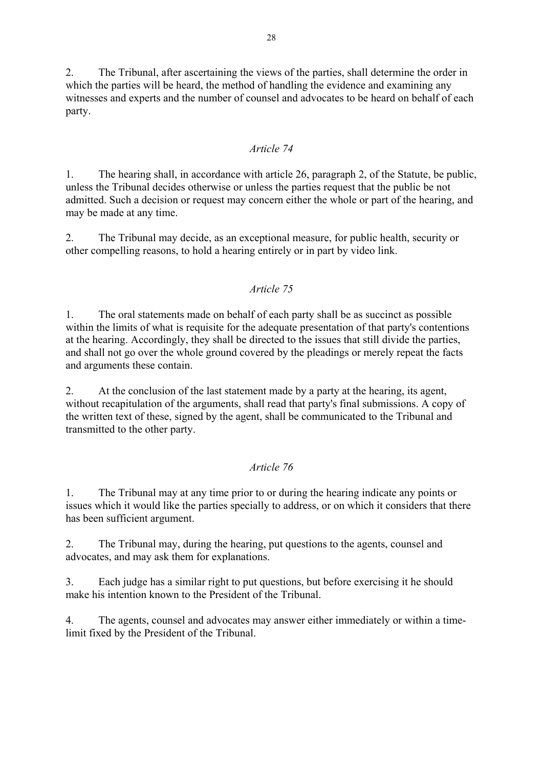2. The Tribunal, after ascertaining the views of the parties, shall determine the order in which the parties will be heard, the method of handling the evidence and examining any witnesses and experts and the number of counsel and advocates to be heard on behalf of each party.

### *Article 74*

1. The hearing shall, in accordance with article 26, paragraph 2, of the Statute, be public, unless the Tribunal decides otherwise or unless the parties request that the public be not admitted. Such a decision or request may concern either the whole or part of the hearing, and may be made at any time.

2. The Tribunal may decide, as an exceptional measure, for public health, security or other compelling reasons, to hold a hearing entirely or in part by video link.

### *Article 75*

1. The oral statements made on behalf of each party shall be as succinct as possible within the limits of what is requisite for the adequate presentation of that party's contentions at the hearing. Accordingly, they shall be directed to the issues that still divide the parties, and shall not go over the whole ground covered by the pleadings or merely repeat the facts and arguments these contain.

2. At the conclusion of the last statement made by a party at the hearing, its agent, without recapitulation of the arguments, shall read that party's final submissions. A copy of the written text of these, signed by the agent, shall be communicated to the Tribunal and transmitted to the other party.

### *Article 76*

1. The Tribunal may at any time prior to or during the hearing indicate any points or issues which it would like the parties specially to address, or on which it considers that there has been sufficient argument.

2. The Tribunal may, during the hearing, put questions to the agents, counsel and advocates, and may ask them for explanations.

3. Each judge has a similar right to put questions, but before exercising it he should make his intention known to the President of the Tribunal.

4. The agents, counsel and advocates may answer either immediately or within a time-limit fixed by the President of the Tribunal.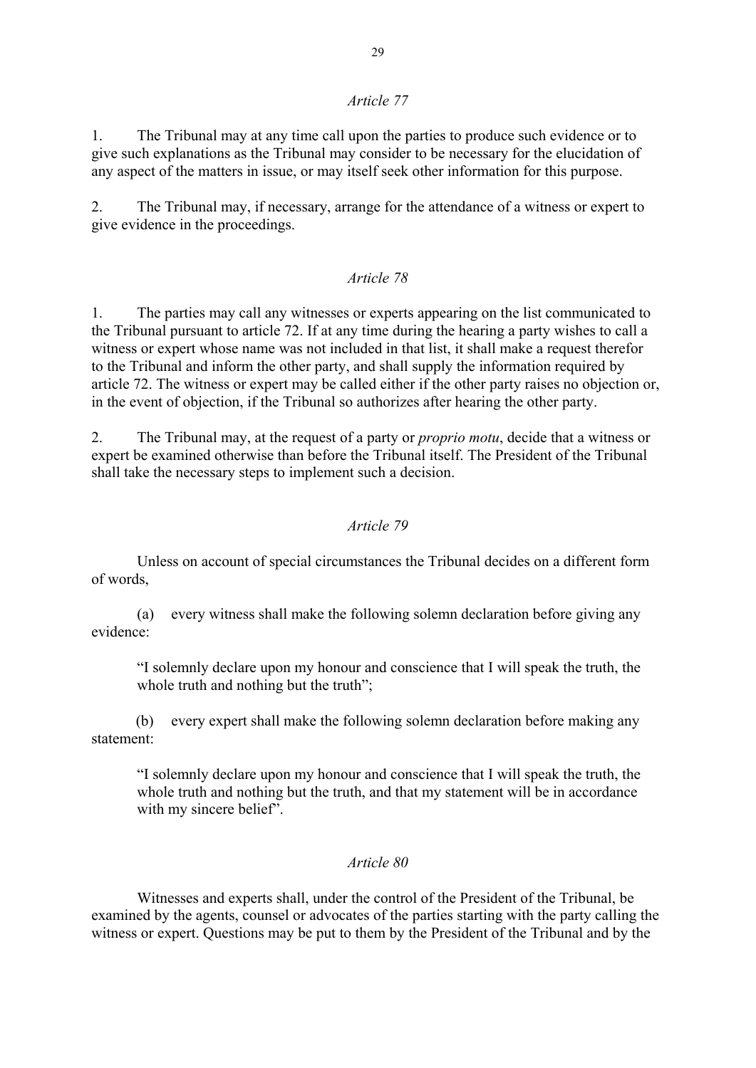*Article 77*

1. The Tribunal may at any time call upon the parties to produce such evidence or to give such explanations as the Tribunal may consider to be necessary for the elucidation of any aspect of the matters in issue, or may itself seek other information for this purpose.

2. The Tribunal may, if necessary, arrange for the attendance of a witness or expert to give evidence in the proceedings.

*Article 78*

1. The parties may call any witnesses or experts appearing on the list communicated to the Tribunal pursuant to article 72. If at any time during the hearing a party wishes to call a witness or expert whose name was not included in that list, it shall make a request therefor to the Tribunal and inform the other party, and shall supply the information required by article 72. The witness or expert may be called either if the other party raises no objection or, in the event of objection, if the Tribunal so authorizes after hearing the other party.

2. The Tribunal may, at the request of a party or *proprio motu*, decide that a witness or expert be examined otherwise than before the Tribunal itself. The President of the Tribunal shall take the necessary steps to implement such a decision.

*Article 79*

Unless on account of special circumstances the Tribunal decides on a different form of words,

(a) every witness shall make the following solemn declaration before giving any evidence:

> "I solemnly declare upon my honour and conscience that I will speak the truth, the whole truth and nothing but the truth";

(b) every expert shall make the following solemn declaration before making any statement:

> "I solemnly declare upon my honour and conscience that I will speak the truth, the whole truth and nothing but the truth, and that my statement will be in accordance with my sincere belief".

*Article 80*

Witnesses and experts shall, under the control of the President of the Tribunal, be examined by the agents, counsel or advocates of the parties starting with the party calling the witness or expert. Questions may be put to them by the President of the Tribunal and by the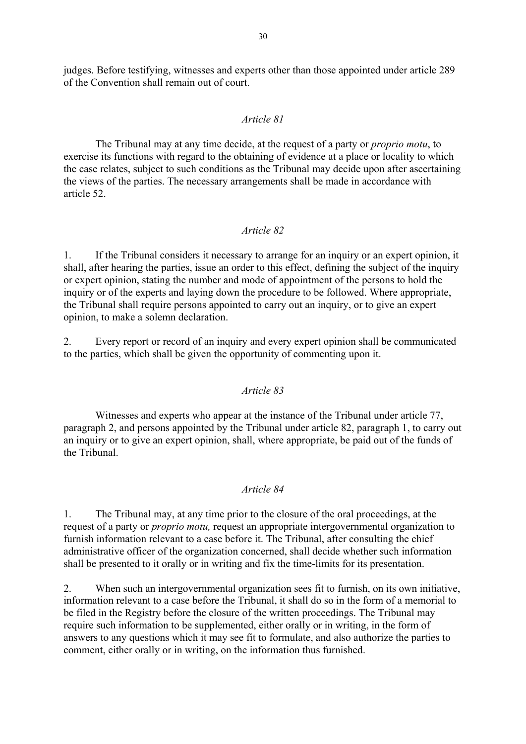judges. Before testifying, witnesses and experts other than those appointed under article 289 of the Convention shall remain out of court.

*Article 81*

The Tribunal may at any time decide, at the request of a party or *proprio motu*, to exercise its functions with regard to the obtaining of evidence at a place or locality to which the case relates, subject to such conditions as the Tribunal may decide upon after ascertaining the views of the parties. The necessary arrangements shall be made in accordance with article 52.

*Article 82*

1. If the Tribunal considers it necessary to arrange for an inquiry or an expert opinion, it shall, after hearing the parties, issue an order to this effect, defining the subject of the inquiry or expert opinion, stating the number and mode of appointment of the persons to hold the inquiry or of the experts and laying down the procedure to be followed. Where appropriate, the Tribunal shall require persons appointed to carry out an inquiry, or to give an expert opinion, to make a solemn declaration.

2. Every report or record of an inquiry and every expert opinion shall be communicated to the parties, which shall be given the opportunity of commenting upon it.

*Article 83*

Witnesses and experts who appear at the instance of the Tribunal under article 77, paragraph 2, and persons appointed by the Tribunal under article 82, paragraph 1, to carry out an inquiry or to give an expert opinion, shall, where appropriate, be paid out of the funds of the Tribunal.

*Article 84*

1. The Tribunal may, at any time prior to the closure of the oral proceedings, at the request of a party or *proprio motu,* request an appropriate intergovernmental organization to furnish information relevant to a case before it. The Tribunal, after consulting the chief administrative officer of the organization concerned, shall decide whether such information shall be presented to it orally or in writing and fix the time-limits for its presentation.

2. When such an intergovernmental organization sees fit to furnish, on its own initiative, information relevant to a case before the Tribunal, it shall do so in the form of a memorial to be filed in the Registry before the closure of the written proceedings. The Tribunal may require such information to be supplemented, either orally or in writing, in the form of answers to any questions which it may see fit to formulate, and also authorize the parties to comment, either orally or in writing, on the information thus furnished.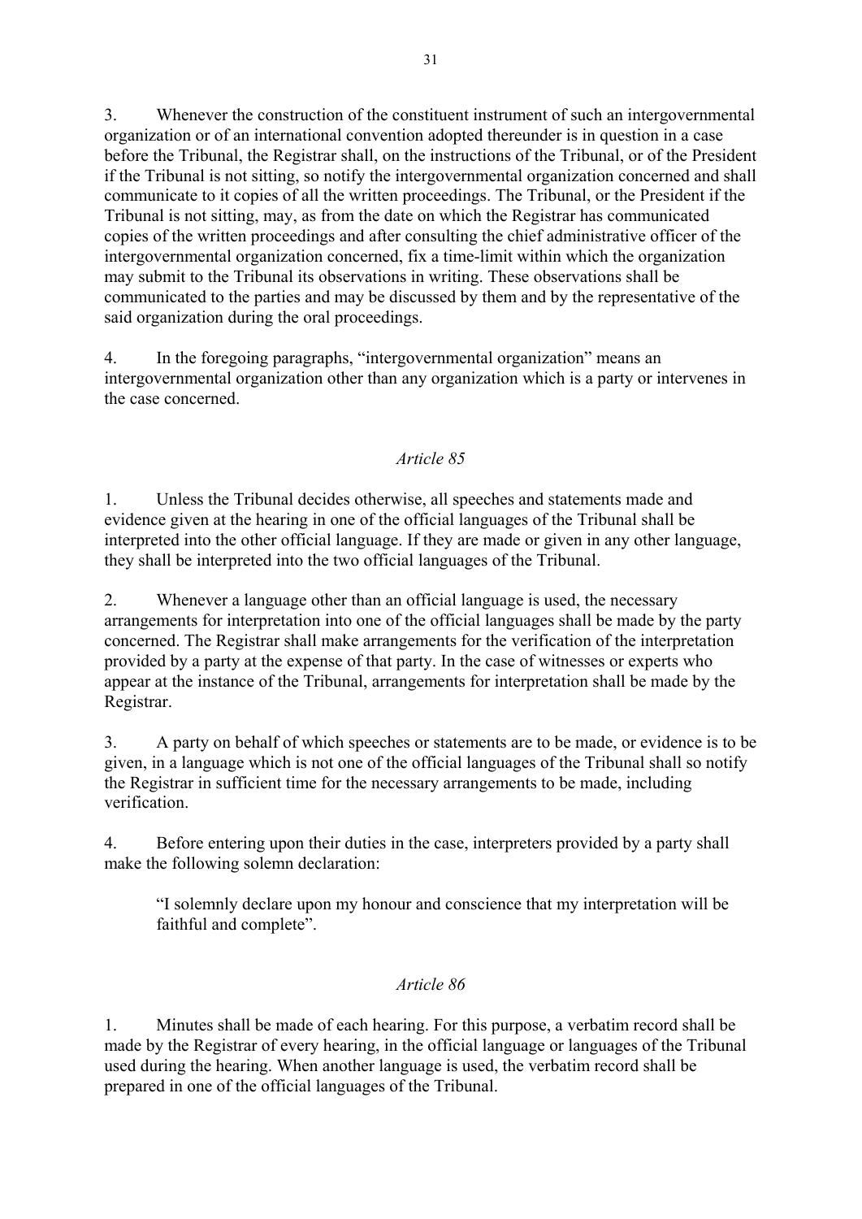3. Whenever the construction of the constituent instrument of such an intergovernmental organization or of an international convention adopted thereunder is in question in a case before the Tribunal, the Registrar shall, on the instructions of the Tribunal, or of the President if the Tribunal is not sitting, so notify the intergovernmental organization concerned and shall communicate to it copies of all the written proceedings. The Tribunal, or the President if the Tribunal is not sitting, may, as from the date on which the Registrar has communicated copies of the written proceedings and after consulting the chief administrative officer of the intergovernmental organization concerned, fix a time-limit within which the organization may submit to the Tribunal its observations in writing. These observations shall be communicated to the parties and may be discussed by them and by the representative of the said organization during the oral proceedings.

4. In the foregoing paragraphs, "intergovernmental organization" means an intergovernmental organization other than any organization which is a party or intervenes in the case concerned.

### *Article 85*

1. Unless the Tribunal decides otherwise, all speeches and statements made and evidence given at the hearing in one of the official languages of the Tribunal shall be interpreted into the other official language. If they are made or given in any other language, they shall be interpreted into the two official languages of the Tribunal.

2. Whenever a language other than an official language is used, the necessary arrangements for interpretation into one of the official languages shall be made by the party concerned. The Registrar shall make arrangements for the verification of the interpretation provided by a party at the expense of that party. In the case of witnesses or experts who appear at the instance of the Tribunal, arrangements for interpretation shall be made by the Registrar.

3. A party on behalf of which speeches or statements are to be made, or evidence is to be given, in a language which is not one of the official languages of the Tribunal shall so notify the Registrar in sufficient time for the necessary arrangements to be made, including verification.

4. Before entering upon their duties in the case, interpreters provided by a party shall make the following solemn declaration:

> "I solemnly declare upon my honour and conscience that my interpretation will be faithful and complete".

### *Article 86*

1. Minutes shall be made of each hearing. For this purpose, a verbatim record shall be made by the Registrar of every hearing, in the official language or languages of the Tribunal used during the hearing. When another language is used, the verbatim record shall be prepared in one of the official languages of the Tribunal.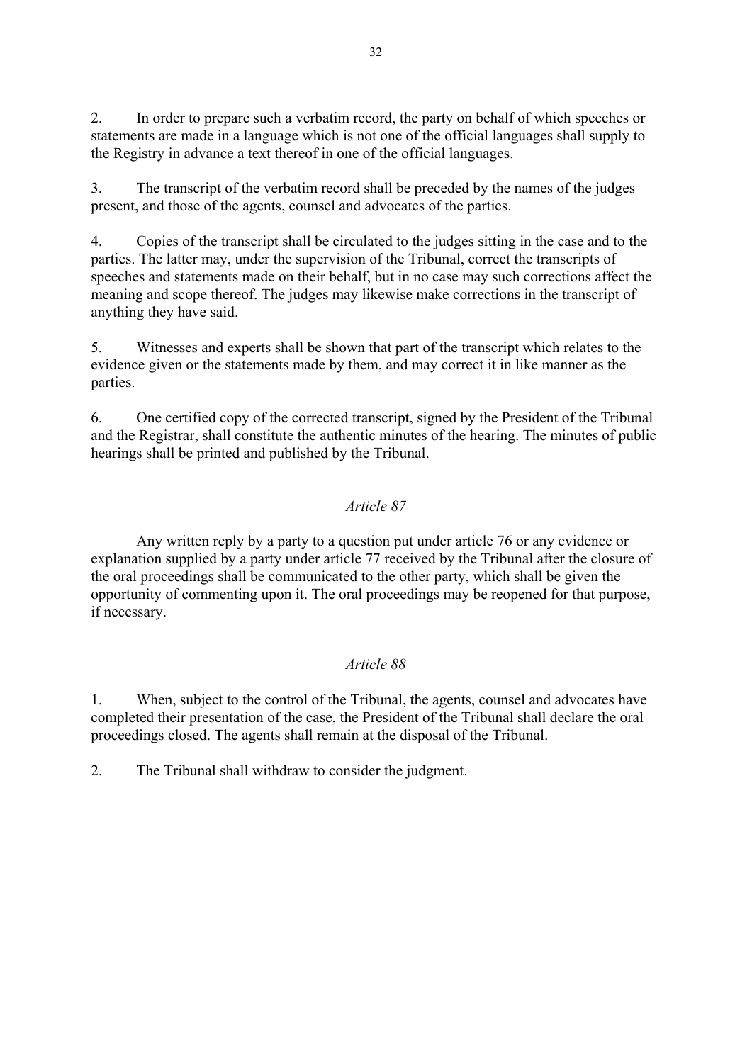2. In order to prepare such a verbatim record, the party on behalf of which speeches or statements are made in a language which is not one of the official languages shall supply to the Registry in advance a text thereof in one of the official languages.

3. The transcript of the verbatim record shall be preceded by the names of the judges present, and those of the agents, counsel and advocates of the parties.

4. Copies of the transcript shall be circulated to the judges sitting in the case and to the parties. The latter may, under the supervision of the Tribunal, correct the transcripts of speeches and statements made on their behalf, but in no case may such corrections affect the meaning and scope thereof. The judges may likewise make corrections in the transcript of anything they have said.

5. Witnesses and experts shall be shown that part of the transcript which relates to the evidence given or the statements made by them, and may correct it in like manner as the parties.

6. One certified copy of the corrected transcript, signed by the President of the Tribunal and the Registrar, shall constitute the authentic minutes of the hearing. The minutes of public hearings shall be printed and published by the Tribunal.

*Article 87*

Any written reply by a party to a question put under article 76 or any evidence or explanation supplied by a party under article 77 received by the Tribunal after the closure of the oral proceedings shall be communicated to the other party, which shall be given the opportunity of commenting upon it. The oral proceedings may be reopened for that purpose, if necessary.

*Article 88*

1. When, subject to the control of the Tribunal, the agents, counsel and advocates have completed their presentation of the case, the President of the Tribunal shall declare the oral proceedings closed. The agents shall remain at the disposal of the Tribunal.

2. The Tribunal shall withdraw to consider the judgment.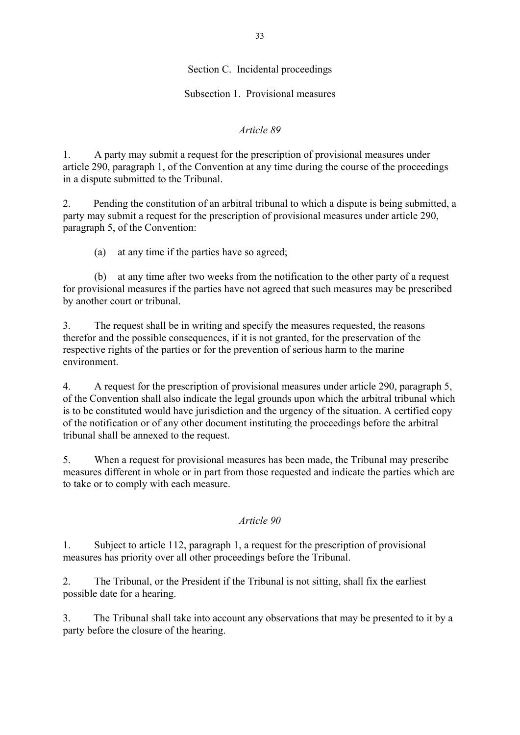## Section C. Incidental proceedings

### Subsection 1. Provisional measures

*Article 89*

1. A party may submit a request for the prescription of provisional measures under article 290, paragraph 1, of the Convention at any time during the course of the proceedings in a dispute submitted to the Tribunal.

2. Pending the constitution of an arbitral tribunal to which a dispute is being submitted, a party may submit a request for the prescription of provisional measures under article 290, paragraph 5, of the Convention:

 (a) at any time if the parties have so agreed;

 (b) at any time after two weeks from the notification to the other party of a request for provisional measures if the parties have not agreed that such measures may be prescribed by another court or tribunal.

3. The request shall be in writing and specify the measures requested, the reasons therefor and the possible consequences, if it is not granted, for the preservation of the respective rights of the parties or for the prevention of serious harm to the marine environment.

4. A request for the prescription of provisional measures under article 290, paragraph 5, of the Convention shall also indicate the legal grounds upon which the arbitral tribunal which is to be constituted would have jurisdiction and the urgency of the situation. A certified copy of the notification or of any other document instituting the proceedings before the arbitral tribunal shall be annexed to the request.

5. When a request for provisional measures has been made, the Tribunal may prescribe measures different in whole or in part from those requested and indicate the parties which are to take or to comply with each measure.

*Article 90*

1. Subject to article 112, paragraph 1, a request for the prescription of provisional measures has priority over all other proceedings before the Tribunal.

2. The Tribunal, or the President if the Tribunal is not sitting, shall fix the earliest possible date for a hearing.

3. The Tribunal shall take into account any observations that may be presented to it by a party before the closure of the hearing.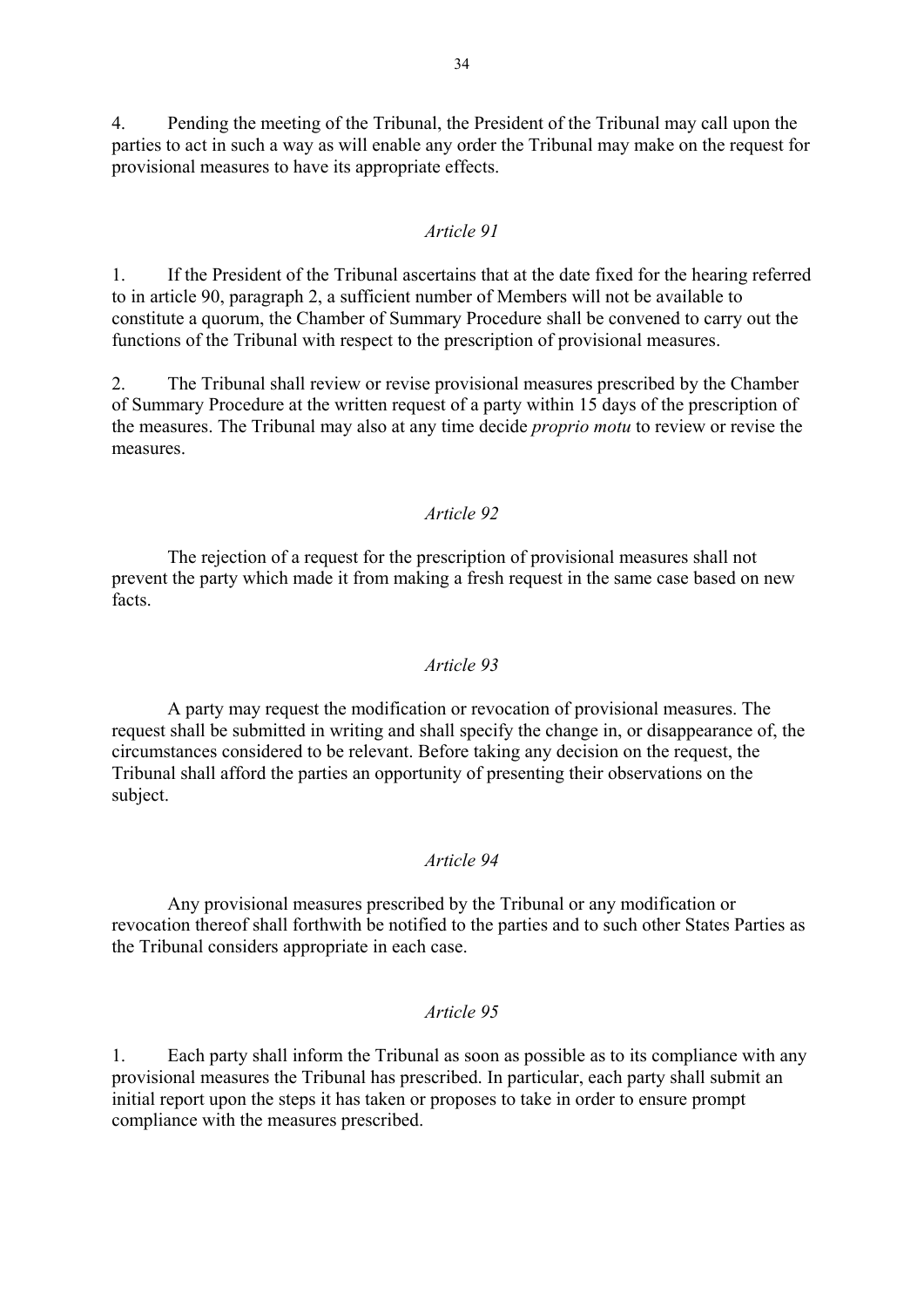4. Pending the meeting of the Tribunal, the President of the Tribunal may call upon the parties to act in such a way as will enable any order the Tribunal may make on the request for provisional measures to have its appropriate effects.

### *Article 91*

1. If the President of the Tribunal ascertains that at the date fixed for the hearing referred to in article 90, paragraph 2, a sufficient number of Members will not be available to constitute a quorum, the Chamber of Summary Procedure shall be convened to carry out the functions of the Tribunal with respect to the prescription of provisional measures.

2. The Tribunal shall review or revise provisional measures prescribed by the Chamber of Summary Procedure at the written request of a party within 15 days of the prescription of the measures. The Tribunal may also at any time decide *proprio motu* to review or revise the measures.

### *Article 92*

The rejection of a request for the prescription of provisional measures shall not prevent the party which made it from making a fresh request in the same case based on new facts.

### *Article 93*

A party may request the modification or revocation of provisional measures. The request shall be submitted in writing and shall specify the change in, or disappearance of, the circumstances considered to be relevant. Before taking any decision on the request, the Tribunal shall afford the parties an opportunity of presenting their observations on the subject.

### *Article 94*

Any provisional measures prescribed by the Tribunal or any modification or revocation thereof shall forthwith be notified to the parties and to such other States Parties as the Tribunal considers appropriate in each case.

### *Article 95*

1. Each party shall inform the Tribunal as soon as possible as to its compliance with any provisional measures the Tribunal has prescribed. In particular, each party shall submit an initial report upon the steps it has taken or proposes to take in order to ensure prompt compliance with the measures prescribed.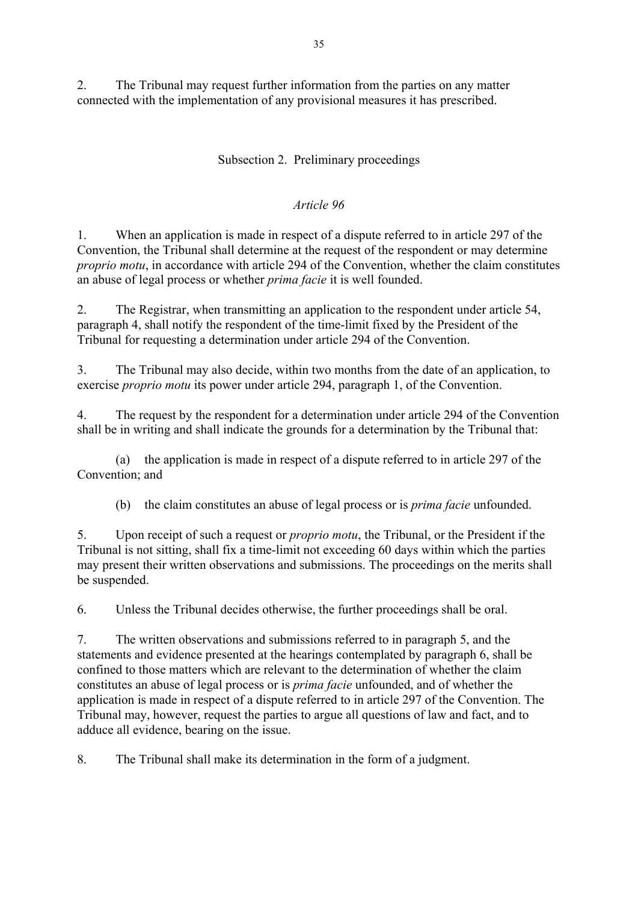2. The Tribunal may request further information from the parties on any matter connected with the implementation of any provisional measures it has prescribed.

### Subsection 2. Preliminary proceedings

#### *Article 96*

1. When an application is made in respect of a dispute referred to in article 297 of the Convention, the Tribunal shall determine at the request of the respondent or may determine *proprio motu*, in accordance with article 294 of the Convention, whether the claim constitutes an abuse of legal process or whether *prima facie* it is well founded.

2. The Registrar, when transmitting an application to the respondent under article 54, paragraph 4, shall notify the respondent of the time-limit fixed by the President of the Tribunal for requesting a determination under article 294 of the Convention.

3. The Tribunal may also decide, within two months from the date of an application, to exercise *proprio motu* its power under article 294, paragraph 1, of the Convention.

4. The request by the respondent for a determination under article 294 of the Convention shall be in writing and shall indicate the grounds for a determination by the Tribunal that:

   (a) the application is made in respect of a dispute referred to in article 297 of the Convention; and

   (b) the claim constitutes an abuse of legal process or is *prima facie* unfounded.

5. Upon receipt of such a request or *proprio motu*, the Tribunal, or the President if the Tribunal is not sitting, shall fix a time-limit not exceeding 60 days within which the parties may present their written observations and submissions. The proceedings on the merits shall be suspended.

6. Unless the Tribunal decides otherwise, the further proceedings shall be oral.

7. The written observations and submissions referred to in paragraph 5, and the statements and evidence presented at the hearings contemplated by paragraph 6, shall be confined to those matters which are relevant to the determination of whether the claim constitutes an abuse of legal process or is *prima facie* unfounded, and of whether the application is made in respect of a dispute referred to in article 297 of the Convention. The Tribunal may, however, request the parties to argue all questions of law and fact, and to adduce all evidence, bearing on the issue.

8. The Tribunal shall make its determination in the form of a judgment.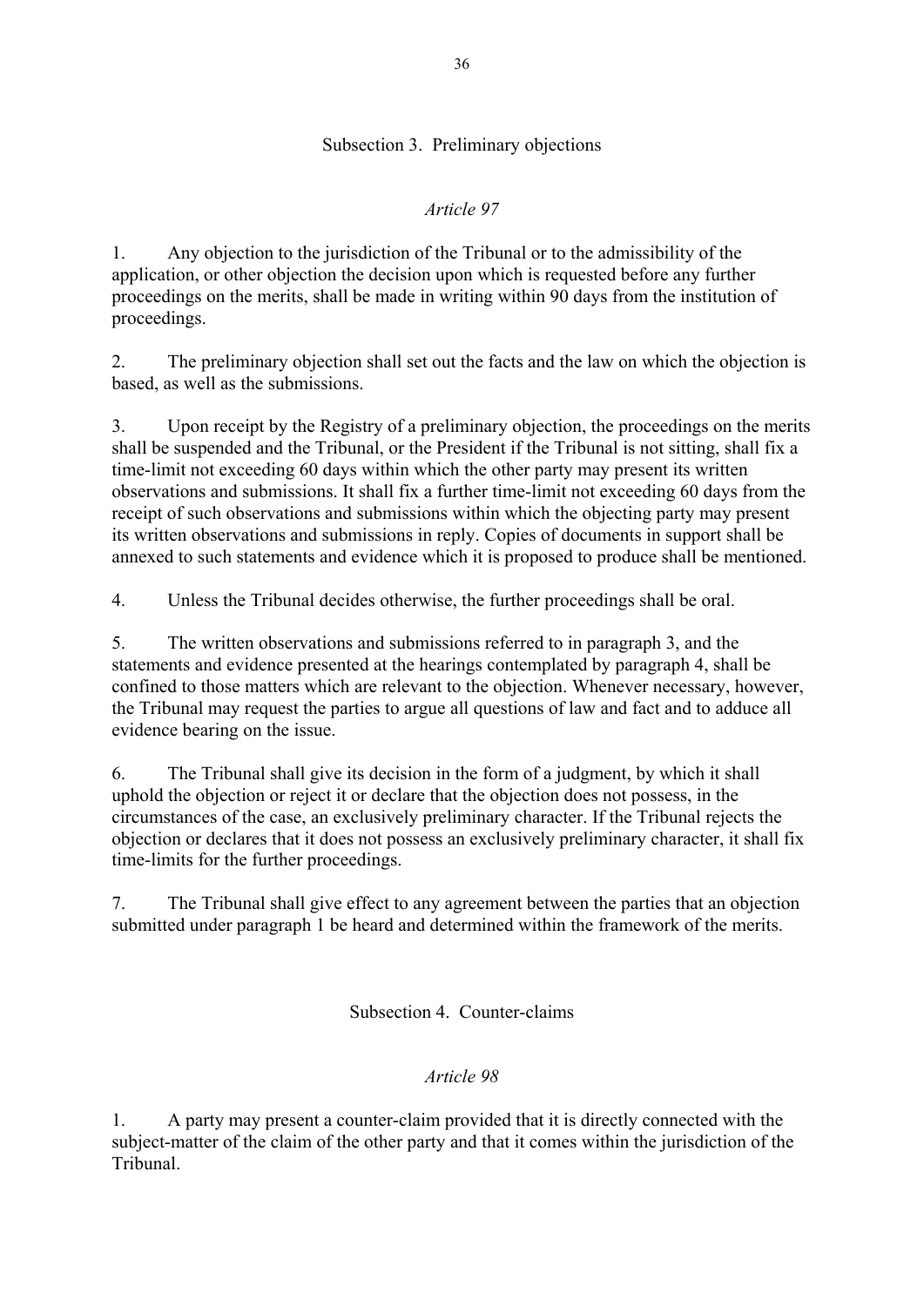### Subsection 3. Preliminary objections

*Article 97*

1. Any objection to the jurisdiction of the Tribunal or to the admissibility of the application, or other objection the decision upon which is requested before any further proceedings on the merits, shall be made in writing within 90 days from the institution of proceedings.

2. The preliminary objection shall set out the facts and the law on which the objection is based, as well as the submissions.

3. Upon receipt by the Registry of a preliminary objection, the proceedings on the merits shall be suspended and the Tribunal, or the President if the Tribunal is not sitting, shall fix a time-limit not exceeding 60 days within which the other party may present its written observations and submissions. It shall fix a further time-limit not exceeding 60 days from the receipt of such observations and submissions within which the objecting party may present its written observations and submissions in reply. Copies of documents in support shall be annexed to such statements and evidence which it is proposed to produce shall be mentioned.

4. Unless the Tribunal decides otherwise, the further proceedings shall be oral.

5. The written observations and submissions referred to in paragraph 3, and the statements and evidence presented at the hearings contemplated by paragraph 4, shall be confined to those matters which are relevant to the objection. Whenever necessary, however, the Tribunal may request the parties to argue all questions of law and fact and to adduce all evidence bearing on the issue.

6. The Tribunal shall give its decision in the form of a judgment, by which it shall uphold the objection or reject it or declare that the objection does not possess, in the circumstances of the case, an exclusively preliminary character. If the Tribunal rejects the objection or declares that it does not possess an exclusively preliminary character, it shall fix time-limits for the further proceedings.

7. The Tribunal shall give effect to any agreement between the parties that an objection submitted under paragraph 1 be heard and determined within the framework of the merits.

### Subsection 4. Counter-claims

*Article 98*

1. A party may present a counter-claim provided that it is directly connected with the subject-matter of the claim of the other party and that it comes within the jurisdiction of the Tribunal.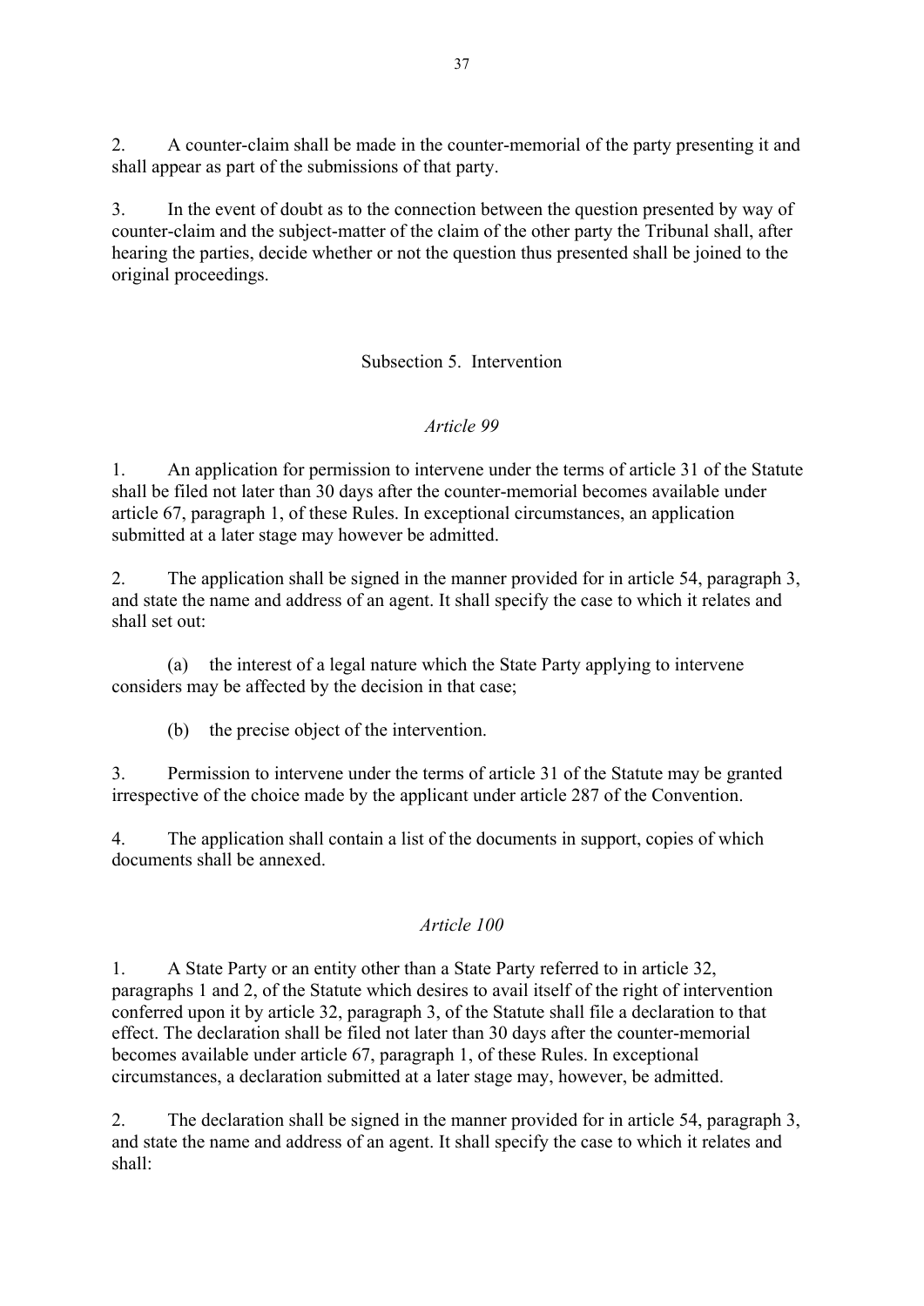2. A counter-claim shall be made in the counter-memorial of the party presenting it and shall appear as part of the submissions of that party.

3. In the event of doubt as to the connection between the question presented by way of counter-claim and the subject-matter of the claim of the other party the Tribunal shall, after hearing the parties, decide whether or not the question thus presented shall be joined to the original proceedings.

## Subsection 5. Intervention

### *Article 99*

1. An application for permission to intervene under the terms of article 31 of the Statute shall be filed not later than 30 days after the counter-memorial becomes available under article 67, paragraph 1, of these Rules. In exceptional circumstances, an application submitted at a later stage may however be admitted.

2. The application shall be signed in the manner provided for in article 54, paragraph 3, and state the name and address of an agent. It shall specify the case to which it relates and shall set out:

(a) the interest of a legal nature which the State Party applying to intervene considers may be affected by the decision in that case;

(b) the precise object of the intervention.

3. Permission to intervene under the terms of article 31 of the Statute may be granted irrespective of the choice made by the applicant under article 287 of the Convention.

4. The application shall contain a list of the documents in support, copies of which documents shall be annexed.

### *Article 100*

1. A State Party or an entity other than a State Party referred to in article 32, paragraphs 1 and 2, of the Statute which desires to avail itself of the right of intervention conferred upon it by article 32, paragraph 3, of the Statute shall file a declaration to that effect. The declaration shall be filed not later than 30 days after the counter-memorial becomes available under article 67, paragraph 1, of these Rules. In exceptional circumstances, a declaration submitted at a later stage may, however, be admitted.

2. The declaration shall be signed in the manner provided for in article 54, paragraph 3, and state the name and address of an agent. It shall specify the case to which it relates and shall: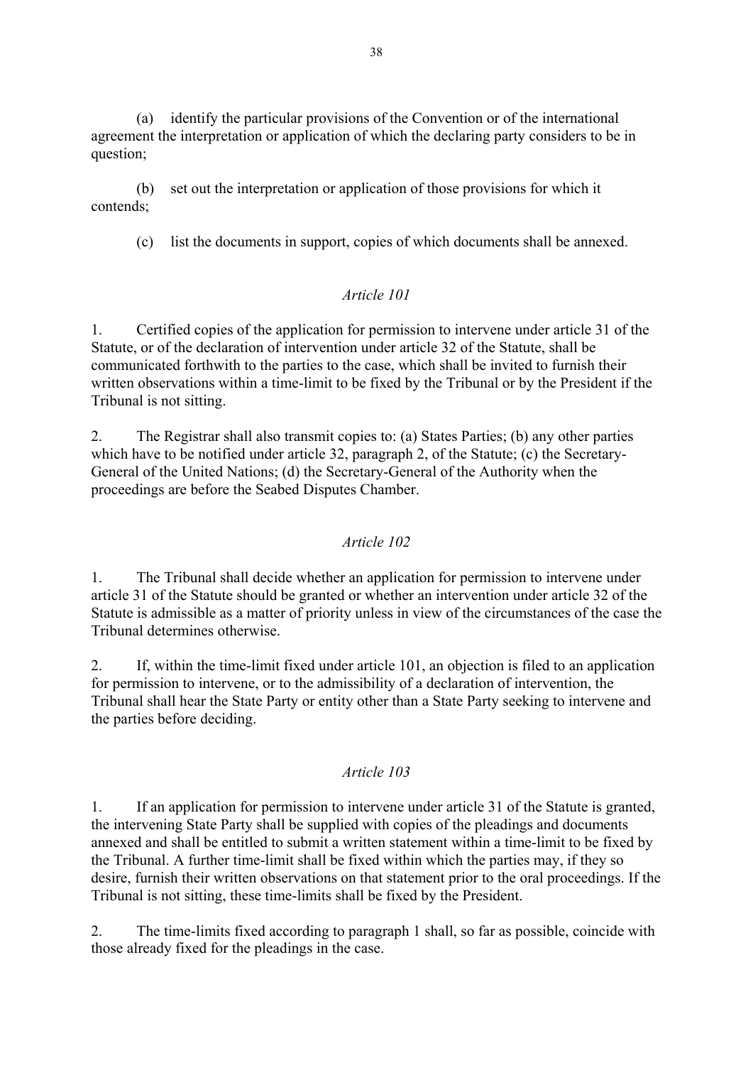(a) identify the particular provisions of the Convention or of the international agreement the interpretation or application of which the declaring party considers to be in question;

(b) set out the interpretation or application of those provisions for which it contends;

(c) list the documents in support, copies of which documents shall be annexed.

### *Article 101*

1. Certified copies of the application for permission to intervene under article 31 of the Statute, or of the declaration of intervention under article 32 of the Statute, shall be communicated forthwith to the parties to the case, which shall be invited to furnish their written observations within a time-limit to be fixed by the Tribunal or by the President if the Tribunal is not sitting.

2. The Registrar shall also transmit copies to: (a) States Parties; (b) any other parties which have to be notified under article 32, paragraph 2, of the Statute; (c) the Secretary-General of the United Nations; (d) the Secretary-General of the Authority when the proceedings are before the Seabed Disputes Chamber.

### *Article 102*

1. The Tribunal shall decide whether an application for permission to intervene under article 31 of the Statute should be granted or whether an intervention under article 32 of the Statute is admissible as a matter of priority unless in view of the circumstances of the case the Tribunal determines otherwise.

2. If, within the time-limit fixed under article 101, an objection is filed to an application for permission to intervene, or to the admissibility of a declaration of intervention, the Tribunal shall hear the State Party or entity other than a State Party seeking to intervene and the parties before deciding.

### *Article 103*

1. If an application for permission to intervene under article 31 of the Statute is granted, the intervening State Party shall be supplied with copies of the pleadings and documents annexed and shall be entitled to submit a written statement within a time-limit to be fixed by the Tribunal. A further time-limit shall be fixed within which the parties may, if they so desire, furnish their written observations on that statement prior to the oral proceedings. If the Tribunal is not sitting, these time-limits shall be fixed by the President.

2. The time-limits fixed according to paragraph 1 shall, so far as possible, coincide with those already fixed for the pleadings in the case.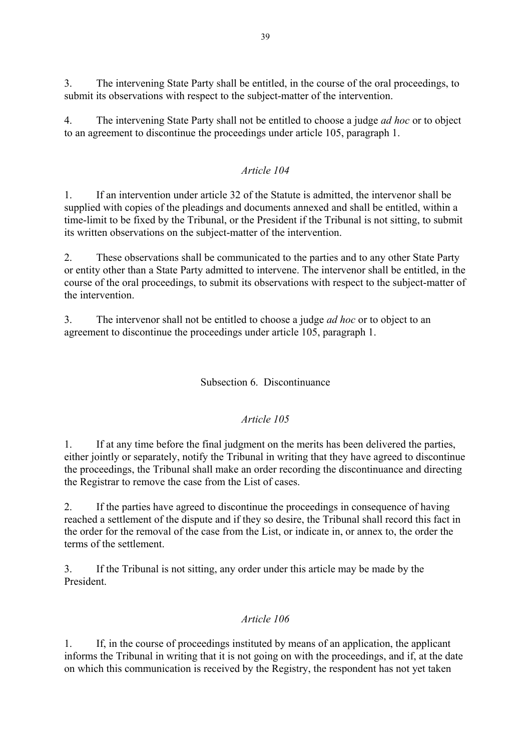3. The intervening State Party shall be entitled, in the course of the oral proceedings, to submit its observations with respect to the subject-matter of the intervention.

4. The intervening State Party shall not be entitled to choose a judge *ad hoc* or to object to an agreement to discontinue the proceedings under article 105, paragraph 1.

*Article 104*

1. If an intervention under article 32 of the Statute is admitted, the intervenor shall be supplied with copies of the pleadings and documents annexed and shall be entitled, within a time-limit to be fixed by the Tribunal, or the President if the Tribunal is not sitting, to submit its written observations on the subject-matter of the intervention.

2. These observations shall be communicated to the parties and to any other State Party or entity other than a State Party admitted to intervene. The intervenor shall be entitled, in the course of the oral proceedings, to submit its observations with respect to the subject-matter of the intervention.

3. The intervenor shall not be entitled to choose a judge *ad hoc* or to object to an agreement to discontinue the proceedings under article 105, paragraph 1.

Subsection 6. Discontinuance

*Article 105*

1. If at any time before the final judgment on the merits has been delivered the parties, either jointly or separately, notify the Tribunal in writing that they have agreed to discontinue the proceedings, the Tribunal shall make an order recording the discontinuance and directing the Registrar to remove the case from the List of cases.

2. If the parties have agreed to discontinue the proceedings in consequence of having reached a settlement of the dispute and if they so desire, the Tribunal shall record this fact in the order for the removal of the case from the List, or indicate in, or annex to, the order the terms of the settlement.

3. If the Tribunal is not sitting, any order under this article may be made by the President.

*Article 106*

1. If, in the course of proceedings instituted by means of an application, the applicant informs the Tribunal in writing that it is not going on with the proceedings, and if, at the date on which this communication is received by the Registry, the respondent has not yet taken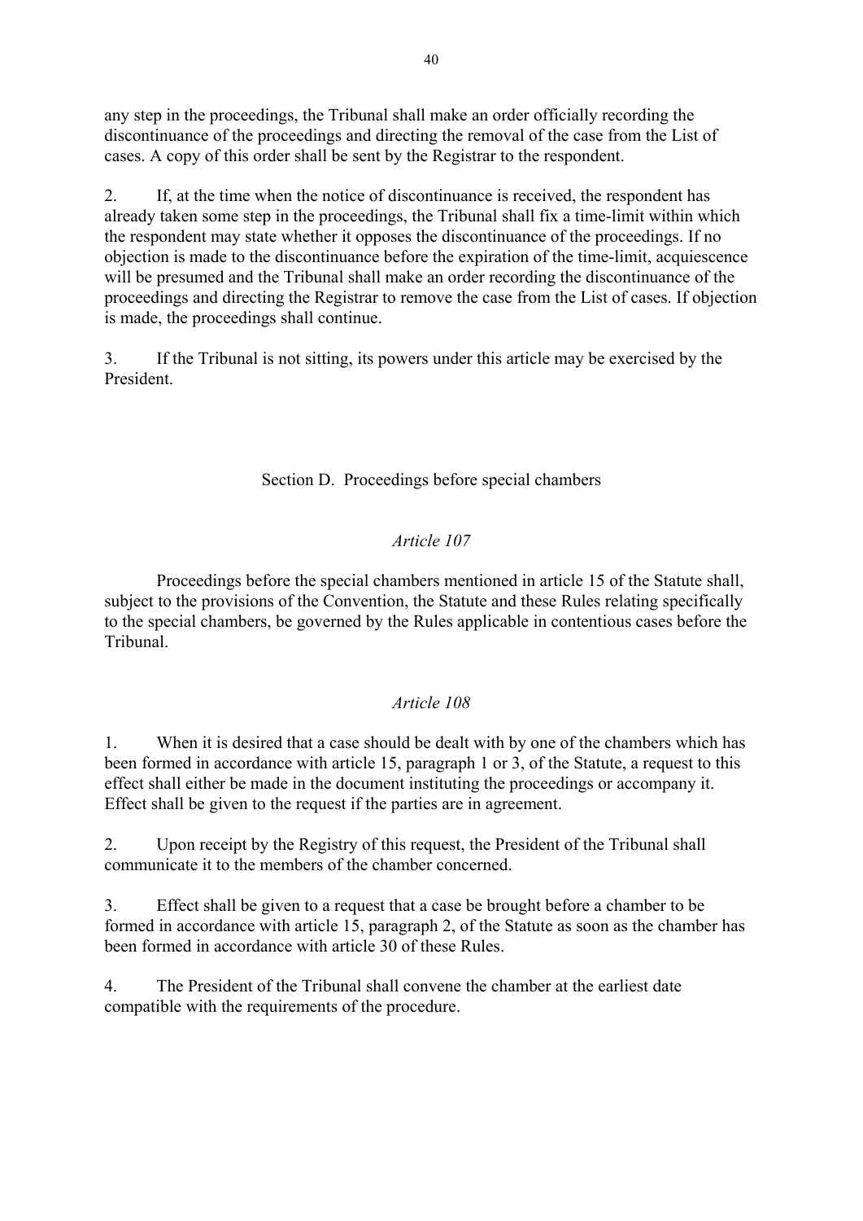any step in the proceedings, the Tribunal shall make an order officially recording the discontinuance of the proceedings and directing the removal of the case from the List of cases. A copy of this order shall be sent by the Registrar to the respondent.

2. If, at the time when the notice of discontinuance is received, the respondent has already taken some step in the proceedings, the Tribunal shall fix a time-limit within which the respondent may state whether it opposes the discontinuance of the proceedings. If no objection is made to the discontinuance before the expiration of the time-limit, acquiescence will be presumed and the Tribunal shall make an order recording the discontinuance of the proceedings and directing the Registrar to remove the case from the List of cases. If objection is made, the proceedings shall continue.

3. If the Tribunal is not sitting, its powers under this article may be exercised by the President.

## Section D. Proceedings before special chambers

### *Article 107*

Proceedings before the special chambers mentioned in article 15 of the Statute shall, subject to the provisions of the Convention, the Statute and these Rules relating specifically to the special chambers, be governed by the Rules applicable in contentious cases before the Tribunal.

### *Article 108*

1. When it is desired that a case should be dealt with by one of the chambers which has been formed in accordance with article 15, paragraph 1 or 3, of the Statute, a request to this effect shall either be made in the document instituting the proceedings or accompany it. Effect shall be given to the request if the parties are in agreement.

2. Upon receipt by the Registry of this request, the President of the Tribunal shall communicate it to the members of the chamber concerned.

3. Effect shall be given to a request that a case be brought before a chamber to be formed in accordance with article 15, paragraph 2, of the Statute as soon as the chamber has been formed in accordance with article 30 of these Rules.

4. The President of the Tribunal shall convene the chamber at the earliest date compatible with the requirements of the procedure.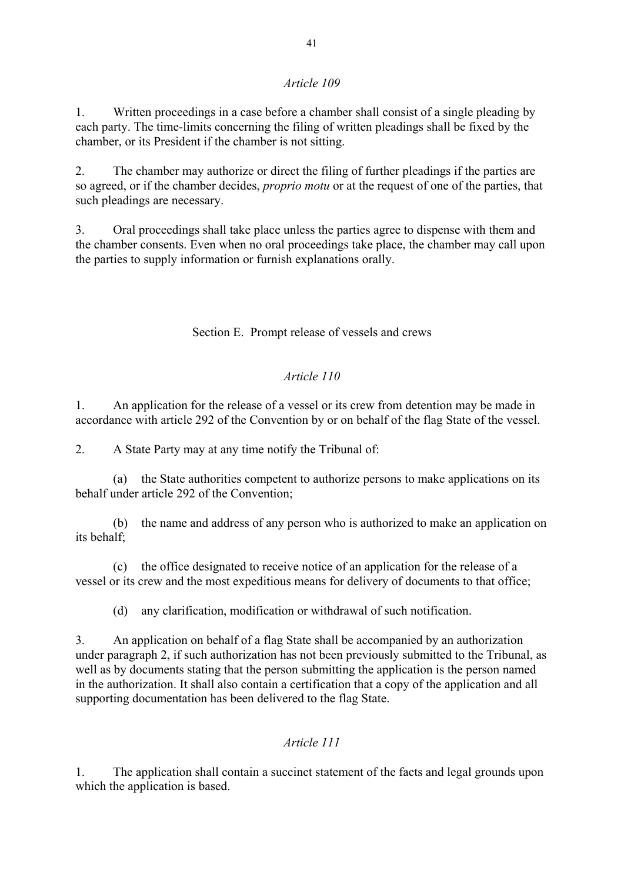### *Article 109*

1. Written proceedings in a case before a chamber shall consist of a single pleading by each party. The time-limits concerning the filing of written pleadings shall be fixed by the chamber, or its President if the chamber is not sitting.

2. The chamber may authorize or direct the filing of further pleadings if the parties are so agreed, or if the chamber decides, *proprio motu* or at the request of one of the parties, that such pleadings are necessary.

3. Oral proceedings shall take place unless the parties agree to dispense with them and the chamber consents. Even when no oral proceedings take place, the chamber may call upon the parties to supply information or furnish explanations orally.

## Section E. Prompt release of vessels and crews

### *Article 110*

1. An application for the release of a vessel or its crew from detention may be made in accordance with article 292 of the Convention by or on behalf of the flag State of the vessel.

2. A State Party may at any time notify the Tribunal of:

   (a) the State authorities competent to authorize persons to make applications on its behalf under article 292 of the Convention;

   (b) the name and address of any person who is authorized to make an application on its behalf;

   (c) the office designated to receive notice of an application for the release of a vessel or its crew and the most expeditious means for delivery of documents to that office;

   (d) any clarification, modification or withdrawal of such notification.

3. An application on behalf of a flag State shall be accompanied by an authorization under paragraph 2, if such authorization has not been previously submitted to the Tribunal, as well as by documents stating that the person submitting the application is the person named in the authorization. It shall also contain a certification that a copy of the application and all supporting documentation has been delivered to the flag State.

### *Article 111*

1. The application shall contain a succinct statement of the facts and legal grounds upon which the application is based.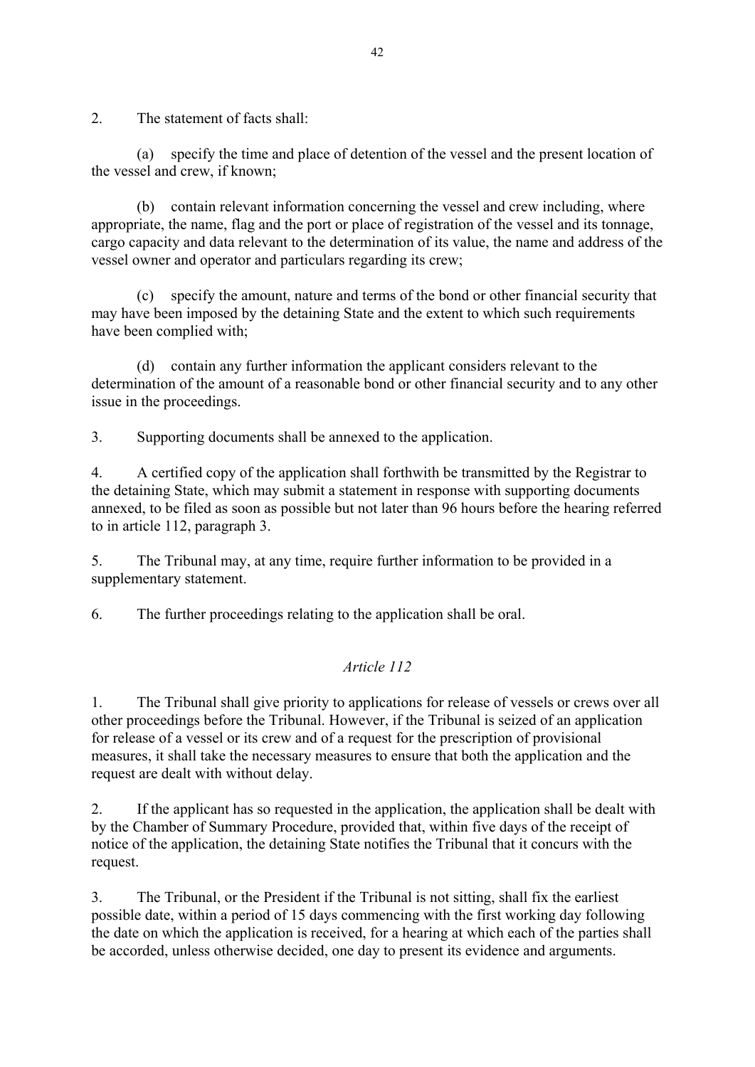2. The statement of facts shall:

(a) specify the time and place of detention of the vessel and the present location of the vessel and crew, if known;

(b) contain relevant information concerning the vessel and crew including, where appropriate, the name, flag and the port or place of registration of the vessel and its tonnage, cargo capacity and data relevant to the determination of its value, the name and address of the vessel owner and operator and particulars regarding its crew;

(c) specify the amount, nature and terms of the bond or other financial security that may have been imposed by the detaining State and the extent to which such requirements have been complied with;

(d) contain any further information the applicant considers relevant to the determination of the amount of a reasonable bond or other financial security and to any other issue in the proceedings.

3. Supporting documents shall be annexed to the application.

4. A certified copy of the application shall forthwith be transmitted by the Registrar to the detaining State, which may submit a statement in response with supporting documents annexed, to be filed as soon as possible but not later than 96 hours before the hearing referred to in article 112, paragraph 3.

5. The Tribunal may, at any time, require further information to be provided in a supplementary statement.

6. The further proceedings relating to the application shall be oral.

### *Article 112*

1. The Tribunal shall give priority to applications for release of vessels or crews over all other proceedings before the Tribunal. However, if the Tribunal is seized of an application for release of a vessel or its crew and of a request for the prescription of provisional measures, it shall take the necessary measures to ensure that both the application and the request are dealt with without delay.

2. If the applicant has so requested in the application, the application shall be dealt with by the Chamber of Summary Procedure, provided that, within five days of the receipt of notice of the application, the detaining State notifies the Tribunal that it concurs with the request.

3. The Tribunal, or the President if the Tribunal is not sitting, shall fix the earliest possible date, within a period of 15 days commencing with the first working day following the date on which the application is received, for a hearing at which each of the parties shall be accorded, unless otherwise decided, one day to present its evidence and arguments.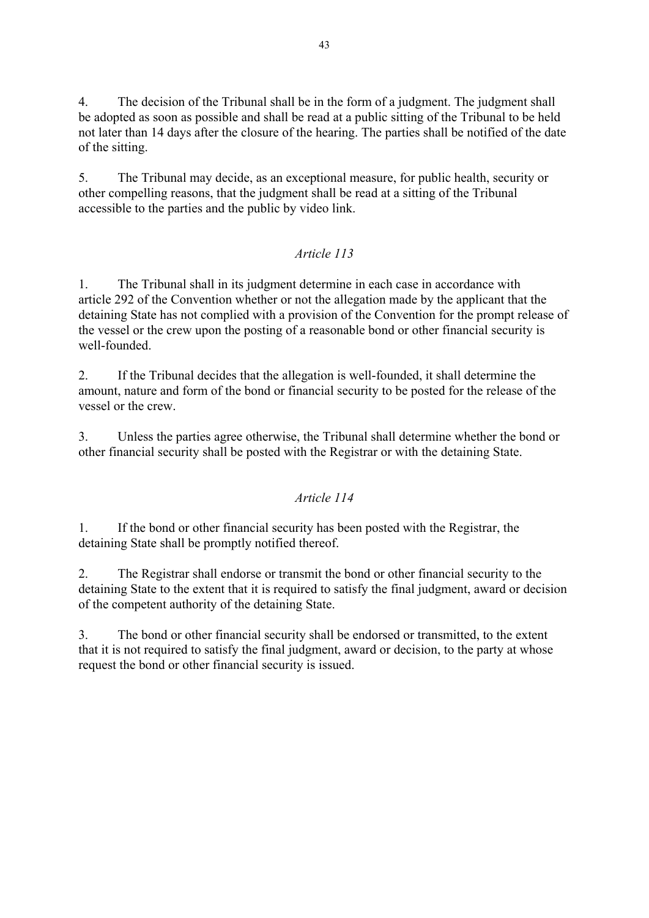4. The decision of the Tribunal shall be in the form of a judgment. The judgment shall be adopted as soon as possible and shall be read at a public sitting of the Tribunal to be held not later than 14 days after the closure of the hearing. The parties shall be notified of the date of the sitting.

5. The Tribunal may decide, as an exceptional measure, for public health, security or other compelling reasons, that the judgment shall be read at a sitting of the Tribunal accessible to the parties and the public by video link.

### *Article 113*

1. The Tribunal shall in its judgment determine in each case in accordance with article 292 of the Convention whether or not the allegation made by the applicant that the detaining State has not complied with a provision of the Convention for the prompt release of the vessel or the crew upon the posting of a reasonable bond or other financial security is well-founded.

2. If the Tribunal decides that the allegation is well-founded, it shall determine the amount, nature and form of the bond or financial security to be posted for the release of the vessel or the crew.

3. Unless the parties agree otherwise, the Tribunal shall determine whether the bond or other financial security shall be posted with the Registrar or with the detaining State.

### *Article 114*

1. If the bond or other financial security has been posted with the Registrar, the detaining State shall be promptly notified thereof.

2. The Registrar shall endorse or transmit the bond or other financial security to the detaining State to the extent that it is required to satisfy the final judgment, award or decision of the competent authority of the detaining State.

3. The bond or other financial security shall be endorsed or transmitted, to the extent that it is not required to satisfy the final judgment, award or decision, to the party at whose request the bond or other financial security is issued.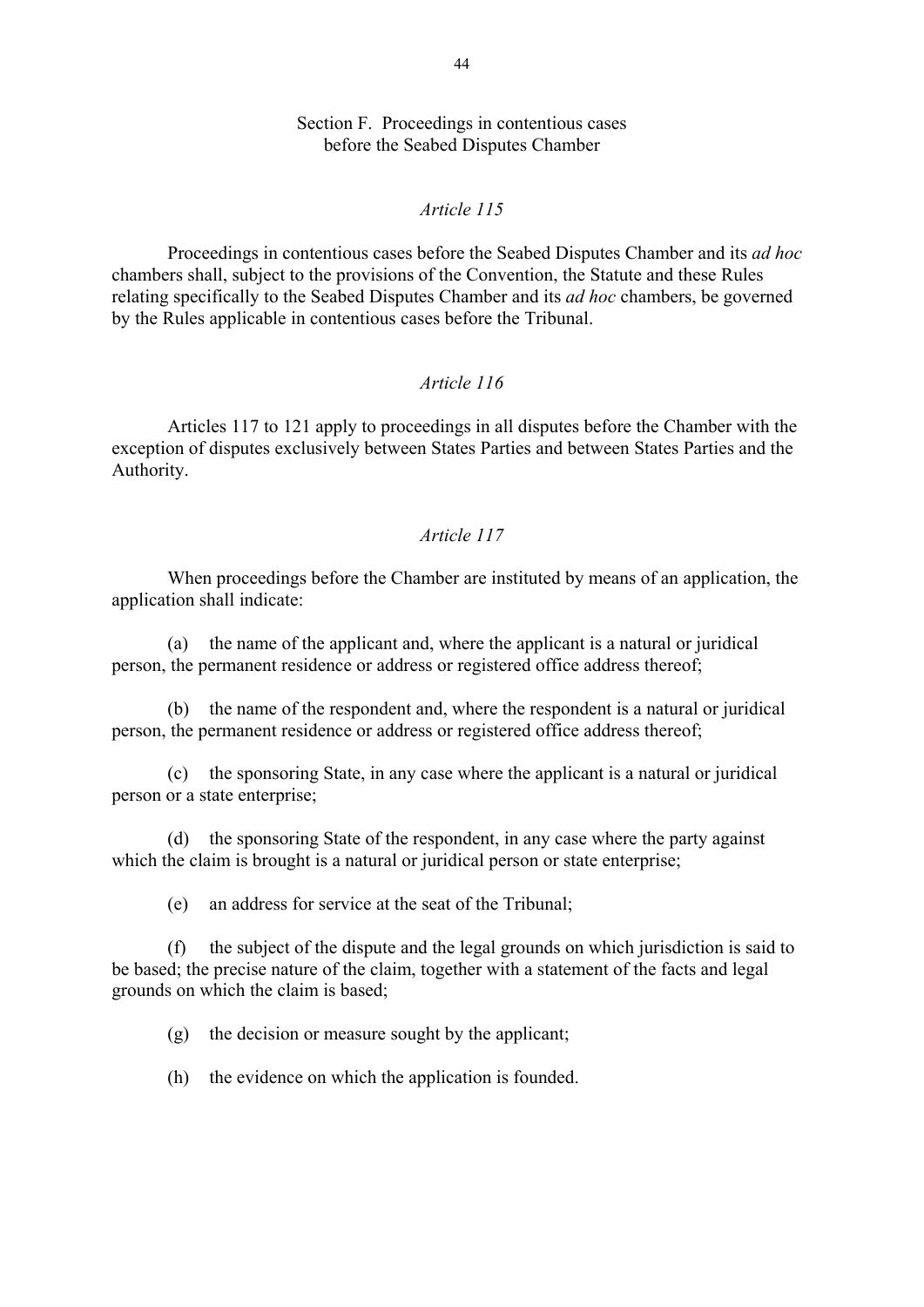## Section F. Proceedings in contentious cases before the Seabed Disputes Chamber

### *Article 115*

Proceedings in contentious cases before the Seabed Disputes Chamber and its *ad hoc* chambers shall, subject to the provisions of the Convention, the Statute and these Rules relating specifically to the Seabed Disputes Chamber and its *ad hoc* chambers, be governed by the Rules applicable in contentious cases before the Tribunal.

### *Article 116*

Articles 117 to 121 apply to proceedings in all disputes before the Chamber with the exception of disputes exclusively between States Parties and between States Parties and the Authority.

### *Article 117*

When proceedings before the Chamber are instituted by means of an application, the application shall indicate:

(a) the name of the applicant and, where the applicant is a natural or juridical person, the permanent residence or address or registered office address thereof;

(b) the name of the respondent and, where the respondent is a natural or juridical person, the permanent residence or address or registered office address thereof;

(c) the sponsoring State, in any case where the applicant is a natural or juridical person or a state enterprise;

(d) the sponsoring State of the respondent, in any case where the party against which the claim is brought is a natural or juridical person or state enterprise;

(e) an address for service at the seat of the Tribunal;

(f) the subject of the dispute and the legal grounds on which jurisdiction is said to be based; the precise nature of the claim, together with a statement of the facts and legal grounds on which the claim is based;

(g) the decision or measure sought by the applicant;

(h) the evidence on which the application is founded.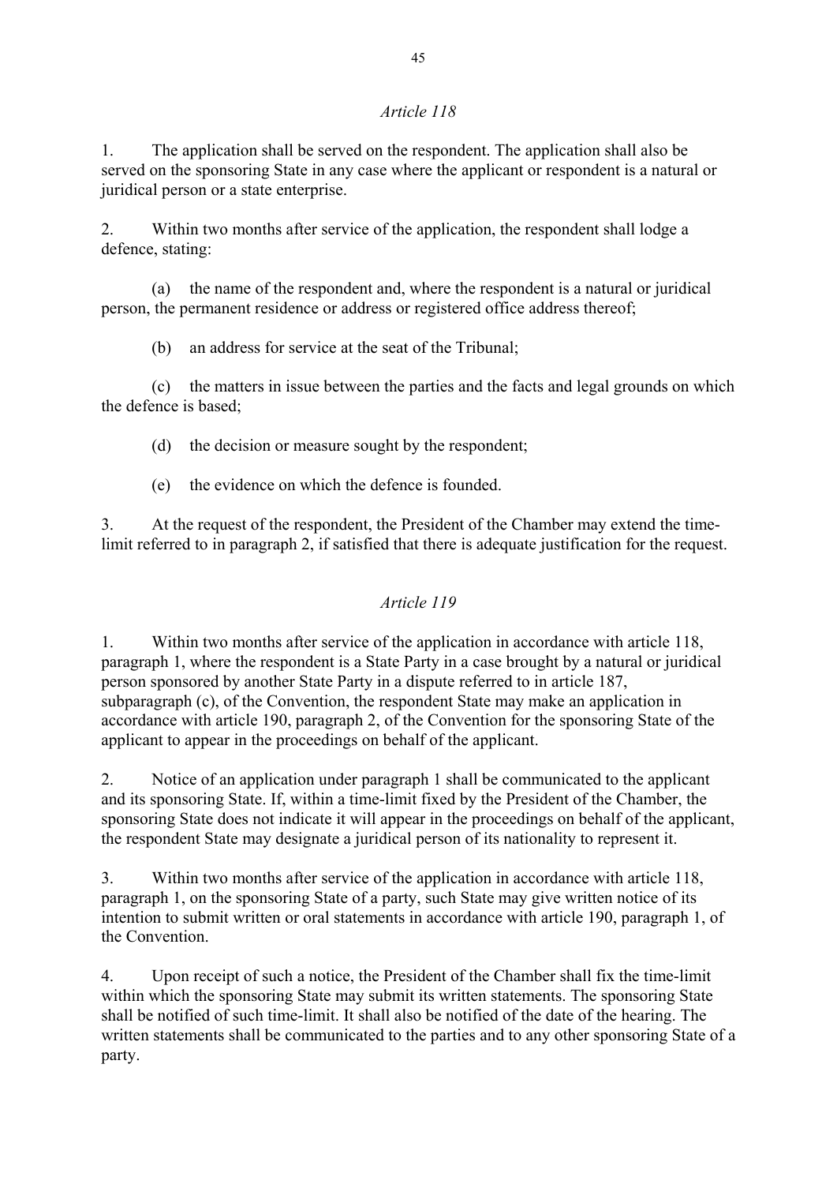*Article 118*

1. The application shall be served on the respondent. The application shall also be served on the sponsoring State in any case where the applicant or respondent is a natural or juridical person or a state enterprise.

2. Within two months after service of the application, the respondent shall lodge a defence, stating:

(a) the name of the respondent and, where the respondent is a natural or juridical person, the permanent residence or address or registered office address thereof;

(b) an address for service at the seat of the Tribunal;

(c) the matters in issue between the parties and the facts and legal grounds on which the defence is based;

(d) the decision or measure sought by the respondent;

(e) the evidence on which the defence is founded.

3. At the request of the respondent, the President of the Chamber may extend the time-limit referred to in paragraph 2, if satisfied that there is adequate justification for the request.

*Article 119*

1. Within two months after service of the application in accordance with article 118, paragraph 1, where the respondent is a State Party in a case brought by a natural or juridical person sponsored by another State Party in a dispute referred to in article 187, subparagraph (c), of the Convention, the respondent State may make an application in accordance with article 190, paragraph 2, of the Convention for the sponsoring State of the applicant to appear in the proceedings on behalf of the applicant.

2. Notice of an application under paragraph 1 shall be communicated to the applicant and its sponsoring State. If, within a time-limit fixed by the President of the Chamber, the sponsoring State does not indicate it will appear in the proceedings on behalf of the applicant, the respondent State may designate a juridical person of its nationality to represent it.

3. Within two months after service of the application in accordance with article 118, paragraph 1, on the sponsoring State of a party, such State may give written notice of its intention to submit written or oral statements in accordance with article 190, paragraph 1, of the Convention.

4. Upon receipt of such a notice, the President of the Chamber shall fix the time-limit within which the sponsoring State may submit its written statements. The sponsoring State shall be notified of such time-limit. It shall also be notified of the date of the hearing. The written statements shall be communicated to the parties and to any other sponsoring State of a party.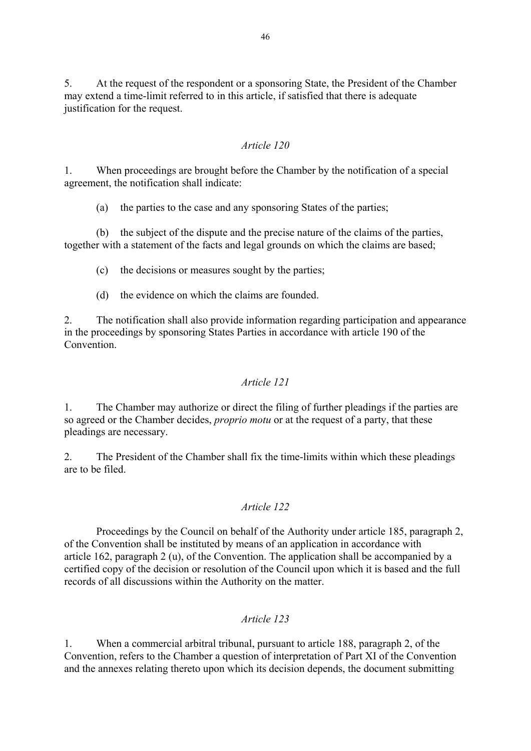5. At the request of the respondent or a sponsoring State, the President of the Chamber may extend a time-limit referred to in this article, if satisfied that there is adequate justification for the request.

*Article 120*

1. When proceedings are brought before the Chamber by the notification of a special agreement, the notification shall indicate:

(a) the parties to the case and any sponsoring States of the parties;

(b) the subject of the dispute and the precise nature of the claims of the parties, together with a statement of the facts and legal grounds on which the claims are based;

(c) the decisions or measures sought by the parties;

(d) the evidence on which the claims are founded.

2. The notification shall also provide information regarding participation and appearance in the proceedings by sponsoring States Parties in accordance with article 190 of the Convention.

*Article 121*

1. The Chamber may authorize or direct the filing of further pleadings if the parties are so agreed or the Chamber decides, *proprio motu* or at the request of a party, that these pleadings are necessary.

2. The President of the Chamber shall fix the time-limits within which these pleadings are to be filed.

*Article 122*

Proceedings by the Council on behalf of the Authority under article 185, paragraph 2, of the Convention shall be instituted by means of an application in accordance with article 162, paragraph 2 (u), of the Convention. The application shall be accompanied by a certified copy of the decision or resolution of the Council upon which it is based and the full records of all discussions within the Authority on the matter.

*Article 123*

1. When a commercial arbitral tribunal, pursuant to article 188, paragraph 2, of the Convention, refers to the Chamber a question of interpretation of Part XI of the Convention and the annexes relating thereto upon which its decision depends, the document submitting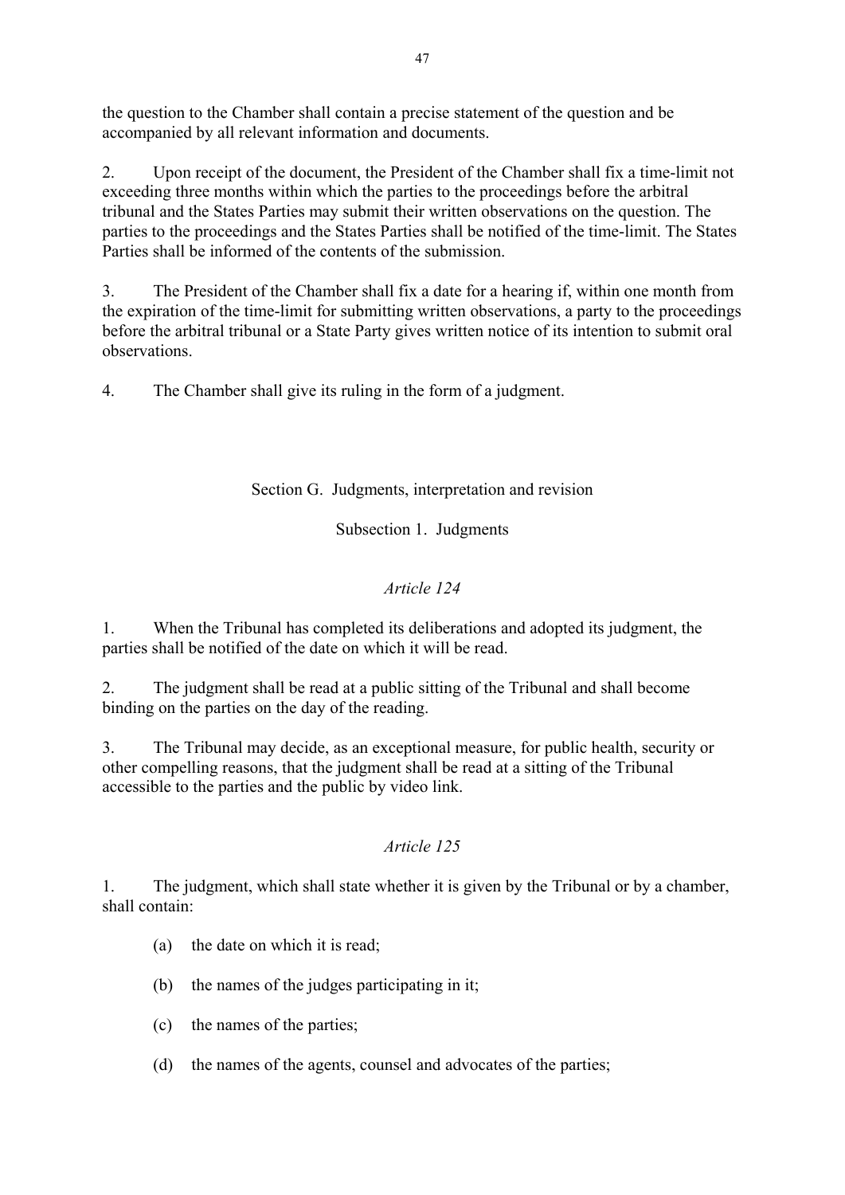the question to the Chamber shall contain a precise statement of the question and be accompanied by all relevant information and documents.

2. Upon receipt of the document, the President of the Chamber shall fix a time-limit not exceeding three months within which the parties to the proceedings before the arbitral tribunal and the States Parties may submit their written observations on the question. The parties to the proceedings and the States Parties shall be notified of the time-limit. The States Parties shall be informed of the contents of the submission.

3. The President of the Chamber shall fix a date for a hearing if, within one month from the expiration of the time-limit for submitting written observations, a party to the proceedings before the arbitral tribunal or a State Party gives written notice of its intention to submit oral observations.

4. The Chamber shall give its ruling in the form of a judgment.

## Section G. Judgments, interpretation and revision

### Subsection 1. Judgments

*Article 124*

1. When the Tribunal has completed its deliberations and adopted its judgment, the parties shall be notified of the date on which it will be read.

2. The judgment shall be read at a public sitting of the Tribunal and shall become binding on the parties on the day of the reading.

3. The Tribunal may decide, as an exceptional measure, for public health, security or other compelling reasons, that the judgment shall be read at a sitting of the Tribunal accessible to the parties and the public by video link.

*Article 125*

1. The judgment, which shall state whether it is given by the Tribunal or by a chamber, shall contain:

(a) the date on which it is read;

(b) the names of the judges participating in it;

(c) the names of the parties;

(d) the names of the agents, counsel and advocates of the parties;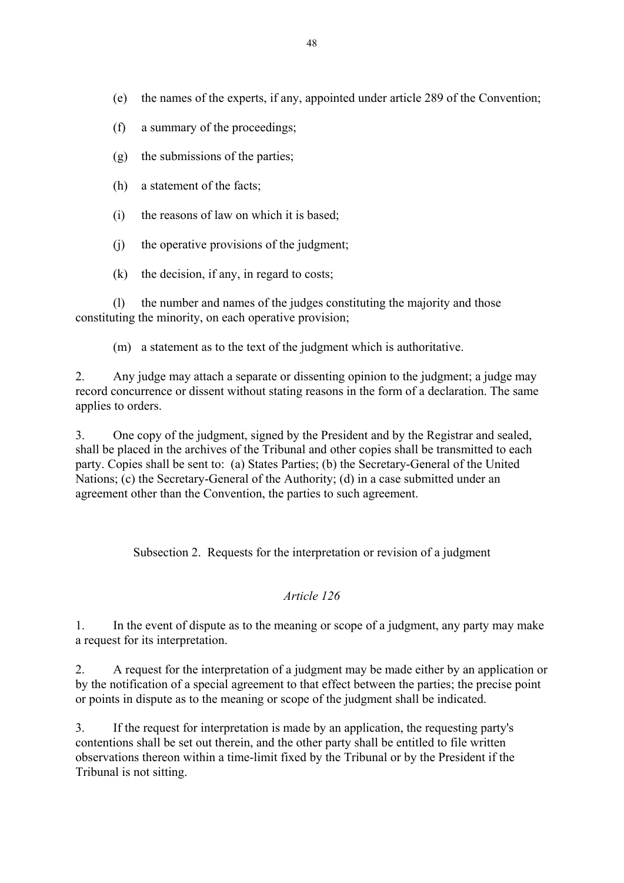(e) the names of the experts, if any, appointed under article 289 of the Convention;

(f) a summary of the proceedings;

(g) the submissions of the parties;

(h) a statement of the facts;

(i) the reasons of law on which it is based;

(j) the operative provisions of the judgment;

(k) the decision, if any, in regard to costs;

(l) the number and names of the judges constituting the majority and those constituting the minority, on each operative provision;

(m) a statement as to the text of the judgment which is authoritative.

2. Any judge may attach a separate or dissenting opinion to the judgment; a judge may record concurrence or dissent without stating reasons in the form of a declaration. The same applies to orders.

3. One copy of the judgment, signed by the President and by the Registrar and sealed, shall be placed in the archives of the Tribunal and other copies shall be transmitted to each party. Copies shall be sent to: (a) States Parties; (b) the Secretary-General of the United Nations; (c) the Secretary-General of the Authority; (d) in a case submitted under an agreement other than the Convention, the parties to such agreement.

### Subsection 2. Requests for the interpretation or revision of a judgment

*Article 126*

1. In the event of dispute as to the meaning or scope of a judgment, any party may make a request for its interpretation.

2. A request for the interpretation of a judgment may be made either by an application or by the notification of a special agreement to that effect between the parties; the precise point or points in dispute as to the meaning or scope of the judgment shall be indicated.

3. If the request for interpretation is made by an application, the requesting party's contentions shall be set out therein, and the other party shall be entitled to file written observations thereon within a time-limit fixed by the Tribunal or by the President if the Tribunal is not sitting.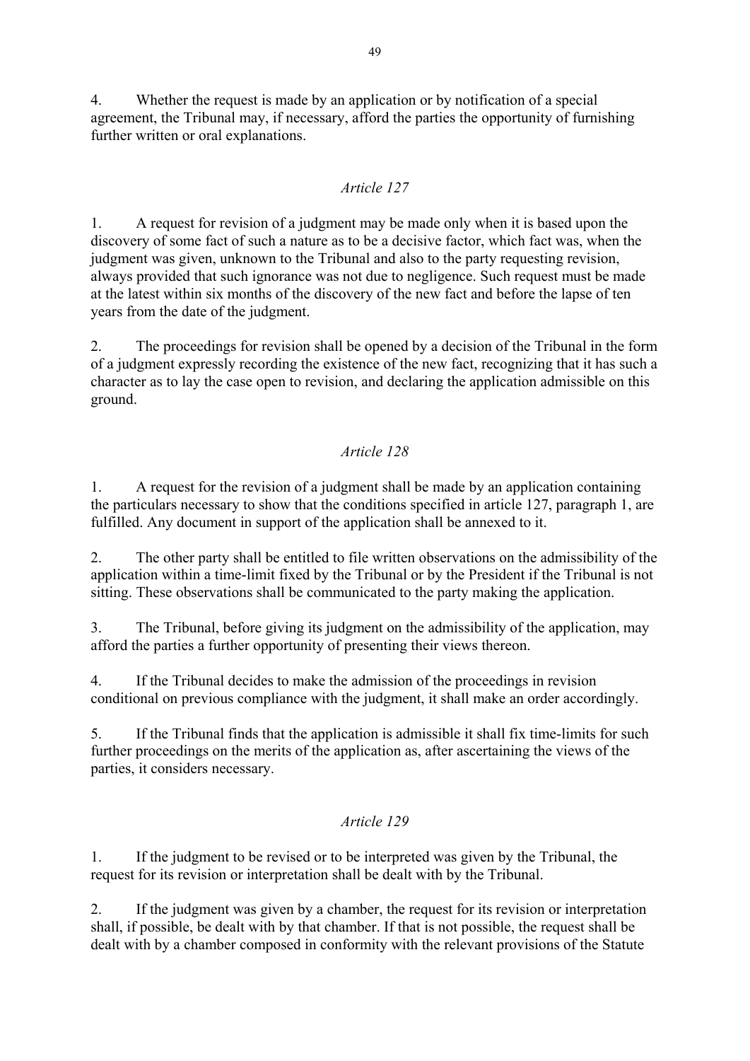4. Whether the request is made by an application or by notification of a special agreement, the Tribunal may, if necessary, afford the parties the opportunity of furnishing further written or oral explanations.

*Article 127*

1. A request for revision of a judgment may be made only when it is based upon the discovery of some fact of such a nature as to be a decisive factor, which fact was, when the judgment was given, unknown to the Tribunal and also to the party requesting revision, always provided that such ignorance was not due to negligence. Such request must be made at the latest within six months of the discovery of the new fact and before the lapse of ten years from the date of the judgment.

2. The proceedings for revision shall be opened by a decision of the Tribunal in the form of a judgment expressly recording the existence of the new fact, recognizing that it has such a character as to lay the case open to revision, and declaring the application admissible on this ground.

*Article 128*

1. A request for the revision of a judgment shall be made by an application containing the particulars necessary to show that the conditions specified in article 127, paragraph 1, are fulfilled. Any document in support of the application shall be annexed to it.

2. The other party shall be entitled to file written observations on the admissibility of the application within a time-limit fixed by the Tribunal or by the President if the Tribunal is not sitting. These observations shall be communicated to the party making the application.

3. The Tribunal, before giving its judgment on the admissibility of the application, may afford the parties a further opportunity of presenting their views thereon.

4. If the Tribunal decides to make the admission of the proceedings in revision conditional on previous compliance with the judgment, it shall make an order accordingly.

5. If the Tribunal finds that the application is admissible it shall fix time-limits for such further proceedings on the merits of the application as, after ascertaining the views of the parties, it considers necessary.

*Article 129*

1. If the judgment to be revised or to be interpreted was given by the Tribunal, the request for its revision or interpretation shall be dealt with by the Tribunal.

2. If the judgment was given by a chamber, the request for its revision or interpretation shall, if possible, be dealt with by that chamber. If that is not possible, the request shall be dealt with by a chamber composed in conformity with the relevant provisions of the Statute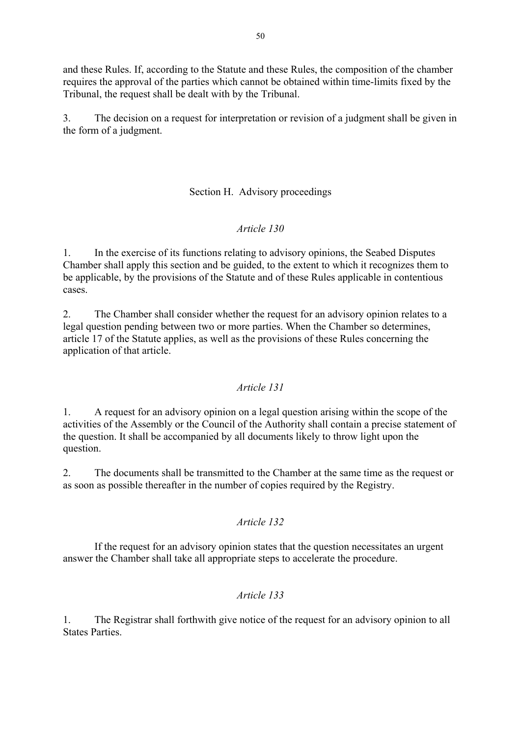and these Rules. If, according to the Statute and these Rules, the composition of the chamber requires the approval of the parties which cannot be obtained within time-limits fixed by the Tribunal, the request shall be dealt with by the Tribunal.

3. The decision on a request for interpretation or revision of a judgment shall be given in the form of a judgment.

## Section H. Advisory proceedings

### *Article 130*

1. In the exercise of its functions relating to advisory opinions, the Seabed Disputes Chamber shall apply this section and be guided, to the extent to which it recognizes them to be applicable, by the provisions of the Statute and of these Rules applicable in contentious cases.

2. The Chamber shall consider whether the request for an advisory opinion relates to a legal question pending between two or more parties. When the Chamber so determines, article 17 of the Statute applies, as well as the provisions of these Rules concerning the application of that article.

### *Article 131*

1. A request for an advisory opinion on a legal question arising within the scope of the activities of the Assembly or the Council of the Authority shall contain a precise statement of the question. It shall be accompanied by all documents likely to throw light upon the question.

2. The documents shall be transmitted to the Chamber at the same time as the request or as soon as possible thereafter in the number of copies required by the Registry.

### *Article 132*

If the request for an advisory opinion states that the question necessitates an urgent answer the Chamber shall take all appropriate steps to accelerate the procedure.

### *Article 133*

1. The Registrar shall forthwith give notice of the request for an advisory opinion to all States Parties.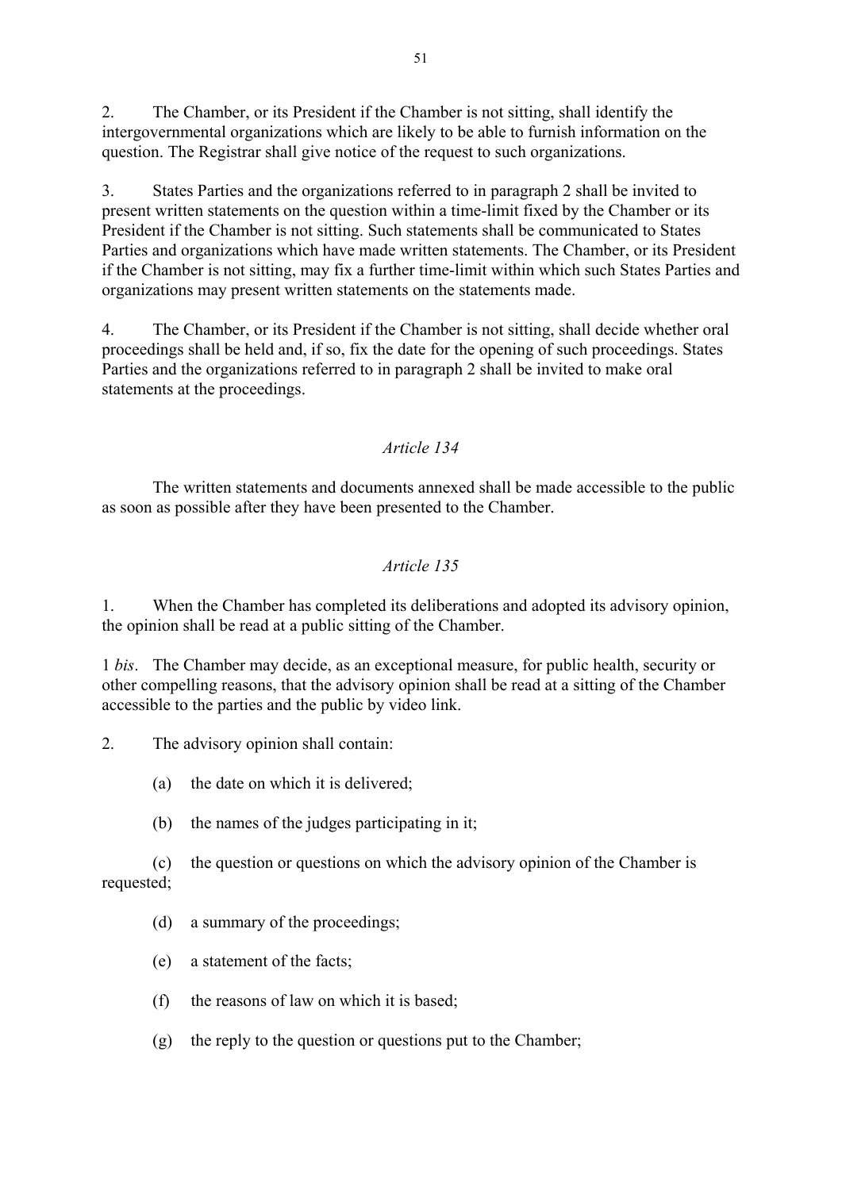2. The Chamber, or its President if the Chamber is not sitting, shall identify the intergovernmental organizations which are likely to be able to furnish information on the question. The Registrar shall give notice of the request to such organizations.

3. States Parties and the organizations referred to in paragraph 2 shall be invited to present written statements on the question within a time-limit fixed by the Chamber or its President if the Chamber is not sitting. Such statements shall be communicated to States Parties and organizations which have made written statements. The Chamber, or its President if the Chamber is not sitting, may fix a further time-limit within which such States Parties and organizations may present written statements on the statements made.

4. The Chamber, or its President if the Chamber is not sitting, shall decide whether oral proceedings shall be held and, if so, fix the date for the opening of such proceedings. States Parties and the organizations referred to in paragraph 2 shall be invited to make oral statements at the proceedings.

*Article 134*

The written statements and documents annexed shall be made accessible to the public as soon as possible after they have been presented to the Chamber.

*Article 135*

1. When the Chamber has completed its deliberations and adopted its advisory opinion, the opinion shall be read at a public sitting of the Chamber.

1 *bis*. The Chamber may decide, as an exceptional measure, for public health, security or other compelling reasons, that the advisory opinion shall be read at a sitting of the Chamber accessible to the parties and the public by video link.

2. The advisory opinion shall contain:

(a) the date on which it is delivered;

(b) the names of the judges participating in it;

(c) the question or questions on which the advisory opinion of the Chamber is requested;

(d) a summary of the proceedings;

(e) a statement of the facts;

(f) the reasons of law on which it is based;

(g) the reply to the question or questions put to the Chamber;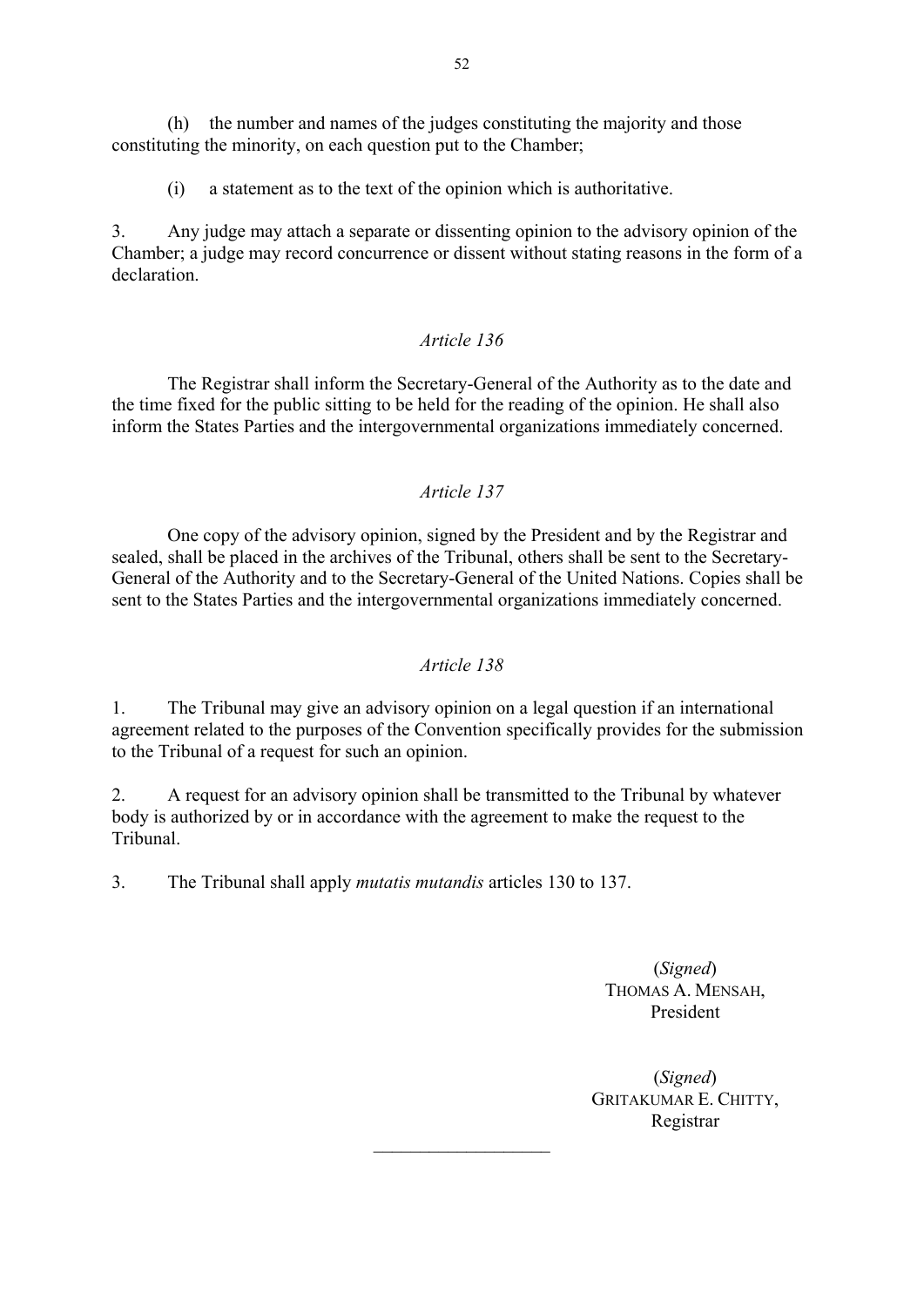(h) the number and names of the judges constituting the majority and those constituting the minority, on each question put to the Chamber;

(i) a statement as to the text of the opinion which is authoritative.

3. Any judge may attach a separate or dissenting opinion to the advisory opinion of the Chamber; a judge may record concurrence or dissent without stating reasons in the form of a declaration.

*Article 136*

The Registrar shall inform the Secretary-General of the Authority as to the date and the time fixed for the public sitting to be held for the reading of the opinion. He shall also inform the States Parties and the intergovernmental organizations immediately concerned.

*Article 137*

One copy of the advisory opinion, signed by the President and by the Registrar and sealed, shall be placed in the archives of the Tribunal, others shall be sent to the Secretary-General of the Authority and to the Secretary-General of the United Nations. Copies shall be sent to the States Parties and the intergovernmental organizations immediately concerned.

*Article 138*

1. The Tribunal may give an advisory opinion on a legal question if an international agreement related to the purposes of the Convention specifically provides for the submission to the Tribunal of a request for such an opinion.

2. A request for an advisory opinion shall be transmitted to the Tribunal by whatever body is authorized by or in accordance with the agreement to make the request to the Tribunal.

3. The Tribunal shall apply *mutatis mutandis* articles 130 to 137.

(*Signed*)
THOMAS A. MENSAH,
President

(*Signed*)
GRITAKUMAR E. CHITTY,
Registrar